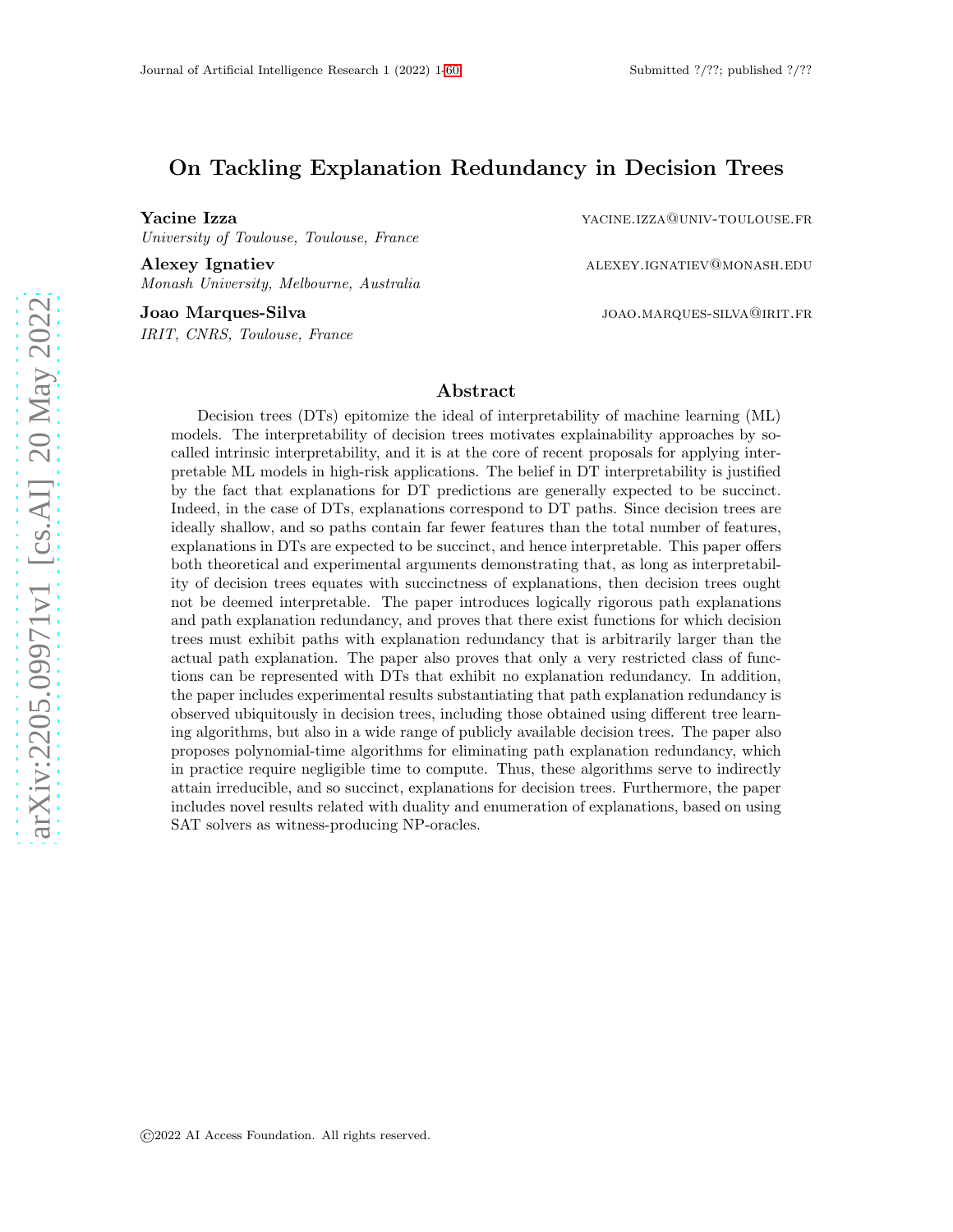# On Tackling Explanation Redundancy in Decision Trees

**Yacine Izza** YACINE.IZZA@UNIV-TOULOUSE.FR
*University of Toulouse, Toulouse, France*

**Alexey Ignatiev** ALEXEY.IGNATIEV@MONASH.EDU
*Monash University, Melbourne, Australia*

**Joao Marques-Silva** JOAO.MARQUES-SILVA@IRIT.FR
*IRIT, CNRS, Toulouse, France*

## Abstract

Decision trees (DTs) epitomize the ideal of interpretability of machine learning (ML) models. The interpretability of decision trees motivates explainability approaches by so-called intrinsic interpretability, and it is at the core of recent proposals for applying interpretable ML models in high-risk applications. The belief in DT interpretability is justified by the fact that explanations for DT predictions are generally expected to be succinct. Indeed, in the case of DTs, explanations correspond to DT paths. Since decision trees are ideally shallow, and so paths contain far fewer features than the total number of features, explanations in DTs are expected to be succinct, and hence interpretable. This paper offers both theoretical and experimental arguments demonstrating that, as long as interpretability of decision trees equates with succinctness of explanations, then decision trees ought not be deemed interpretable. The paper introduces logically rigorous path explanations and path explanation redundancy, and proves that there exist functions for which decision trees must exhibit paths with explanation redundancy that is arbitrarily larger than the actual path explanation. The paper also proves that only a very restricted class of functions can be represented with DTs that exhibit no explanation redundancy. In addition, the paper includes experimental results substantiating that path explanation redundancy is observed ubiquitously in decision trees, including those obtained using different tree learning algorithms, but also in a wide range of publicly available decision trees. The paper also proposes polynomial-time algorithms for eliminating path explanation redundancy, which in practice require negligible time to compute. Thus, these algorithms serve to indirectly attain irreducible, and so succinct, explanations for decision trees. Furthermore, the paper includes novel results related with duality and enumeration of explanations, based on using SAT solvers as witness-producing NP-oracles.

©2022 AI Access Foundation. All rights reserved.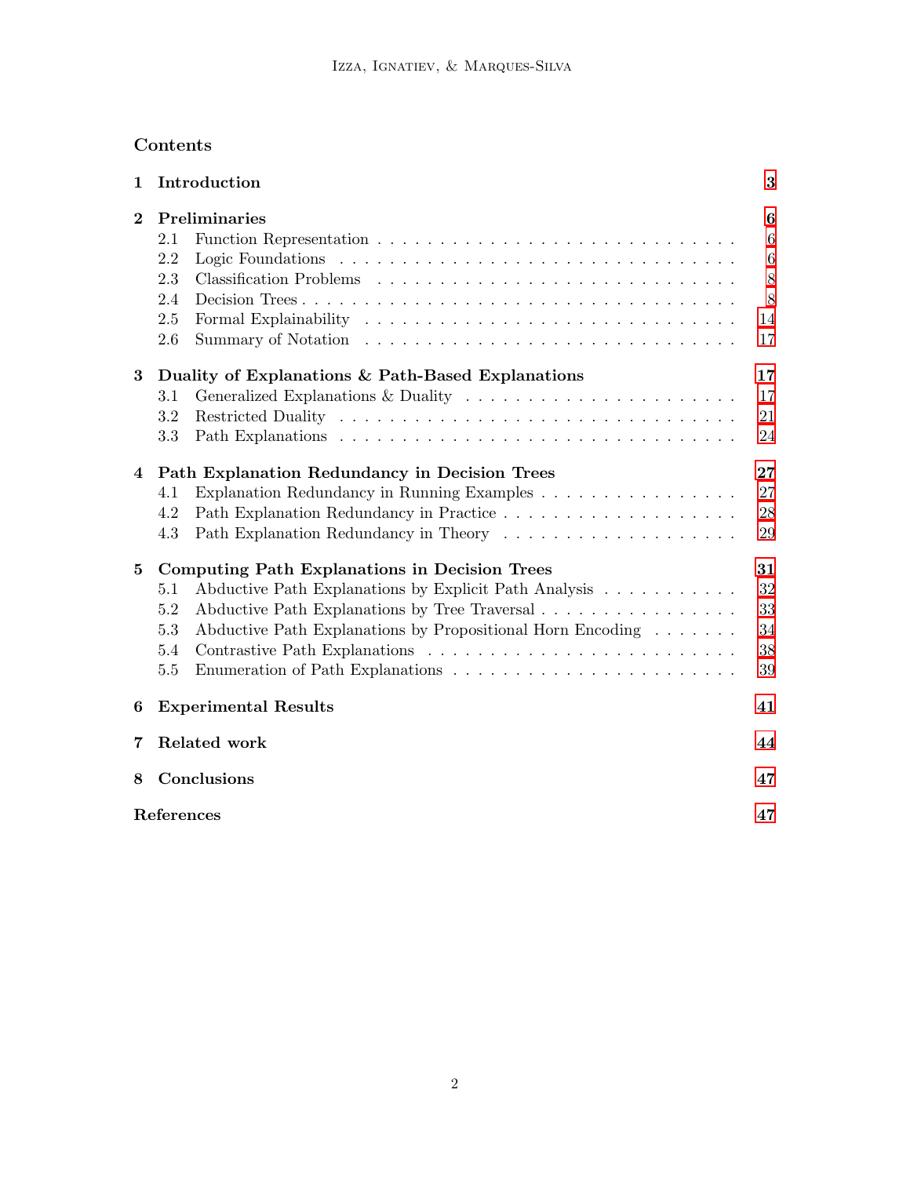## Contents

| | | |
|---|---|---|
| **1** | **Introduction** | **3** |
| **2** | **Preliminaries** | **6** |
| 2.1 | Function Representation | 6 |
| 2.2 | Logic Foundations | 6 |
| 2.3 | Classification Problems | 8 |
| 2.4 | Decision Trees | 8 |
| 2.5 | Formal Explainability | 14 |
| 2.6 | Summary of Notation | 17 |
| **3** | **Duality of Explanations & Path-Based Explanations** | **17** |
| 3.1 | Generalized Explanations & Duality | 17 |
| 3.2 | Restricted Duality | 21 |
| 3.3 | Path Explanations | 24 |
| **4** | **Path Explanation Redundancy in Decision Trees** | **27** |
| 4.1 | Explanation Redundancy in Running Examples | 27 |
| 4.2 | Path Explanation Redundancy in Practice | 28 |
| 4.3 | Path Explanation Redundancy in Theory | 29 |
| **5** | **Computing Path Explanations in Decision Trees** | **31** |
| 5.1 | Abductive Path Explanations by Explicit Path Analysis | 32 |
| 5.2 | Abductive Path Explanations by Tree Traversal | 33 |
| 5.3 | Abductive Path Explanations by Propositional Horn Encoding | 34 |
| 5.4 | Contrastive Path Explanations | 38 |
| 5.5 | Enumeration of Path Explanations | 39 |
| **6** | **Experimental Results** | **41** |
| **7** | **Related work** | **44** |
| **8** | **Conclusions** | **47** |
| | **References** | **47** |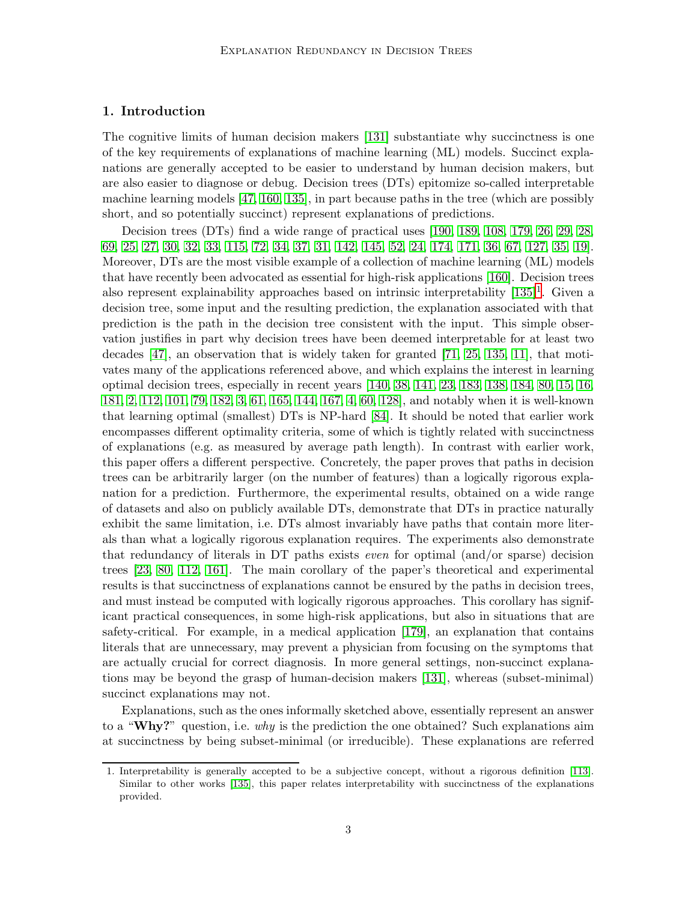## 1. Introduction

The cognitive limits of human decision makers [131] substantiate why succinctness is one of the key requirements of explanations of machine learning (ML) models. Succinct explanations are generally accepted to be easier to understand by human decision makers, but are also easier to diagnose or debug. Decision trees (DTs) epitomize so-called interpretable machine learning models [47, 160, 135], in part because paths in the tree (which are possibly short, and so potentially succinct) represent explanations of predictions.

Decision trees (DTs) find a wide range of practical uses [190, 189, 108, 179, 26, 29, 28, 69, 25, 27, 30, 32, 33, 115, 72, 34, 37, 31, 142, 145, 52, 24, 174, 171, 36, 67, 127, 35, 19]. Moreover, DTs are the most visible example of a collection of machine learning (ML) models that have recently been advocated as essential for high-risk applications [160]. Decision trees also represent explainability approaches based on intrinsic interpretability [135][1]. Given a decision tree, some input and the resulting prediction, the explanation associated with that prediction is the path in the decision tree consistent with the input. This simple observation justifies in part why decision trees have been deemed interpretable for at least two decades [47], an observation that is widely taken for granted [71, 25, 135, 11], that motivates many of the applications referenced above, and which explains the interest in learning optimal decision trees, especially in recent years [140, 38, 141, 23, 183, 138, 184, 80, 15, 16, 181, 2, 112, 101, 79, 182, 3, 61, 165, 144, 167, 4, 60, 128], and notably when it is well-known that learning optimal (smallest) DTs is NP-hard [84]. It should be noted that earlier work encompasses different optimality criteria, some of which is tightly related with succinctness of explanations (e.g. as measured by average path length). In contrast with earlier work, this paper offers a different perspective. Concretely, the paper proves that paths in decision trees can be arbitrarily larger (on the number of features) than a logically rigorous explanation for a prediction. Furthermore, the experimental results, obtained on a wide range of datasets and also on publicly available DTs, demonstrate that DTs in practice naturally exhibit the same limitation, i.e. DTs almost invariably have paths that contain more literals than what a logically rigorous explanation requires. The experiments also demonstrate that redundancy of literals in DT paths exists *even* for optimal (and/or sparse) decision trees [23, 80, 112, 161]. The main corollary of the paper's theoretical and experimental results is that succinctness of explanations cannot be ensured by the paths in decision trees, and must instead be computed with logically rigorous approaches. This corollary has significant practical consequences, in some high-risk applications, but also in situations that are safety-critical. For example, in a medical application [179], an explanation that contains literals that are unnecessary, may prevent a physician from focusing on the symptoms that are actually crucial for correct diagnosis. In more general settings, non-succinct explanations may be beyond the grasp of human-decision makers [131], whereas (subset-minimal) succinct explanations may not.

Explanations, such as the ones informally sketched above, essentially represent an answer to a "**Why?**" question, i.e. *why* is the prediction the one obtained? Such explanations aim at succinctness by being subset-minimal (or irreducible). These explanations are referred

1. Interpretability is generally accepted to be a subjective concept, without a rigorous definition [113]. Similar to other works [135], this paper relates interpretability with succinctness of the explanations provided.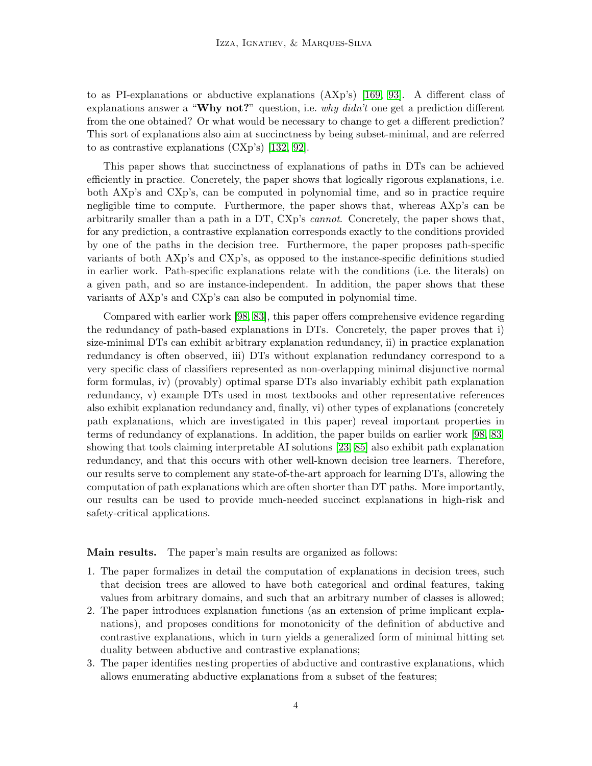to as PI-explanations or abductive explanations (AXp's) [169, 93]. A different class of explanations answer a "**Why not?**" question, i.e. *why didn't* one get a prediction different from the one obtained? Or what would be necessary to change to get a different prediction? This sort of explanations also aim at succinctness by being subset-minimal, and are referred to as contrastive explanations (CXp's) [132, 92].

This paper shows that succinctness of explanations of paths in DTs can be achieved efficiently in practice. Concretely, the paper shows that logically rigorous explanations, i.e. both AXp's and CXp's, can be computed in polynomial time, and so in practice require negligible time to compute. Furthermore, the paper shows that, whereas AXp's can be arbitrarily smaller than a path in a DT, CXp's *cannot*. Concretely, the paper shows that, for any prediction, a contrastive explanation corresponds exactly to the conditions provided by one of the paths in the decision tree. Furthermore, the paper proposes path-specific variants of both AXp's and CXp's, as opposed to the instance-specific definitions studied in earlier work. Path-specific explanations relate with the conditions (i.e. the literals) on a given path, and so are instance-independent. In addition, the paper shows that these variants of AXp's and CXp's can also be computed in polynomial time.

Compared with earlier work [98, 83], this paper offers comprehensive evidence regarding the redundancy of path-based explanations in DTs. Concretely, the paper proves that i) size-minimal DTs can exhibit arbitrary explanation redundancy, ii) in practice explanation redundancy is often observed, iii) DTs without explanation redundancy correspond to a very specific class of classifiers represented as non-overlapping minimal disjunctive normal form formulas, iv) (provably) optimal sparse DTs also invariably exhibit path explanation redundancy, v) example DTs used in most textbooks and other representative references also exhibit explanation redundancy and, finally, vi) other types of explanations (concretely path explanations, which are investigated in this paper) reveal important properties in terms of redundancy of explanations. In addition, the paper builds on earlier work [98, 83] showing that tools claiming interpretable AI solutions [23, 85] also exhibit path explanation redundancy, and that this occurs with other well-known decision tree learners. Therefore, our results serve to complement any state-of-the-art approach for learning DTs, allowing the computation of path explanations which are often shorter than DT paths. More importantly, our results can be used to provide much-needed succinct explanations in high-risk and safety-critical applications.

**Main results.** The paper's main results are organized as follows:

1. The paper formalizes in detail the computation of explanations in decision trees, such that decision trees are allowed to have both categorical and ordinal features, taking values from arbitrary domains, and such that an arbitrary number of classes is allowed;
2. The paper introduces explanation functions (as an extension of prime implicant explanations), and proposes conditions for monotonicity of the definition of abductive and contrastive explanations, which in turn yields a generalized form of minimal hitting set duality between abductive and contrastive explanations;
3. The paper identifies nesting properties of abductive and contrastive explanations, which allows enumerating abductive explanations from a subset of the features;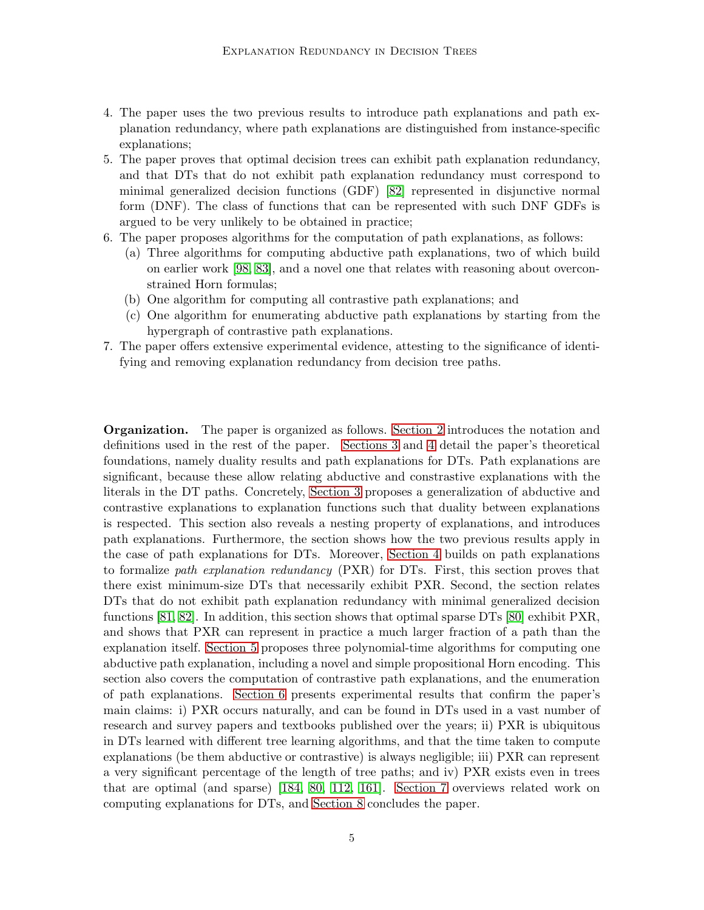4. The paper uses the two previous results to introduce path explanations and path explanation redundancy, where path explanations are distinguished from instance-specific explanations;
5. The paper proves that optimal decision trees can exhibit path explanation redundancy, and that DTs that do not exhibit path explanation redundancy must correspond to minimal generalized decision functions (GDF) [82] represented in disjunctive normal form (DNF). The class of functions that can be represented with such DNF GDFs is argued to be very unlikely to be obtained in practice;
6. The paper proposes algorithms for the computation of path explanations, as follows:
   (a) Three algorithms for computing abductive path explanations, two of which build on earlier work [98, 83], and a novel one that relates with reasoning about overconstrained Horn formulas;
   (b) One algorithm for computing all contrastive path explanations; and
   (c) One algorithm for enumerating abductive path explanations by starting from the hypergraph of contrastive path explanations.
7. The paper offers extensive experimental evidence, attesting to the significance of identifying and removing explanation redundancy from decision tree paths.

**Organization.** The paper is organized as follows. Section 2 introduces the notation and definitions used in the rest of the paper. Sections 3 and 4 detail the paper's theoretical foundations, namely duality results and path explanations for DTs. Path explanations are significant, because these allow relating abductive and constrastive explanations with the literals in the DT paths. Concretely, Section 3 proposes a generalization of abductive and contrastive explanations to explanation functions such that duality between explanations is respected. This section also reveals a nesting property of explanations, and introduces path explanations. Furthermore, the section shows how the two previous results apply in the case of path explanations for DTs. Moreover, Section 4 builds on path explanations to formalize *path explanation redundancy* (PXR) for DTs. First, this section proves that there exist minimum-size DTs that necessarily exhibit PXR. Second, the section relates DTs that do not exhibit path explanation redundancy with minimal generalized decision functions [81, 82]. In addition, this section shows that optimal sparse DTs [80] exhibit PXR, and shows that PXR can represent in practice a much larger fraction of a path than the explanation itself. Section 5 proposes three polynomial-time algorithms for computing one abductive path explanation, including a novel and simple propositional Horn encoding. This section also covers the computation of contrastive path explanations, and the enumeration of path explanations. Section 6 presents experimental results that confirm the paper's main claims: i) PXR occurs naturally, and can be found in DTs used in a vast number of research and survey papers and textbooks published over the years; ii) PXR is ubiquitous in DTs learned with different tree learning algorithms, and that the time taken to compute explanations (be them abductive or contrastive) is always negligible; iii) PXR can represent a very significant percentage of the length of tree paths; and iv) PXR exists even in trees that are optimal (and sparse) [184, 80, 112, 161]. Section 7 overviews related work on computing explanations for DTs, and Section 8 concludes the paper.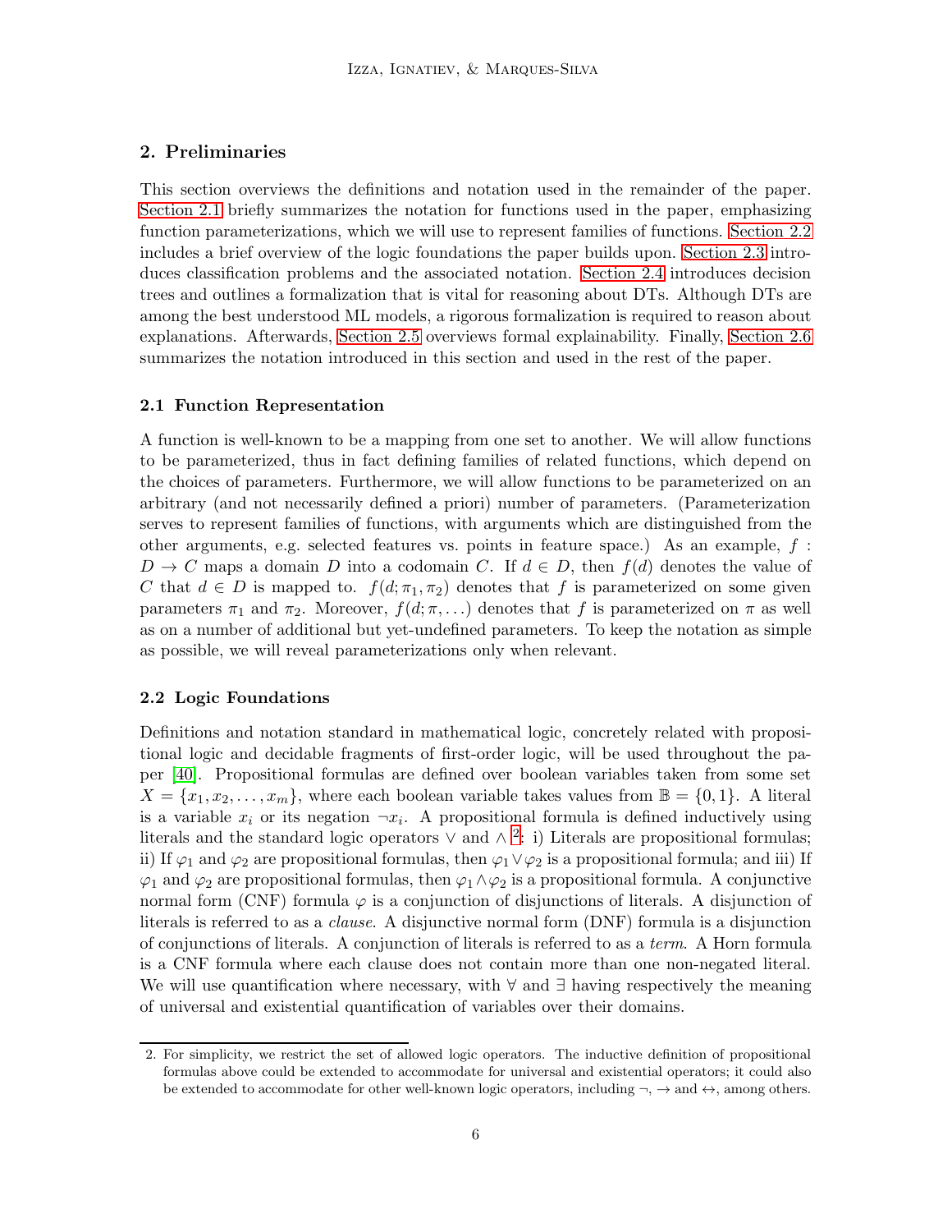## 2. Preliminaries

This section overviews the definitions and notation used in the remainder of the paper. Section 2.1 briefly summarizes the notation for functions used in the paper, emphasizing function parameterizations, which we will use to represent families of functions. Section 2.2 includes a brief overview of the logic foundations the paper builds upon. Section 2.3 introduces classification problems and the associated notation. Section 2.4 introduces decision trees and outlines a formalization that is vital for reasoning about DTs. Although DTs are among the best understood ML models, a rigorous formalization is required to reason about explanations. Afterwards, Section 2.5 overviews formal explainability. Finally, Section 2.6 summarizes the notation introduced in this section and used in the rest of the paper.

### 2.1 Function Representation

A function is well-known to be a mapping from one set to another. We will allow functions to be parameterized, thus in fact defining families of related functions, which depend on the choices of parameters. Furthermore, we will allow functions to be parameterized on an arbitrary (and not necessarily defined a priori) number of parameters. (Parameterization serves to represent families of functions, with arguments which are distinguished from the other arguments, e.g. selected features vs. points in feature space.) As an example, $f : D \to C$ maps a domain $D$ into a codomain $C$. If $d \in D$, then $f(d)$ denotes the value of $C$ that $d \in D$ is mapped to. $f(d; \pi_1, \pi_2)$ denotes that $f$ is parameterized on some given parameters $\pi_1$ and $\pi_2$. Moreover, $f(d; \pi, \ldots)$ denotes that $f$ is parameterized on $\pi$ as well as on a number of additional but yet-undefined parameters. To keep the notation as simple as possible, we will reveal parameterizations only when relevant.

### 2.2 Logic Foundations

Definitions and notation standard in mathematical logic, concretely related with propositional logic and decidable fragments of first-order logic, will be used throughout the paper [40]. Propositional formulas are defined over boolean variables taken from some set $X = \{x_1, x_2, \ldots, x_m\}$, where each boolean variable takes values from $\mathbb{B} = \{0, 1\}$. A literal is a variable $x_i$ or its negation $\neg x_i$. A propositional formula is defined inductively using literals and the standard logic operators $\vee$ and $\wedge$ [2]: i) Literals are propositional formulas; ii) If $\varphi_1$ and $\varphi_2$ are propositional formulas, then $\varphi_1 \vee \varphi_2$ is a propositional formula; and iii) If $\varphi_1$ and $\varphi_2$ are propositional formulas, then $\varphi_1 \wedge \varphi_2$ is a propositional formula. A conjunctive normal form (CNF) formula $\varphi$ is a conjunction of disjunctions of literals. A disjunction of literals is referred to as a *clause*. A disjunctive normal form (DNF) formula is a disjunction of conjunctions of literals. A conjunction of literals is referred to as a *term*. A Horn formula is a CNF formula where each clause does not contain more than one non-negated literal. We will use quantification where necessary, with $\forall$ and $\exists$ having respectively the meaning of universal and existential quantification of variables over their domains.

2. For simplicity, we restrict the set of allowed logic operators. The inductive definition of propositional formulas above could be extended to accommodate for universal and existential operators; it could also be extended to accommodate for other well-known logic operators, including $\neg$, $\to$ and $\leftrightarrow$, among others.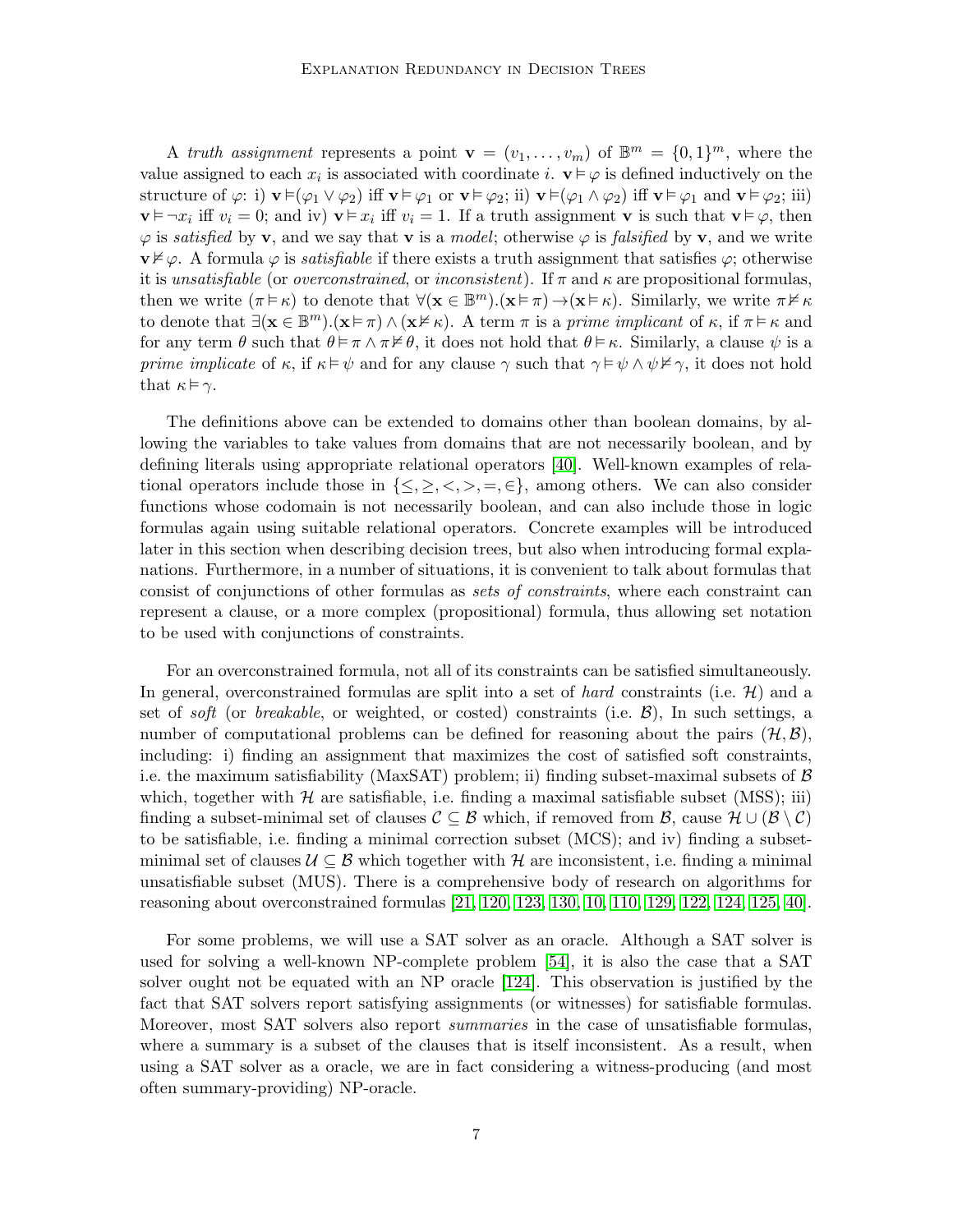A *truth assignment* represents a point $\mathbf{v} = (v_1, \ldots, v_m)$ of $\mathbb{B}^m = \{0,1\}^m$, where the value assigned to each $x_i$ is associated with coordinate $i$. $\mathbf{v} \models \varphi$ is defined inductively on the structure of $\varphi$: i) $\mathbf{v} \models (\varphi_1 \vee \varphi_2)$ iff $\mathbf{v} \models \varphi_1$ or $\mathbf{v} \models \varphi_2$; ii) $\mathbf{v} \models (\varphi_1 \wedge \varphi_2)$ iff $\mathbf{v} \models \varphi_1$ and $\mathbf{v} \models \varphi_2$; iii) $\mathbf{v} \models \neg x_i$ iff $v_i = 0$; and iv) $\mathbf{v} \models x_i$ iff $v_i = 1$. If a truth assignment $\mathbf{v}$ is such that $\mathbf{v} \models \varphi$, then $\varphi$ is *satisfied* by $\mathbf{v}$, and we say that $\mathbf{v}$ is a *model*; otherwise $\varphi$ is *falsified* by $\mathbf{v}$, and we write $\mathbf{v} \nvDash \varphi$. A formula $\varphi$ is *satisfiable* if there exists a truth assignment that satisfies $\varphi$; otherwise it is *unsatisfiable* (or *overconstrained*, or *inconsistent*). If $\pi$ and $\kappa$ are propositional formulas, then we write $(\pi \models \kappa)$ to denote that $\forall(\mathbf{x} \in \mathbb{B}^m).(\mathbf{x} \models \pi) \rightarrow (\mathbf{x} \models \kappa)$. Similarly, we write $\pi \nvDash \kappa$ to denote that $\exists(\mathbf{x} \in \mathbb{B}^m).(\mathbf{x} \models \pi) \wedge (\mathbf{x} \nvDash \kappa)$. A term $\pi$ is a *prime implicant* of $\kappa$, if $\pi \models \kappa$ and for any term $\theta$ such that $\theta \models \pi \wedge \pi \nvDash \theta$, it does not hold that $\theta \models \kappa$. Similarly, a clause $\psi$ is a *prime implicate* of $\kappa$, if $\kappa \models \psi$ and for any clause $\gamma$ such that $\gamma \models \psi \wedge \psi \nvDash \gamma$, it does not hold that $\kappa \models \gamma$.

The definitions above can be extended to domains other than boolean domains, by allowing the variables to take values from domains that are not necessarily boolean, and by defining literals using appropriate relational operators [40]. Well-known examples of relational operators include those in $\{\leq, \geq, <, >, =, \in\}$, among others. We can also consider functions whose codomain is not necessarily boolean, and can also include those in logic formulas again using suitable relational operators. Concrete examples will be introduced later in this section when describing decision trees, but also when introducing formal explanations. Furthermore, in a number of situations, it is convenient to talk about formulas that consist of conjunctions of other formulas as *sets of constraints*, where each constraint can represent a clause, or a more complex (propositional) formula, thus allowing set notation to be used with conjunctions of constraints.

For an overconstrained formula, not all of its constraints can be satisfied simultaneously. In general, overconstrained formulas are split into a set of *hard* constraints (i.e. $\mathcal{H}$) and a set of *soft* (or *breakable*, or weighted, or costed) constraints (i.e. $\mathcal{B}$), In such settings, a number of computational problems can be defined for reasoning about the pairs $(\mathcal{H}, \mathcal{B})$, including: i) finding an assignment that maximizes the cost of satisfied soft constraints, i.e. the maximum satisfiability (MaxSAT) problem; ii) finding subset-maximal subsets of $\mathcal{B}$ which, together with $\mathcal{H}$ are satisfiable, i.e. finding a maximal satisfiable subset (MSS); iii) finding a subset-minimal set of clauses $\mathcal{C} \subseteq \mathcal{B}$ which, if removed from $\mathcal{B}$, cause $\mathcal{H} \cup (\mathcal{B} \setminus \mathcal{C})$ to be satisfiable, i.e. finding a minimal correction subset (MCS); and iv) finding a subset-minimal set of clauses $\mathcal{U} \subseteq \mathcal{B}$ which together with $\mathcal{H}$ are inconsistent, i.e. finding a minimal unsatisfiable subset (MUS). There is a comprehensive body of research on algorithms for reasoning about overconstrained formulas [21, 120, 123, 130, 10, 110, 129, 122, 124, 125, 40].

For some problems, we will use a SAT solver as an oracle. Although a SAT solver is used for solving a well-known NP-complete problem [54], it is also the case that a SAT solver ought not be equated with an NP oracle [124]. This observation is justified by the fact that SAT solvers report satisfying assignments (or witnesses) for satisfiable formulas. Moreover, most SAT solvers also report *summaries* in the case of unsatisfiable formulas, where a summary is a subset of the clauses that is itself inconsistent. As a result, when using a SAT solver as a oracle, we are in fact considering a witness-producing (and most often summary-providing) NP-oracle.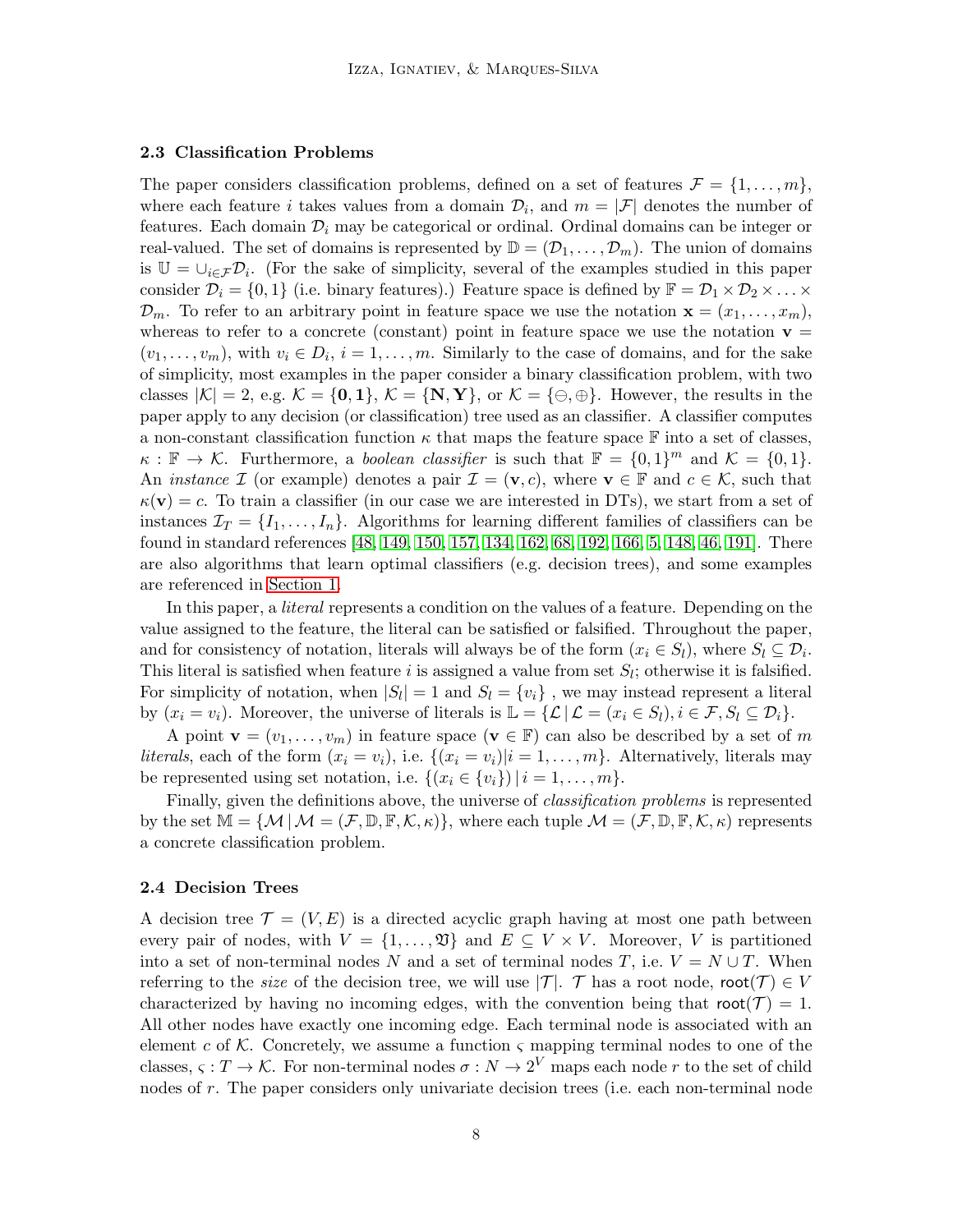### 2.3 Classification Problems

The paper considers classification problems, defined on a set of features $\mathcal{F} = \{1, \ldots, m\}$, where each feature $i$ takes values from a domain $\mathcal{D}_i$, and $m = |\mathcal{F}|$ denotes the number of features. Each domain $\mathcal{D}_i$ may be categorical or ordinal. Ordinal domains can be integer or real-valued. The set of domains is represented by $\mathbb{D} = (\mathcal{D}_1, \ldots, \mathcal{D}_m)$. The union of domains is $\mathbb{U} = \cup_{i \in \mathcal{F}} \mathcal{D}_i$. (For the sake of simplicity, several of the examples studied in this paper consider $\mathcal{D}_i = \{0, 1\}$ (i.e. binary features).) Feature space is defined by $\mathbb{F} = \mathcal{D}_1 \times \mathcal{D}_2 \times \ldots \times \mathcal{D}_m$. To refer to an arbitrary point in feature space we use the notation $\mathbf{x} = (x_1, \ldots, x_m)$, whereas to refer to a concrete (constant) point in feature space we use the notation $\mathbf{v} = (v_1, \ldots, v_m)$, with $v_i \in D_i$, $i = 1, \ldots, m$. Similarly to the case of domains, and for the sake of simplicity, most examples in the paper consider a binary classification problem, with two classes $|\mathcal{K}| = 2$, e.g. $\mathcal{K} = \{\mathbf{0}, \mathbf{1}\}$, $\mathcal{K} = \{\mathbf{N}, \mathbf{Y}\}$, or $\mathcal{K} = \{\ominus, \oplus\}$. However, the results in the paper apply to any decision (or classification) tree used as an classifier. A classifier computes a non-constant classification function $\kappa$ that maps the feature space $\mathbb{F}$ into a set of classes, $\kappa : \mathbb{F} \to \mathcal{K}$. Furthermore, a *boolean classifier* is such that $\mathbb{F} = \{0, 1\}^m$ and $\mathcal{K} = \{0, 1\}$. An *instance* $\mathcal{I}$ (or example) denotes a pair $\mathcal{I} = (\mathbf{v}, c)$, where $\mathbf{v} \in \mathbb{F}$ and $c \in \mathcal{K}$, such that $\kappa(\mathbf{v}) = c$. To train a classifier (in our case we are interested in DTs), we start from a set of instances $\mathcal{I}_T = \{I_1, \ldots, I_n\}$. Algorithms for learning different families of classifiers can be found in standard references [48, 149, 150, 157, 134, 162, 68, 192, 166, 5, 148, 46, 191]. There are also algorithms that learn optimal classifiers (e.g. decision trees), and some examples are referenced in Section 1.

In this paper, a *literal* represents a condition on the values of a feature. Depending on the value assigned to the feature, the literal can be satisfied or falsified. Throughout the paper, and for consistency of notation, literals will always be of the form $(x_i \in S_l)$, where $S_l \subseteq \mathcal{D}_i$. This literal is satisfied when feature $i$ is assigned a value from set $S_l$; otherwise it is falsified. For simplicity of notation, when $|S_l| = 1$ and $S_l = \{v_i\}$ , we may instead represent a literal by $(x_i = v_i)$. Moreover, the universe of literals is $\mathbb{L} = \{\mathcal{L} \,|\, \mathcal{L} = (x_i \in S_l), i \in \mathcal{F}, S_l \subseteq \mathcal{D}_i\}$.

A point $\mathbf{v} = (v_1, \ldots, v_m)$ in feature space ($\mathbf{v} \in \mathbb{F}$) can also be described by a set of $m$ *literals*, each of the form $(x_i = v_i)$, i.e. $\{(x_i = v_i) | i = 1, \ldots, m\}$. Alternatively, literals may be represented using set notation, i.e. $\{(x_i \in \{v_i\}) \,|\, i = 1, \ldots, m\}$.

Finally, given the definitions above, the universe of *classification problems* is represented by the set $\mathbb{M} = \{\mathcal{M} \,|\, \mathcal{M} = (\mathcal{F}, \mathbb{D}, \mathbb{F}, \mathcal{K}, \kappa)\}$, where each tuple $\mathcal{M} = (\mathcal{F}, \mathbb{D}, \mathbb{F}, \mathcal{K}, \kappa)$ represents a concrete classification problem.

### 2.4 Decision Trees

A decision tree $\mathcal{T} = (V, E)$ is a directed acyclic graph having at most one path between every pair of nodes, with $V = \{1, \ldots, \mathfrak{V}\}$ and $E \subseteq V \times V$. Moreover, $V$ is partitioned into a set of non-terminal nodes $N$ and a set of terminal nodes $T$, i.e. $V = N \cup T$. When referring to the *size* of the decision tree, we will use $|\mathcal{T}|$. $\mathcal{T}$ has a root node, $\mathsf{root}(\mathcal{T}) \in V$ characterized by having no incoming edges, with the convention being that $\mathsf{root}(\mathcal{T}) = 1$. All other nodes have exactly one incoming edge. Each terminal node is associated with an element $c$ of $\mathcal{K}$. Concretely, we assume a function $\varsigma$ mapping terminal nodes to one of the classes, $\varsigma : T \to \mathcal{K}$. For non-terminal nodes $\sigma : N \to 2^V$ maps each node $r$ to the set of child nodes of $r$. The paper considers only univariate decision trees (i.e. each non-terminal node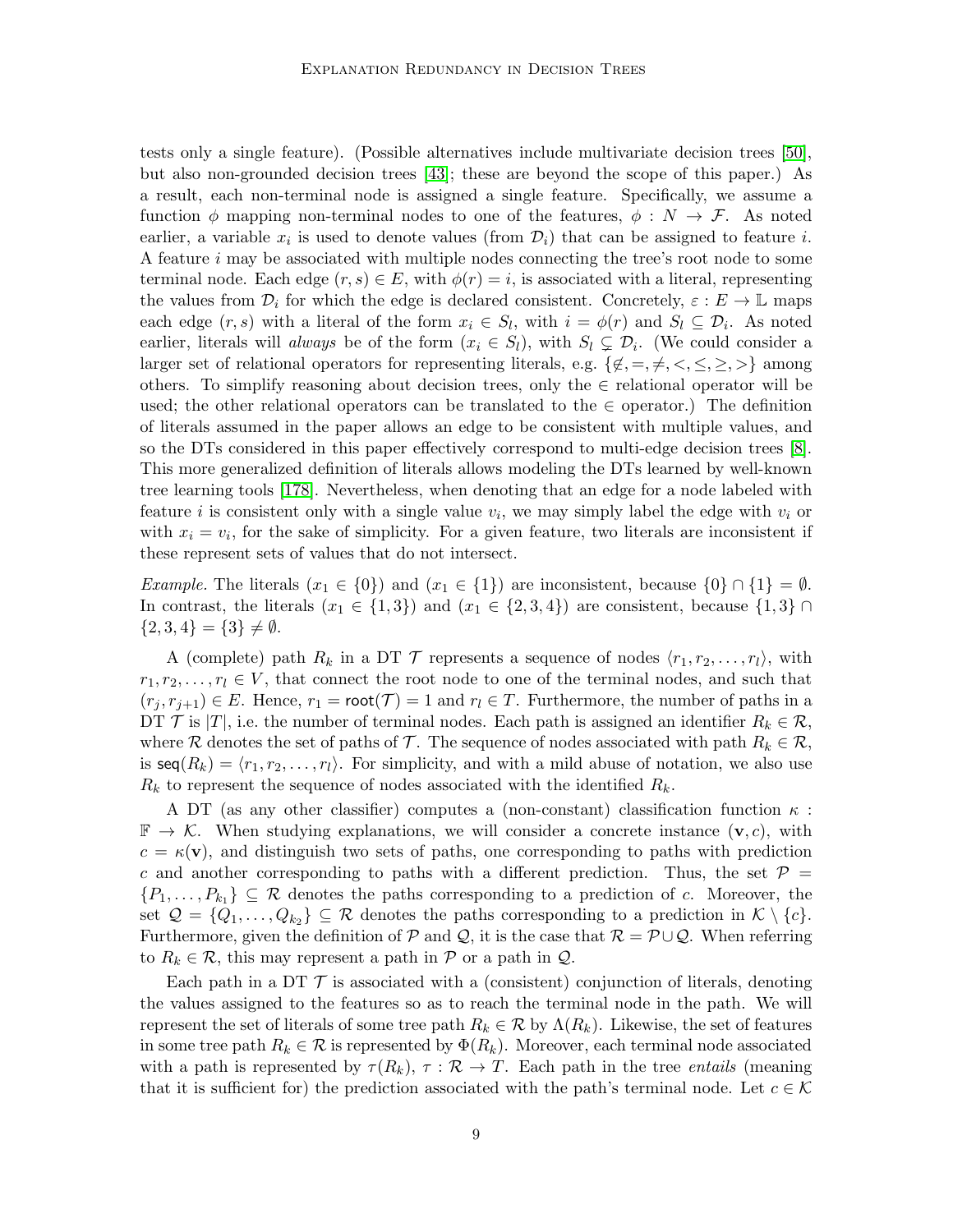tests only a single feature). (Possible alternatives include multivariate decision trees [50], but also non-grounded decision trees [43]; these are beyond the scope of this paper.) As a result, each non-terminal node is assigned a single feature. Specifically, we assume a function $\phi$ mapping non-terminal nodes to one of the features, $\phi : N \to \mathcal{F}$. As noted earlier, a variable $x_i$ is used to denote values (from $\mathcal{D}_i$) that can be assigned to feature $i$. A feature $i$ may be associated with multiple nodes connecting the tree's root node to some terminal node. Each edge $(r, s) \in E$, with $\phi(r) = i$, is associated with a literal, representing the values from $\mathcal{D}_i$ for which the edge is declared consistent. Concretely, $\varepsilon : E \to \mathbb{L}$ maps each edge $(r, s)$ with a literal of the form $x_i \in S_l$, with $i = \phi(r)$ and $S_l \subseteq \mathcal{D}_i$. As noted earlier, literals will *always* be of the form $(x_i \in S_l)$, with $S_l \subsetneq \mathcal{D}_i$. (We could consider a larger set of relational operators for representing literals, e.g. $\{\notin, =, \neq, <, \leq, \geq, >\}$ among others. To simplify reasoning about decision trees, only the $\in$ relational operator will be used; the other relational operators can be translated to the $\in$ operator.) The definition of literals assumed in the paper allows an edge to be consistent with multiple values, and so the DTs considered in this paper effectively correspond to multi-edge decision trees [8]. This more generalized definition of literals allows modeling the DTs learned by well-known tree learning tools [178]. Nevertheless, when denoting that an edge for a node labeled with feature $i$ is consistent only with a single value $v_i$, we may simply label the edge with $v_i$ or with $x_i = v_i$, for the sake of simplicity. For a given feature, two literals are inconsistent if these represent sets of values that do not intersect.

*Example.* The literals $(x_1 \in \{0\})$ and $(x_1 \in \{1\})$ are inconsistent, because $\{0\} \cap \{1\} = \emptyset$. In contrast, the literals $(x_1 \in \{1, 3\})$ and $(x_1 \in \{2, 3, 4\})$ are consistent, because $\{1, 3\} \cap \{2, 3, 4\} = \{3\} \neq \emptyset$.

A (complete) path $R_k$ in a DT $\mathcal{T}$ represents a sequence of nodes $\langle r_1, r_2, \ldots, r_l \rangle$, with $r_1, r_2, \ldots, r_l \in V$, that connect the root node to one of the terminal nodes, and such that $(r_j, r_{j+1}) \in E$. Hence, $r_1 = \mathsf{root}(\mathcal{T}) = 1$ and $r_l \in T$. Furthermore, the number of paths in a DT $\mathcal{T}$ is $|T|$, i.e. the number of terminal nodes. Each path is assigned an identifier $R_k \in \mathcal{R}$, where $\mathcal{R}$ denotes the set of paths of $\mathcal{T}$. The sequence of nodes associated with path $R_k \in \mathcal{R}$, is $\mathsf{seq}(R_k) = \langle r_1, r_2, \ldots, r_l \rangle$. For simplicity, and with a mild abuse of notation, we also use $R_k$ to represent the sequence of nodes associated with the identified $R_k$.

A DT (as any other classifier) computes a (non-constant) classification function $\kappa : \mathbb{F} \to \mathcal{K}$. When studying explanations, we will consider a concrete instance $(\mathbf{v}, c)$, with $c = \kappa(\mathbf{v})$, and distinguish two sets of paths, one corresponding to paths with prediction $c$ and another corresponding to paths with a different prediction. Thus, the set $\mathcal{P} = \{P_1, \ldots, P_{k_1}\} \subseteq \mathcal{R}$ denotes the paths corresponding to a prediction of $c$. Moreover, the set $\mathcal{Q} = \{Q_1, \ldots, Q_{k_2}\} \subseteq \mathcal{R}$ denotes the paths corresponding to a prediction in $\mathcal{K} \setminus \{c\}$. Furthermore, given the definition of $\mathcal{P}$ and $\mathcal{Q}$, it is the case that $\mathcal{R} = \mathcal{P} \cup \mathcal{Q}$. When referring to $R_k \in \mathcal{R}$, this may represent a path in $\mathcal{P}$ or a path in $\mathcal{Q}$.

Each path in a DT $\mathcal{T}$ is associated with a (consistent) conjunction of literals, denoting the values assigned to the features so as to reach the terminal node in the path. We will represent the set of literals of some tree path $R_k \in \mathcal{R}$ by $\Lambda(R_k)$. Likewise, the set of features in some tree path $R_k \in \mathcal{R}$ is represented by $\Phi(R_k)$. Moreover, each terminal node associated with a path is represented by $\tau(R_k)$, $\tau : \mathcal{R} \to T$. Each path in the tree *entails* (meaning that it is sufficient for) the prediction associated with the path's terminal node. Let $c \in \mathcal{K}$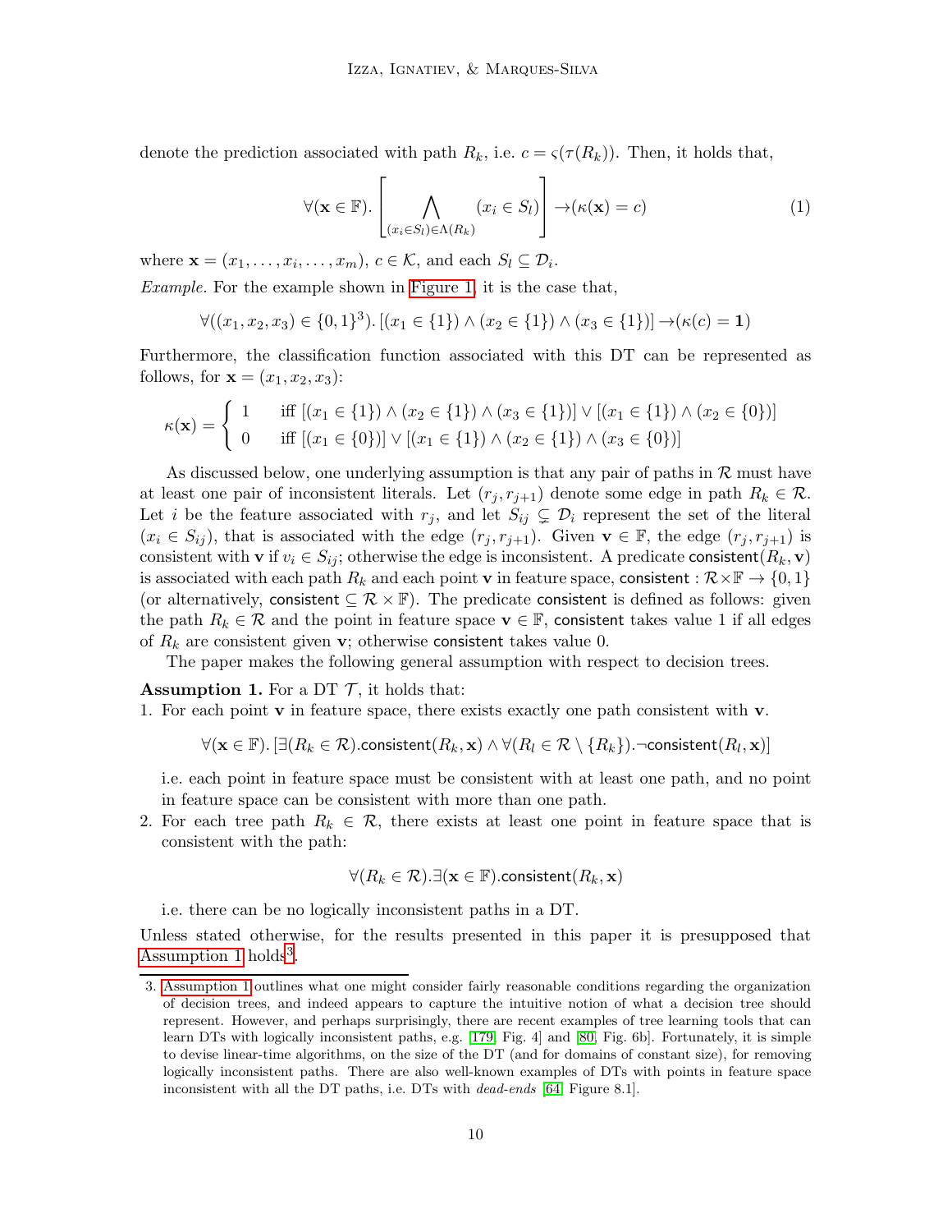denote the prediction associated with path $R_k$, i.e. $c = \varsigma(\tau(R_k))$. Then, it holds that,

$$\forall(\mathbf{x} \in \mathbb{F}). \left[ \bigwedge_{(x_i \in S_l) \in \Lambda(R_k)} (x_i \in S_l) \right] \rightarrow (\kappa(\mathbf{x}) = c) \tag{1}$$

where $\mathbf{x} = (x_1, \ldots, x_i, \ldots, x_m)$, $c \in \mathcal{K}$, and each $S_l \subseteq \mathcal{D}_i$.

*Example.* For the example shown in Figure 1, it is the case that,

$$\forall((x_1, x_2, x_3) \in \{0,1\}^3). \left[(x_1 \in \{1\}) \wedge (x_2 \in \{1\}) \wedge (x_3 \in \{1\})\right] \rightarrow (\kappa(c) = \mathbf{1})$$

Furthermore, the classification function associated with this DT can be represented as follows, for $\mathbf{x} = (x_1, x_2, x_3)$:

$$\kappa(\mathbf{x}) = \begin{cases} 1 & \text{iff } [(x_1 \in \{1\}) \wedge (x_2 \in \{1\}) \wedge (x_3 \in \{1\})] \vee [(x_1 \in \{1\}) \wedge (x_2 \in \{0\})] \\ 0 & \text{iff } [(x_1 \in \{0\})] \vee [(x_1 \in \{1\}) \wedge (x_2 \in \{1\}) \wedge (x_3 \in \{0\})] \end{cases}$$

As discussed below, one underlying assumption is that any pair of paths in $\mathcal{R}$ must have at least one pair of inconsistent literals. Let $(r_j, r_{j+1})$ denote some edge in path $R_k \in \mathcal{R}$. Let $i$ be the feature associated with $r_j$, and let $S_{ij} \subsetneq \mathcal{D}_i$ represent the set of the literal $(x_i \in S_{ij})$, that is associated with the edge $(r_j, r_{j+1})$. Given $\mathbf{v} \in \mathbb{F}$, the edge $(r_j, r_{j+1})$ is consistent with $\mathbf{v}$ if $v_i \in S_{ij}$; otherwise the edge is inconsistent. A predicate $\mathsf{consistent}(R_k, \mathbf{v})$ is associated with each path $R_k$ and each point $\mathbf{v}$ in feature space, $\mathsf{consistent} : \mathcal{R} \times \mathbb{F} \rightarrow \{0, 1\}$ (or alternatively, $\mathsf{consistent} \subseteq \mathcal{R} \times \mathbb{F}$). The predicate $\mathsf{consistent}$ is defined as follows: given the path $R_k \in \mathcal{R}$ and the point in feature space $\mathbf{v} \in \mathbb{F}$, $\mathsf{consistent}$ takes value 1 if all edges of $R_k$ are consistent given $\mathbf{v}$; otherwise $\mathsf{consistent}$ takes value 0.

The paper makes the following general assumption with respect to decision trees.

**Assumption 1.** For a DT $\mathcal{T}$, it holds that:

1. For each point $\mathbf{v}$ in feature space, there exists exactly one path consistent with $\mathbf{v}$.

   $$\forall(\mathbf{x} \in \mathbb{F}). \left[\exists(R_k \in \mathcal{R}).\mathsf{consistent}(R_k, \mathbf{x}) \wedge \forall(R_l \in \mathcal{R} \setminus \{R_k\}).\neg\mathsf{consistent}(R_l, \mathbf{x})\right]$$

   i.e. each point in feature space must be consistent with at least one path, and no point in feature space can be consistent with more than one path.

2. For each tree path $R_k \in \mathcal{R}$, there exists at least one point in feature space that is consistent with the path:

   $$\forall(R_k \in \mathcal{R}).\exists(\mathbf{x} \in \mathbb{F}).\mathsf{consistent}(R_k, \mathbf{x})$$

   i.e. there can be no logically inconsistent paths in a DT.

Unless stated otherwise, for the results presented in this paper it is presupposed that Assumption 1 holds[3].

---

3. Assumption 1 outlines what one might consider fairly reasonable conditions regarding the organization of decision trees, and indeed appears to capture the intuitive notion of what a decision tree should represent. However, and perhaps surprisingly, there are recent examples of tree learning tools that can learn DTs with logically inconsistent paths, e.g. [179, Fig. 4] and [80, Fig. 6b]. Fortunately, it is simple to devise linear-time algorithms, on the size of the DT (and for domains of constant size), for removing logically inconsistent paths. There are also well-known examples of DTs with points in feature space inconsistent with all the DT paths, i.e. DTs with *dead-ends* [64, Figure 8.1].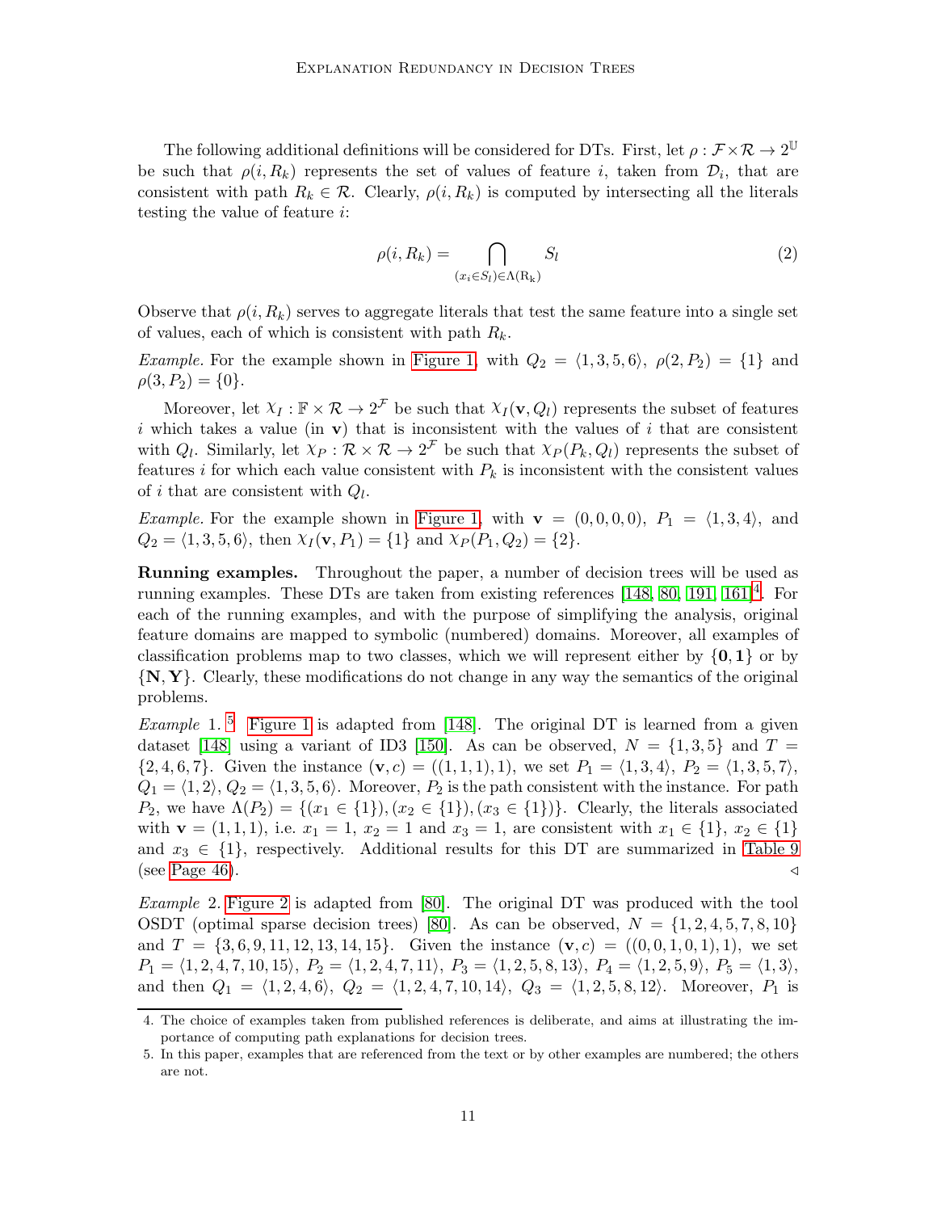The following additional definitions will be considered for DTs. First, let $\rho : \mathcal{F} \times \mathcal{R} \to 2^{\mathbb{U}}$ be such that $\rho(i, R_k)$ represents the set of values of feature $i$, taken from $\mathcal{D}_i$, that are consistent with path $R_k \in \mathcal{R}$. Clearly, $\rho(i, R_k)$ is computed by intersecting all the literals testing the value of feature $i$:

$$\rho(i, R_k) = \bigcap_{(x_i \in S_l) \in \Lambda(\mathrm{R_k})} S_l \tag{2}$$

Observe that $\rho(i, R_k)$ serves to aggregate literals that test the same feature into a single set of values, each of which is consistent with path $R_k$.

*Example.* For the example shown in Figure 1, with $Q_2 = \langle 1, 3, 5, 6 \rangle$, $\rho(2, P_2) = \{1\}$ and $\rho(3, P_2) = \{0\}$.

Moreover, let $\chi_I : \mathbb{F} \times \mathcal{R} \to 2^{\mathcal{F}}$ be such that $\chi_I(\mathbf{v}, Q_l)$ represents the subset of features $i$ which takes a value (in $\mathbf{v}$) that is inconsistent with the values of $i$ that are consistent with $Q_l$. Similarly, let $\chi_P : \mathcal{R} \times \mathcal{R} \to 2^{\mathcal{F}}$ be such that $\chi_P(P_k, Q_l)$ represents the subset of features $i$ for which each value consistent with $P_k$ is inconsistent with the consistent values of $i$ that are consistent with $Q_l$.

*Example.* For the example shown in Figure 1, with $\mathbf{v} = (0, 0, 0, 0)$, $P_1 = \langle 1, 3, 4 \rangle$, and $Q_2 = \langle 1, 3, 5, 6 \rangle$, then $\chi_I(\mathbf{v}, P_1) = \{1\}$ and $\chi_P(P_1, Q_2) = \{2\}$.

**Running examples.** Throughout the paper, a number of decision trees will be used as running examples. These DTs are taken from existing references [148, 80, 191, 161][4]. For each of the running examples, and with the purpose of simplifying the analysis, original feature domains are mapped to symbolic (numbered) domains. Moreover, all examples of classification problems map to two classes, which we will represent either by $\{\mathbf{0}, \mathbf{1}\}$ or by $\{\mathbf{N}, \mathbf{Y}\}$. Clearly, these modifications do not change in any way the semantics of the original problems.

*Example* 1.[5] Figure 1 is adapted from [148]. The original DT is learned from a given dataset [148] using a variant of ID3 [150]. As can be observed, $N = \{1, 3, 5\}$ and $T = \{2, 4, 6, 7\}$. Given the instance $(\mathbf{v}, c) = ((1, 1, 1), 1)$, we set $P_1 = \langle 1, 3, 4 \rangle$, $P_2 = \langle 1, 3, 5, 7 \rangle$, $Q_1 = \langle 1, 2 \rangle$, $Q_2 = \langle 1, 3, 5, 6 \rangle$. Moreover, $P_2$ is the path consistent with the instance. For path $P_2$, we have $\Lambda(P_2) = \{(x_1 \in \{1\}), (x_2 \in \{1\}), (x_3 \in \{1\})\}$. Clearly, the literals associated with $\mathbf{v} = (1, 1, 1)$, i.e. $x_1 = 1$, $x_2 = 1$ and $x_3 = 1$, are consistent with $x_1 \in \{1\}$, $x_2 \in \{1\}$ and $x_3 \in \{1\}$, respectively. Additional results for this DT are summarized in Table 9 (see Page 46). ◁

*Example* 2. Figure 2 is adapted from [80]. The original DT was produced with the tool OSDT (optimal sparse decision trees) [80]. As can be observed, $N = \{1, 2, 4, 5, 7, 8, 10\}$ and $T = \{3, 6, 9, 11, 12, 13, 14, 15\}$. Given the instance $(\mathbf{v}, c) = ((0, 0, 1, 0, 1), 1)$, we set $P_1 = \langle 1, 2, 4, 7, 10, 15 \rangle$, $P_2 = \langle 1, 2, 4, 7, 11 \rangle$, $P_3 = \langle 1, 2, 5, 8, 13 \rangle$, $P_4 = \langle 1, 2, 5, 9 \rangle$, $P_5 = \langle 1, 3 \rangle$, and then $Q_1 = \langle 1, 2, 4, 6 \rangle$, $Q_2 = \langle 1, 2, 4, 7, 10, 14 \rangle$, $Q_3 = \langle 1, 2, 5, 8, 12 \rangle$. Moreover, $P_1$ is

---

4. The choice of examples taken from published references is deliberate, and aims at illustrating the importance of computing path explanations for decision trees.

5. In this paper, examples that are referenced from the text or by other examples are numbered; the others are not.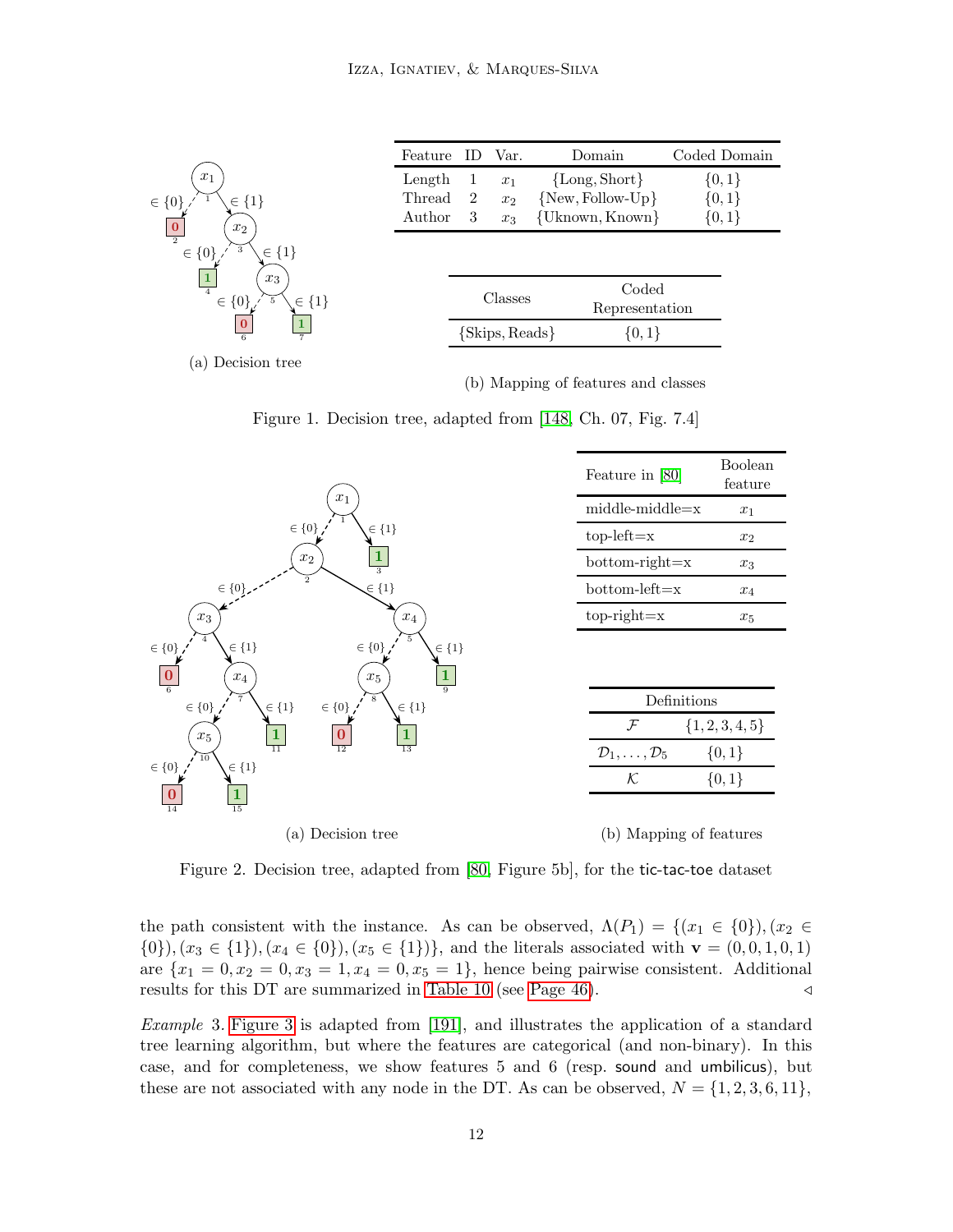| Feature | ID | Var. | Domain | Coded Domain |
|---|---|---|---|---|
| Length | 1 | $x_1$ | {Long, Short} | {0, 1} |
| Thread | 2 | $x_2$ | {New, Follow-Up} | {0, 1} |
| Author | 3 | $x_3$ | {Uknown, Known} | {0, 1} |

| Classes | Coded Representation |
|---|---|
| {Skips, Reads} | {0, 1} |

(a) Decision tree

(b) Mapping of features and classes

Figure 1. Decision tree, adapted from [148, Ch. 07, Fig. 7.4]

| Feature in [80] | Boolean feature |
|---|---|
| middle-middle=x | $x_1$ |
| top-left=x | $x_2$ |
| bottom-right=x | $x_3$ |
| bottom-left=x | $x_4$ |
| top-right=x | $x_5$ |

| Definitions | |
|---|---|
| $\mathcal{F}$ | {1, 2, 3, 4, 5} |
| $\mathcal{D}_1, \ldots, \mathcal{D}_5$ | {0, 1} |
| $\mathcal{K}$ | {0, 1} |

(a) Decision tree

(b) Mapping of features

Figure 2. Decision tree, adapted from [80, Figure 5b], for the tic-tac-toe dataset

the path consistent with the instance. As can be observed, $\Lambda(P_1) = \{(x_1 \in \{0\}), (x_2 \in \{0\}), (x_3 \in \{1\}), (x_4 \in \{0\}), (x_5 \in \{1\})\}$, and the literals associated with $\mathbf{v} = (0, 0, 1, 0, 1)$ are $\{x_1 = 0, x_2 = 0, x_3 = 1, x_4 = 0, x_5 = 1\}$, hence being pairwise consistent. Additional results for this DT are summarized in Table 10 (see Page 46). ◁

*Example* 3. Figure 3 is adapted from [191], and illustrates the application of a standard tree learning algorithm, but where the features are categorical (and non-binary). In this case, and for completeness, we show features 5 and 6 (resp. sound and umbilicus), but these are not associated with any node in the DT. As can be observed, $N = \{1, 2, 3, 6, 11\}$,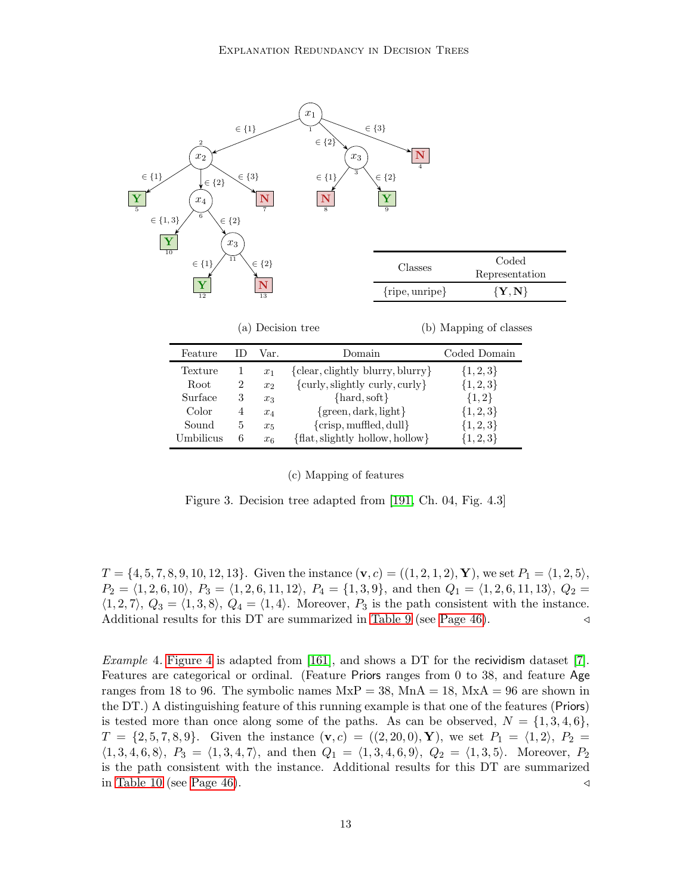(a) Decision tree

| Classes | Coded Representation |
|---|---|
| {ripe, unripe} | {**Y**, **N**} |

(b) Mapping of classes

| Feature | ID | Var. | Domain | Coded Domain |
|---|---|---|---|---|
| Texture | 1 | $x_1$ | {clear, clightly blurry, blurry} | {1, 2, 3} |
| Root | 2 | $x_2$ | {curly, slightly curly, curly} | {1, 2, 3} |
| Surface | 3 | $x_3$ | {hard, soft} | {1, 2} |
| Color | 4 | $x_4$ | {green, dark, light} | {1, 2, 3} |
| Sound | 5 | $x_5$ | {crisp, muffled, dull} | {1, 2, 3} |
| Umbilicus | 6 | $x_6$ | {flat, slightly hollow, hollow} | {1, 2, 3} |

(c) Mapping of features

Figure 3. Decision tree adapted from [191, Ch. 04, Fig. 4.3]

$T = \{4, 5, 7, 8, 9, 10, 12, 13\}$. Given the instance $(\mathbf{v}, c) = ((1, 2, 1, 2), \mathbf{Y})$, we set $P_1 = \langle 1, 2, 5\rangle$, $P_2 = \langle 1, 2, 6, 10\rangle$, $P_3 = \langle 1, 2, 6, 11, 12\rangle$, $P_4 = \{1, 3, 9\}$, and then $Q_1 = \langle 1, 2, 6, 11, 13\rangle$, $Q_2 = \langle 1, 2, 7\rangle$, $Q_3 = \langle 1, 3, 8\rangle$, $Q_4 = \langle 1, 4\rangle$. Moreover, $P_3$ is the path consistent with the instance. Additional results for this DT are summarized in Table 9 (see Page 46). ◁

*Example* 4. Figure 4 is adapted from [161], and shows a DT for the recidivism dataset [7]. Features are categorical or ordinal. (Feature Priors ranges from 0 to 38, and feature Age ranges from 18 to 96. The symbolic names MxP = 38, MnA = 18, MxA = 96 are shown in the DT.) A distinguishing feature of this running example is that one of the features (Priors) is tested more than once along some of the paths. As can be observed, $N = \{1, 3, 4, 6\}$, $T = \{2, 5, 7, 8, 9\}$. Given the instance $(\mathbf{v}, c) = ((2, 20, 0), \mathbf{Y})$, we set $P_1 = \langle 1, 2\rangle$, $P_2 = \langle 1, 3, 4, 6, 8\rangle$, $P_3 = \langle 1, 3, 4, 7\rangle$, and then $Q_1 = \langle 1, 3, 4, 6, 9\rangle$, $Q_2 = \langle 1, 3, 5\rangle$. Moreover, $P_2$ is the path consistent with the instance. Additional results for this DT are summarized in Table 10 (see Page 46). ◁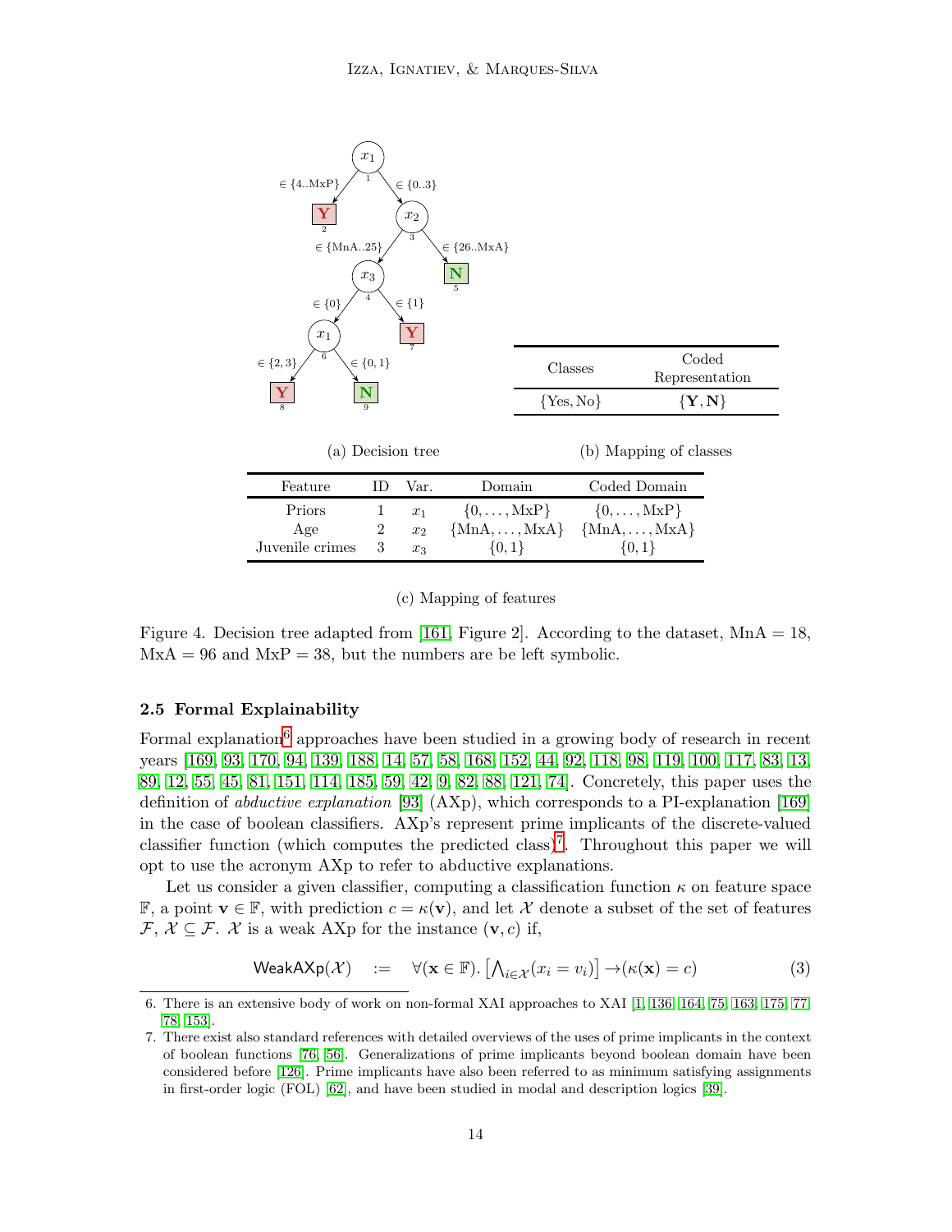(a) Decision tree

| Classes | Coded Representation |
|---|---|
| {Yes, No} | {**Y**, **N**} |

(b) Mapping of classes

| Feature | ID | Var. | Domain | Coded Domain |
|---|---|---|---|---|
| Priors | 1 | $x_1$ | $\{0, \ldots, \text{MxP}\}$ | $\{0, \ldots, \text{MxP}\}$ |
| Age | 2 | $x_2$ | $\{\text{MnA}, \ldots, \text{MxA}\}$ | $\{\text{MnA}, \ldots, \text{MxA}\}$ |
| Juvenile crimes | 3 | $x_3$ | $\{0, 1\}$ | $\{0, 1\}$ |

(c) Mapping of features

Figure 4. Decision tree adapted from [161, Figure 2]. According to the dataset, MnA = 18, MxA = 96 and MxP = 38, but the numbers are be left symbolic.

### 2.5 Formal Explainability

Formal explanation[6] approaches have been studied in a growing body of research in recent years [169, 93, 170, 94, 139, 188, 14, 57, 58, 168, 152, 44, 92, 118, 98, 119, 100, 117, 83, 13, 89, 12, 55, 45, 81, 151, 114, 185, 59, 42, 9, 82, 88, 121, 74]. Concretely, this paper uses the definition of *abductive explanation* [93] (AXp), which corresponds to a PI-explanation [169] in the case of boolean classifiers. AXp's represent prime implicants of the discrete-valued classifier function (which computes the predicted class)[7]. Throughout this paper we will opt to use the acronym AXp to refer to abductive explanations.

Let us consider a given classifier, computing a classification function $\kappa$ on feature space $\mathbb{F}$, a point $\mathbf{v} \in \mathbb{F}$, with prediction $c = \kappa(\mathbf{v})$, and let $\mathcal{X}$ denote a subset of the set of features $\mathcal{F}$, $\mathcal{X} \subseteq \mathcal{F}$. $\mathcal{X}$ is a weak AXp for the instance $(\mathbf{v}, c)$ if,

$$\mathsf{WeakAXp}(\mathcal{X}) \quad := \quad \forall(\mathbf{x} \in \mathbb{F}). \left[\bigwedge_{i \in \mathcal{X}} (x_i = v_i)\right] \rightarrow (\kappa(\mathbf{x}) = c) \tag{3}$$

6. There is an extensive body of work on non-formal XAI approaches to XAI [1, 136, 164, 75, 163, 175, 77, 78, 153].

7. There exist also standard references with detailed overviews of the uses of prime implicants in the context of boolean functions [76, 56]. Generalizations of prime implicants beyond boolean domain have been considered before [126]. Prime implicants have also been referred to as minimum satisfying assignments in first-order logic (FOL) [62], and have been studied in modal and description logics [39].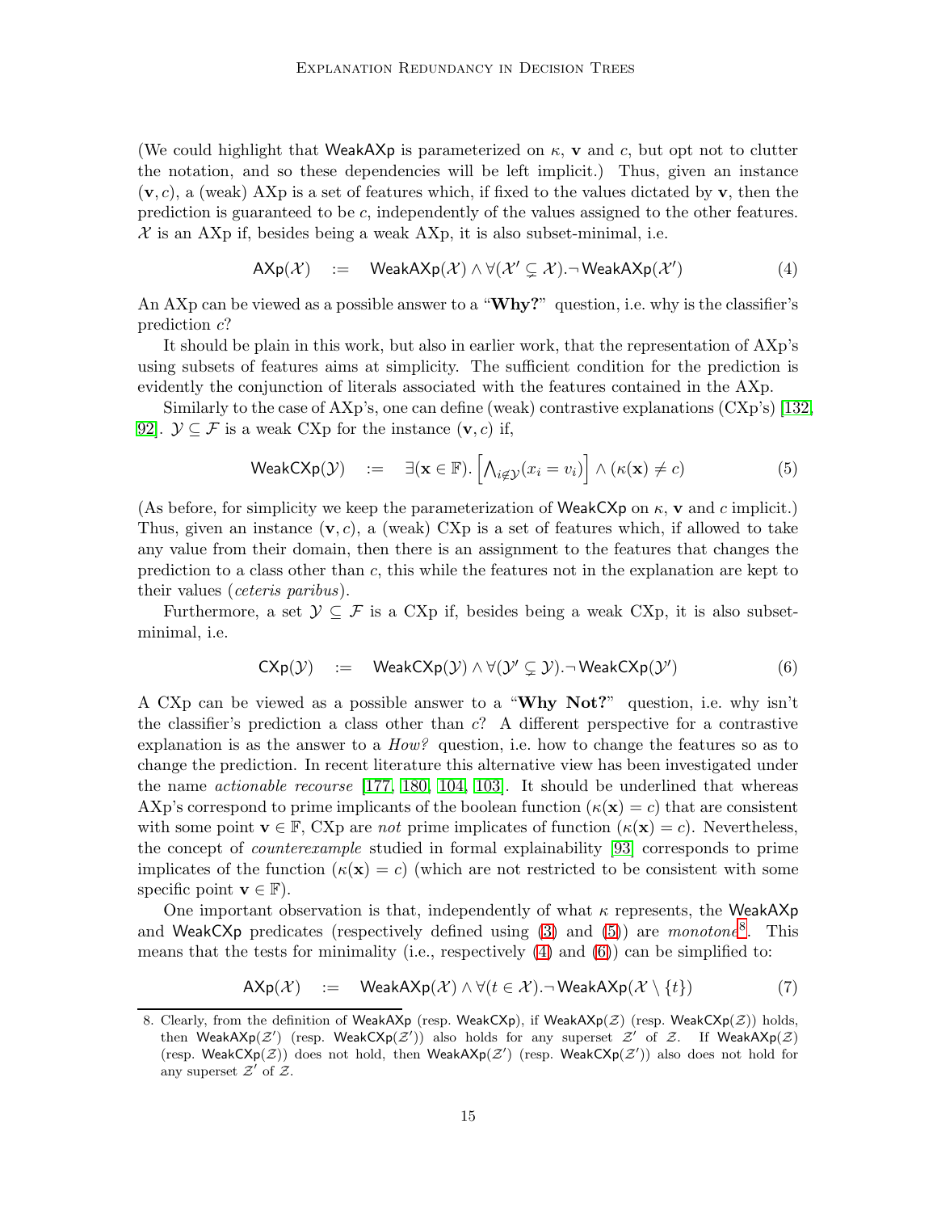(We could highlight that WeakAXp is parameterized on $\kappa$, $\mathbf{v}$ and $c$, but opt not to clutter the notation, and so these dependencies will be left implicit.) Thus, given an instance $(\mathbf{v}, c)$, a (weak) AXp is a set of features which, if fixed to the values dictated by $\mathbf{v}$, then the prediction is guaranteed to be $c$, independently of the values assigned to the other features. $\mathcal{X}$ is an AXp if, besides being a weak AXp, it is also subset-minimal, i.e.

$$\mathsf{AXp}(\mathcal{X}) \quad := \quad \mathsf{WeakAXp}(\mathcal{X}) \wedge \forall(\mathcal{X}' \subsetneq \mathcal{X}).\neg\mathsf{WeakAXp}(\mathcal{X}') \tag{4}$$

An AXp can be viewed as a possible answer to a "**Why?**" question, i.e. why is the classifier's prediction $c$?

It should be plain in this work, but also in earlier work, that the representation of AXp's using subsets of features aims at simplicity. The sufficient condition for the prediction is evidently the conjunction of literals associated with the features contained in the AXp.

Similarly to the case of AXp's, one can define (weak) contrastive explanations (CXp's) [132, 92]. $\mathcal{Y} \subseteq \mathcal{F}$ is a weak CXp for the instance $(\mathbf{v}, c)$ if,

$$\mathsf{WeakCXp}(\mathcal{Y}) \quad := \quad \exists(\mathbf{x} \in \mathbb{F}).\left[\bigwedge\nolimits_{i \notin \mathcal{Y}}(x_i = v_i)\right] \wedge (\kappa(\mathbf{x}) \neq c) \tag{5}$$

(As before, for simplicity we keep the parameterization of WeakCXp on $\kappa$, $\mathbf{v}$ and $c$ implicit.) Thus, given an instance $(\mathbf{v}, c)$, a (weak) CXp is a set of features which, if allowed to take any value from their domain, then there is an assignment to the features that changes the prediction to a class other than $c$, this while the features not in the explanation are kept to their values (*ceteris paribus*).

Furthermore, a set $\mathcal{Y} \subseteq \mathcal{F}$ is a CXp if, besides being a weak CXp, it is also subset-minimal, i.e.

$$\mathsf{CXp}(\mathcal{Y}) \quad := \quad \mathsf{WeakCXp}(\mathcal{Y}) \wedge \forall(\mathcal{Y}' \subsetneq \mathcal{Y}).\neg\mathsf{WeakCXp}(\mathcal{Y}') \tag{6}$$

A CXp can be viewed as a possible answer to a "**Why Not?**" question, i.e. why isn't the classifier's prediction a class other than $c$? A different perspective for a contrastive explanation is as the answer to a *How?* question, i.e. how to change the features so as to change the prediction. In recent literature this alternative view has been investigated under the name *actionable recourse* [177, 180, 104, 103]. It should be underlined that whereas AXp's correspond to prime implicants of the boolean function $(\kappa(\mathbf{x}) = c)$ that are consistent with some point $\mathbf{v} \in \mathbb{F}$, CXp are *not* prime implicates of function $(\kappa(\mathbf{x}) = c)$. Nevertheless, the concept of *counterexample* studied in formal explainability [93] corresponds to prime implicates of the function $(\kappa(\mathbf{x}) = c)$ (which are not restricted to be consistent with some specific point $\mathbf{v} \in \mathbb{F}$).

One important observation is that, independently of what $\kappa$ represents, the WeakAXp and WeakCXp predicates (respectively defined using (3) and (5)) are *monotone*[8]. This means that the tests for minimality (i.e., respectively (4) and (6)) can be simplified to:

$$\mathsf{AXp}(\mathcal{X}) \quad := \quad \mathsf{WeakAXp}(\mathcal{X}) \wedge \forall(t \in \mathcal{X}).\neg\mathsf{WeakAXp}(\mathcal{X} \setminus \{t\}) \tag{7}$$

8. Clearly, from the definition of WeakAXp (resp. WeakCXp), if $\mathsf{WeakAXp}(\mathcal{Z})$ (resp. $\mathsf{WeakCXp}(\mathcal{Z})$) holds, then $\mathsf{WeakAXp}(\mathcal{Z}')$ (resp. $\mathsf{WeakCXp}(\mathcal{Z}')$) also holds for any superset $\mathcal{Z}'$ of $\mathcal{Z}$. If $\mathsf{WeakAXp}(\mathcal{Z})$ (resp. $\mathsf{WeakCXp}(\mathcal{Z})$) does not hold, then $\mathsf{WeakAXp}(\mathcal{Z}')$ (resp. $\mathsf{WeakCXp}(\mathcal{Z}')$) also does not hold for any superset $\mathcal{Z}'$ of $\mathcal{Z}$.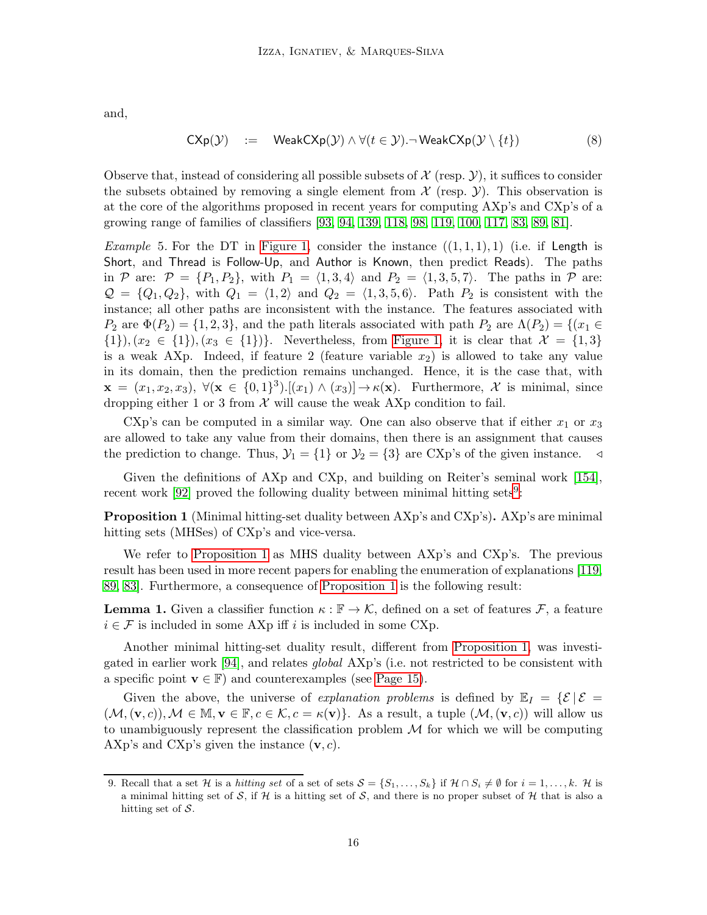and,

$$\mathsf{CXp}(\mathcal{Y}) \quad := \quad \mathsf{WeakCXp}(\mathcal{Y}) \wedge \forall (t \in \mathcal{Y}).\neg \mathsf{WeakCXp}(\mathcal{Y} \setminus \{t\}) \tag{8}$$

Observe that, instead of considering all possible subsets of $\mathcal{X}$ (resp. $\mathcal{Y}$), it suffices to consider the subsets obtained by removing a single element from $\mathcal{X}$ (resp. $\mathcal{Y}$). This observation is at the core of the algorithms proposed in recent years for computing AXp's and CXp's of a growing range of families of classifiers [93, 94, 139, 118, 98, 119, 100, 117, 83, 89, 81].

*Example* 5. For the DT in Figure 1, consider the instance $((1,1,1),1)$ (i.e. if Length is Short, and Thread is Follow-Up, and Author is Known, then predict Reads). The paths in $\mathcal{P}$ are: $\mathcal{P} = \{P_1, P_2\}$, with $P_1 = \langle 1,3,4 \rangle$ and $P_2 = \langle 1,3,5,7 \rangle$. The paths in $\mathcal{P}$ are: $\mathcal{Q} = \{Q_1, Q_2\}$, with $Q_1 = \langle 1,2 \rangle$ and $Q_2 = \langle 1,3,5,6 \rangle$. Path $P_2$ is consistent with the instance; all other paths are inconsistent with the instance. The features associated with $P_2$ are $\Phi(P_2) = \{1,2,3\}$, and the path literals associated with path $P_2$ are $\Lambda(P_2) = \{(x_1 \in \{1\}), (x_2 \in \{1\}), (x_3 \in \{1\})\}$. Nevertheless, from Figure 1, it is clear that $\mathcal{X} = \{1,3\}$ is a weak AXp. Indeed, if feature 2 (feature variable $x_2$) is allowed to take any value in its domain, then the prediction remains unchanged. Hence, it is the case that, with $\mathbf{x} = (x_1, x_2, x_3)$, $\forall (\mathbf{x} \in \{0,1\}^3).[(x_1) \wedge (x_3)] \rightarrow \kappa(\mathbf{x})$. Furthermore, $\mathcal{X}$ is minimal, since dropping either 1 or 3 from $\mathcal{X}$ will cause the weak AXp condition to fail.

CXp's can be computed in a similar way. One can also observe that if either $x_1$ or $x_3$ are allowed to take any value from their domains, then there is an assignment that causes the prediction to change. Thus, $\mathcal{Y}_1 = \{1\}$ or $\mathcal{Y}_2 = \{3\}$ are CXp's of the given instance. $\triangleleft$

Given the definitions of AXp and CXp, and building on Reiter's seminal work [154], recent work [92] proved the following duality between minimal hitting sets[9]:

**Proposition 1** (Minimal hitting-set duality between AXp's and CXp's)**.** AXp's are minimal hitting sets (MHSes) of CXp's and vice-versa.

We refer to Proposition 1 as MHS duality between AXp's and CXp's. The previous result has been used in more recent papers for enabling the enumeration of explanations [119, 89, 83]. Furthermore, a consequence of Proposition 1 is the following result:

**Lemma 1.** *Given a classifier function $\kappa : \mathbb{F} \rightarrow \mathcal{K}$, defined on a set of features $\mathcal{F}$, a feature $i \in \mathcal{F}$ is included in some AXp iff $i$ is included in some CXp.*

Another minimal hitting-set duality result, different from Proposition 1, was investigated in earlier work [94], and relates *global* AXp's (i.e. not restricted to be consistent with a specific point $\mathbf{v} \in \mathbb{F}$) and counterexamples (see Page 15).

Given the above, the universe of *explanation problems* is defined by $\mathbb{E}_I = \{\mathcal{E} \,|\, \mathcal{E} = (\mathcal{M}, (\mathbf{v}, c)), \mathcal{M} \in \mathbb{M}, \mathbf{v} \in \mathbb{F}, c \in \mathcal{K}, c = \kappa(\mathbf{v})\}$. As a result, a tuple $(\mathcal{M}, (\mathbf{v}, c))$ will allow us to unambiguously represent the classification problem $\mathcal{M}$ for which we will be computing AXp's and CXp's given the instance $(\mathbf{v}, c)$.

9. Recall that a set $\mathcal{H}$ is a *hitting set* of a set of sets $\mathcal{S} = \{S_1, \ldots, S_k\}$ if $\mathcal{H} \cap S_i \neq \emptyset$ for $i = 1, \ldots, k$. $\mathcal{H}$ is a minimal hitting set of $\mathcal{S}$, if $\mathcal{H}$ is a hitting set of $\mathcal{S}$, and there is no proper subset of $\mathcal{H}$ that is also a hitting set of $\mathcal{S}$.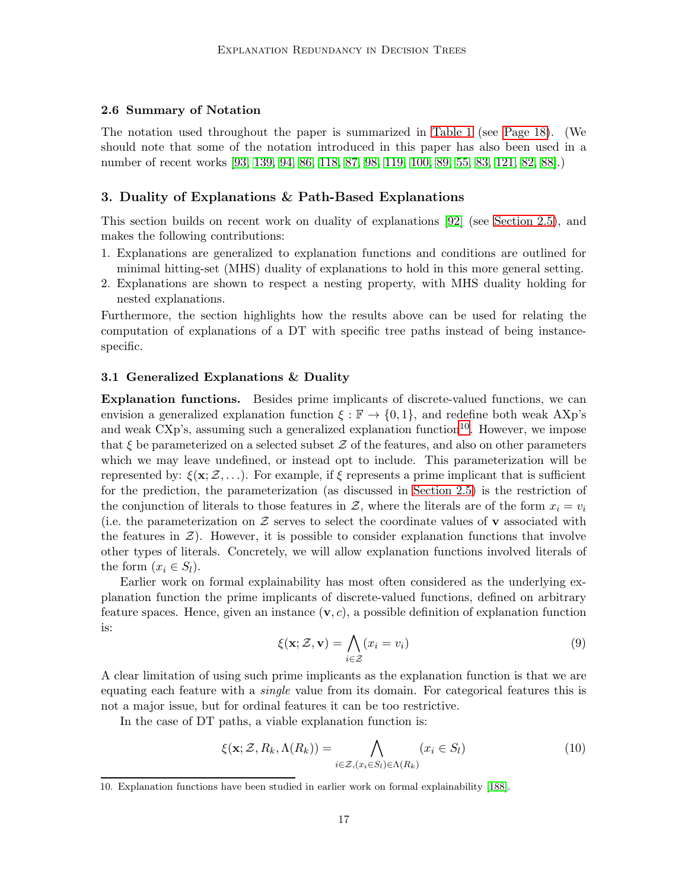### 2.6 Summary of Notation

The notation used throughout the paper is summarized in Table 1 (see Page 18). (We should note that some of the notation introduced in this paper has also been used in a number of recent works [93, 139, 94, 86, 118, 87, 98, 119, 100, 89, 55, 83, 121, 82, 88].)

## 3. Duality of Explanations & Path-Based Explanations

This section builds on recent work on duality of explanations [92] (see Section 2.5), and makes the following contributions:

1. Explanations are generalized to explanation functions and conditions are outlined for minimal hitting-set (MHS) duality of explanations to hold in this more general setting.
2. Explanations are shown to respect a nesting property, with MHS duality holding for nested explanations.

Furthermore, the section highlights how the results above can be used for relating the computation of explanations of a DT with specific tree paths instead of being instance-specific.

### 3.1 Generalized Explanations & Duality

**Explanation functions.** Besides prime implicants of discrete-valued functions, we can envision a generalized explanation function $\xi : \mathbb{F} \to \{0, 1\}$, and redefine both weak AXp's and weak CXp's, assuming such a generalized explanation function[10]. However, we impose that $\xi$ be parameterized on a selected subset $\mathcal{Z}$ of the features, and also on other parameters which we may leave undefined, or instead opt to include. This parameterization will be represented by: $\xi(\mathbf{x}; \mathcal{Z}, \ldots)$. For example, if $\xi$ represents a prime implicant that is sufficient for the prediction, the parameterization (as discussed in Section 2.5) is the restriction of the conjunction of literals to those features in $\mathcal{Z}$, where the literals are of the form $x_i = v_i$ (i.e. the parameterization on $\mathcal{Z}$ serves to select the coordinate values of $\mathbf{v}$ associated with the features in $\mathcal{Z}$). However, it is possible to consider explanation functions that involve other types of literals. Concretely, we will allow explanation functions involved literals of the form $(x_i \in S_l)$.

Earlier work on formal explainability has most often considered as the underlying explanation function the prime implicants of discrete-valued functions, defined on arbitrary feature spaces. Hence, given an instance $(\mathbf{v}, c)$, a possible definition of explanation function is:

$$\xi(\mathbf{x}; \mathcal{Z}, \mathbf{v}) = \bigwedge_{i \in \mathcal{Z}} (x_i = v_i) \tag{9}$$

A clear limitation of using such prime implicants as the explanation function is that we are equating each feature with a *single* value from its domain. For categorical features this is not a major issue, but for ordinal features it can be too restrictive.

In the case of DT paths, a viable explanation function is:

$$\xi(\mathbf{x}; \mathcal{Z}, R_k, \Lambda(R_k)) = \bigwedge_{i \in \mathcal{Z}, (x_i \in S_l) \in \Lambda(R_k)} (x_i \in S_l) \tag{10}$$

10. Explanation functions have been studied in earlier work on formal explainability [188].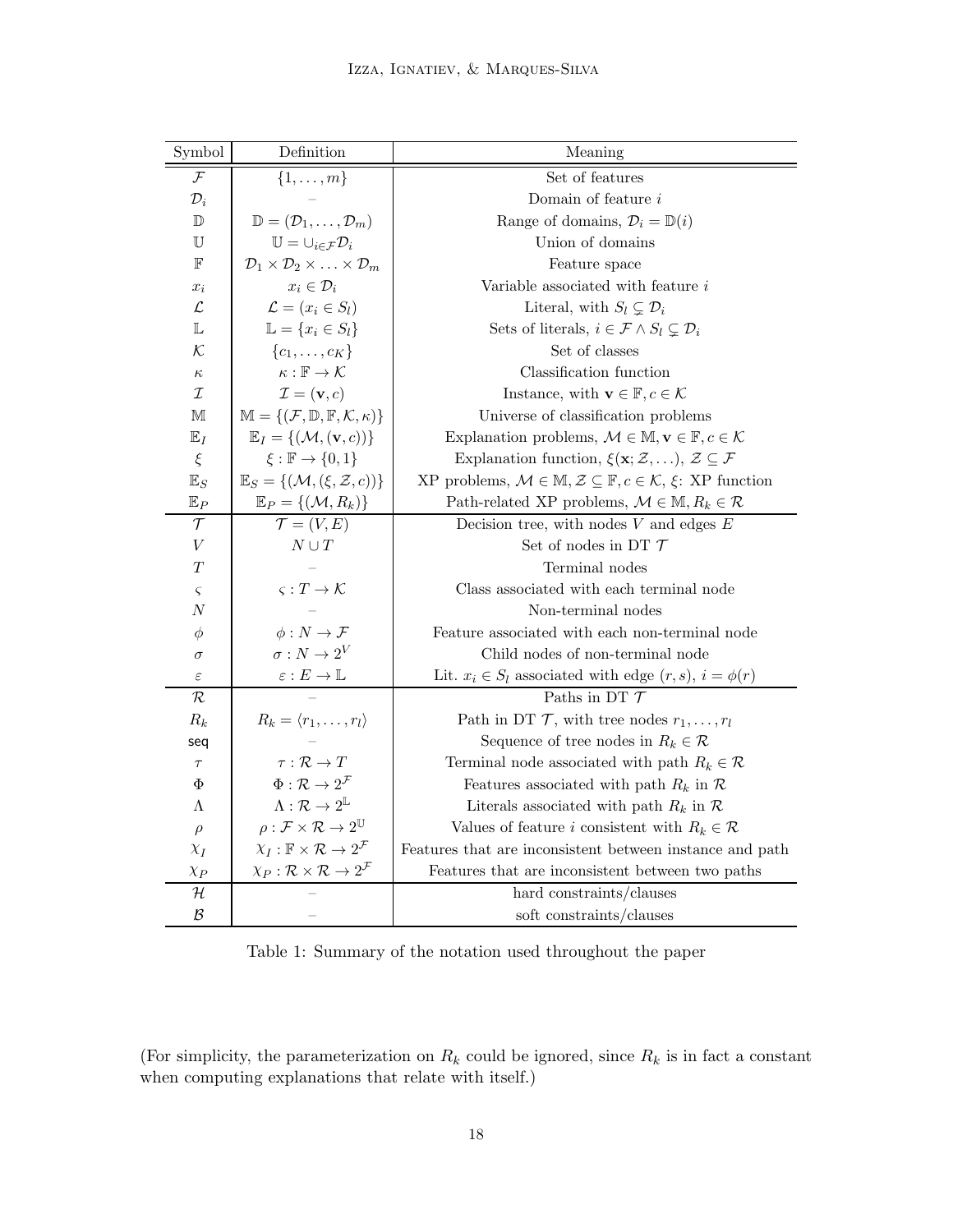| Symbol | Definition | Meaning |
|---|---|---|
| $\mathcal{F}$ | $\{1, \ldots, m\}$ | Set of features |
| $\mathcal{D}_i$ | – | Domain of feature $i$ |
| $\mathbb{D}$ | $\mathbb{D} = (\mathcal{D}_1, \ldots, \mathcal{D}_m)$ | Range of domains, $\mathcal{D}_i = \mathbb{D}(i)$ |
| $\mathbb{U}$ | $\mathbb{U} = \cup_{i \in \mathcal{F}} \mathcal{D}_i$ | Union of domains |
| $\mathbb{F}$ | $\mathcal{D}_1 \times \mathcal{D}_2 \times \ldots \times \mathcal{D}_m$ | Feature space |
| $x_i$ | $x_i \in \mathcal{D}_i$ | Variable associated with feature $i$ |
| $\mathcal{L}$ | $\mathcal{L} = (x_i \in S_l)$ | Literal, with $S_l \subsetneq \mathcal{D}_i$ |
| $\mathbb{L}$ | $\mathbb{L} = \{x_i \in S_l\}$ | Sets of literals, $i \in \mathcal{F} \wedge S_l \subsetneq \mathcal{D}_i$ |
| $\mathcal{K}$ | $\{c_1, \ldots, c_K\}$ | Set of classes |
| $\kappa$ | $\kappa : \mathbb{F} \to \mathcal{K}$ | Classification function |
| $\mathcal{I}$ | $\mathcal{I} = (\mathbf{v}, c)$ | Instance, with $\mathbf{v} \in \mathbb{F}, c \in \mathcal{K}$ |
| $\mathbb{M}$ | $\mathbb{M} = \{(\mathcal{F}, \mathbb{D}, \mathbb{F}, \mathcal{K}, \kappa)\}$ | Universe of classification problems |
| $\mathbb{E}_I$ | $\mathbb{E}_I = \{(\mathcal{M}, (\mathbf{v}, c))\}$ | Explanation problems, $\mathcal{M} \in \mathbb{M}, \mathbf{v} \in \mathbb{F}, c \in \mathcal{K}$ |
| $\xi$ | $\xi : \mathbb{F} \to \{0, 1\}$ | Explanation function, $\xi(\mathbf{x}; \mathcal{Z}, \ldots)$, $\mathcal{Z} \subseteq \mathcal{F}$ |
| $\mathbb{E}_S$ | $\mathbb{E}_S = \{(\mathcal{M}, (\xi, \mathcal{Z}, c))\}$ | XP problems, $\mathcal{M} \in \mathbb{M}, \mathcal{Z} \subseteq \mathbb{F}, c \in \mathcal{K}$, $\xi$: XP function |
| $\mathbb{E}_P$ | $\mathbb{E}_P = \{(\mathcal{M}, R_k)\}$ | Path-related XP problems, $\mathcal{M} \in \mathbb{M}, R_k \in \mathcal{R}$ |
| $\mathcal{T}$ | $\mathcal{T} = (V, E)$ | Decision tree, with nodes $V$ and edges $E$ |
| $V$ | $N \cup T$ | Set of nodes in DT $\mathcal{T}$ |
| $T$ | – | Terminal nodes |
| $\varsigma$ | $\varsigma : T \to \mathcal{K}$ | Class associated with each terminal node |
| $N$ | – | Non-terminal nodes |
| $\phi$ | $\phi : N \to \mathcal{F}$ | Feature associated with each non-terminal node |
| $\sigma$ | $\sigma : N \to 2^V$ | Child nodes of non-terminal node |
| $\varepsilon$ | $\varepsilon : E \to \mathbb{L}$ | Lit. $x_i \in S_l$ associated with edge $(r, s)$, $i = \phi(r)$ |
| $\mathcal{R}$ | – | Paths in DT $\mathcal{T}$ |
| $R_k$ | $R_k = \langle r_1, \ldots, r_l \rangle$ | Path in DT $\mathcal{T}$, with tree nodes $r_1, \ldots, r_l$ |
| seq | – | Sequence of tree nodes in $R_k \in \mathcal{R}$ |
| $\tau$ | $\tau : \mathcal{R} \to T$ | Terminal node associated with path $R_k \in \mathcal{R}$ |
| $\Phi$ | $\Phi : \mathcal{R} \to 2^{\mathcal{F}}$ | Features associated with path $R_k$ in $\mathcal{R}$ |
| $\Lambda$ | $\Lambda : \mathcal{R} \to 2^{\mathbb{L}}$ | Literals associated with path $R_k$ in $\mathcal{R}$ |
| $\rho$ | $\rho : \mathcal{F} \times \mathcal{R} \to 2^{\mathbb{U}}$ | Values of feature $i$ consistent with $R_k \in \mathcal{R}$ |
| $\chi_I$ | $\chi_I : \mathbb{F} \times \mathcal{R} \to 2^{\mathcal{F}}$ | Features that are inconsistent between instance and path |
| $\chi_P$ | $\chi_P : \mathcal{R} \times \mathcal{R} \to 2^{\mathcal{F}}$ | Features that are inconsistent between two paths |
| $\mathcal{H}$ | – | hard constraints/clauses |
| $\mathcal{B}$ | – | soft constraints/clauses |

Table 1: Summary of the notation used throughout the paper

(For simplicity, the parameterization on $R_k$ could be ignored, since $R_k$ is in fact a constant when computing explanations that relate with itself.)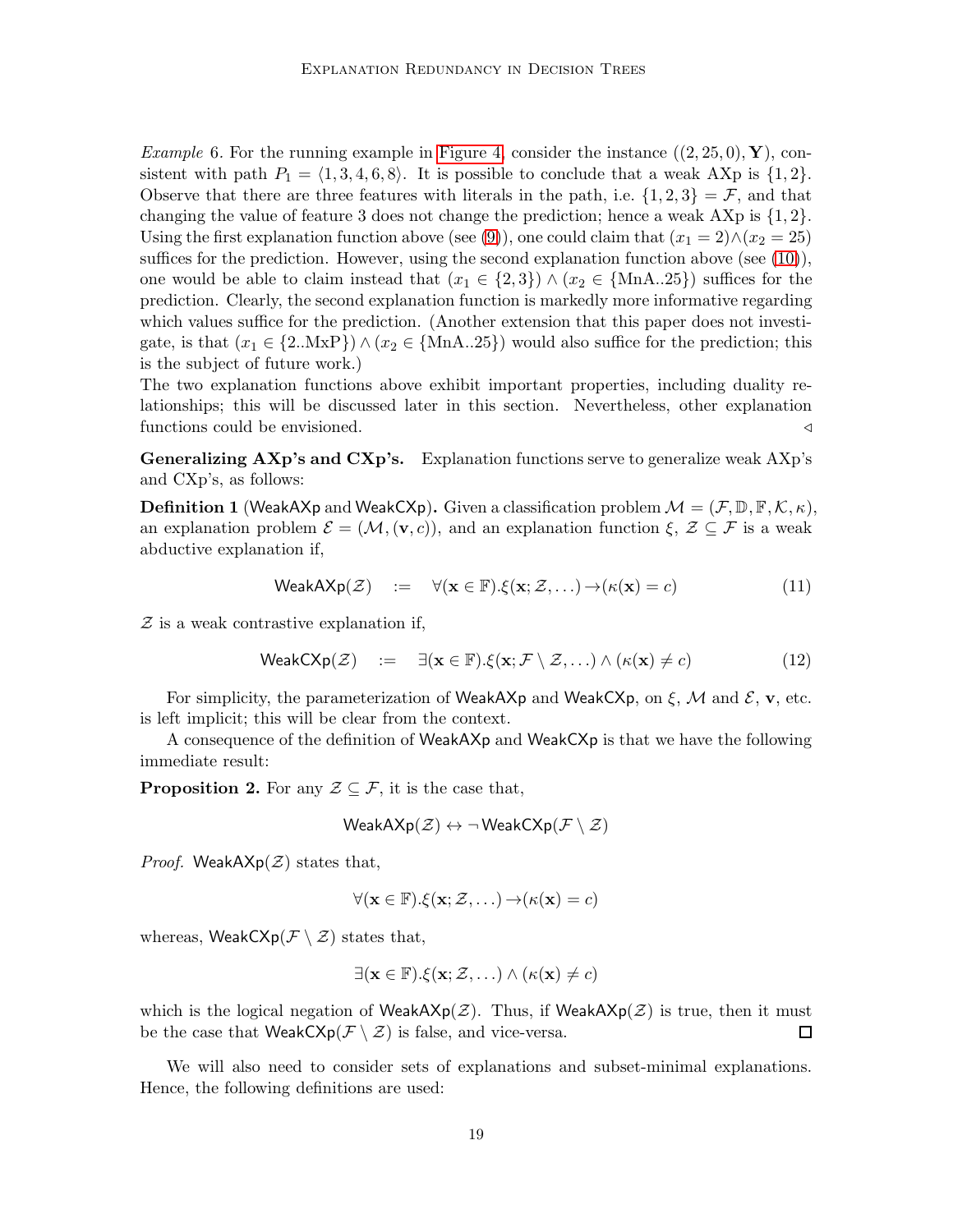*Example* 6. For the running example in Figure 4, consider the instance $((2, 25, 0), \mathbf{Y})$, consistent with path $P_1 = \langle 1, 3, 4, 6, 8 \rangle$. It is possible to conclude that a weak AXp is $\{1, 2\}$. Observe that there are three features with literals in the path, i.e. $\{1, 2, 3\} = \mathcal{F}$, and that changing the value of feature 3 does not change the prediction; hence a weak AXp is $\{1, 2\}$. Using the first explanation function above (see (9)), one could claim that $(x_1 = 2) \wedge (x_2 = 25)$ suffices for the prediction. However, using the second explanation function above (see (10)), one would be able to claim instead that $(x_1 \in \{2, 3\}) \wedge (x_2 \in \{\text{MnA..25}\})$ suffices for the prediction. Clearly, the second explanation function is markedly more informative regarding which values suffice for the prediction. (Another extension that this paper does not investigate, is that $(x_1 \in \{2..\text{MxP}\}) \wedge (x_2 \in \{\text{MnA..25}\})$ would also suffice for the prediction; this is the subject of future work.)

The two explanation functions above exhibit important properties, including duality relationships; this will be discussed later in this section. Nevertheless, other explanation functions could be envisioned. ◁

**Generalizing AXp's and CXp's.** Explanation functions serve to generalize weak AXp's and CXp's, as follows:

**Definition 1** (WeakAXp and WeakCXp)**.** Given a classification problem $\mathcal{M} = (\mathcal{F}, \mathbb{D}, \mathbb{F}, \mathcal{K}, \kappa)$, an explanation problem $\mathcal{E} = (\mathcal{M}, (\mathbf{v}, c))$, and an explanation function $\xi$, $\mathcal{Z} \subseteq \mathcal{F}$ is a weak abductive explanation if,

$$\mathsf{WeakAXp}(\mathcal{Z}) \quad := \quad \forall(\mathbf{x} \in \mathbb{F}).\xi(\mathbf{x}; \mathcal{Z}, \ldots) \rightarrow (\kappa(\mathbf{x}) = c) \tag{11}$$

$\mathcal{Z}$ is a weak contrastive explanation if,

$$\mathsf{WeakCXp}(\mathcal{Z}) \quad := \quad \exists(\mathbf{x} \in \mathbb{F}).\xi(\mathbf{x}; \mathcal{F} \setminus \mathcal{Z}, \ldots) \wedge (\kappa(\mathbf{x}) \neq c) \tag{12}$$

For simplicity, the parameterization of WeakAXp and WeakCXp, on $\xi$, $\mathcal{M}$ and $\mathcal{E}$, $\mathbf{v}$, etc. is left implicit; this will be clear from the context.

A consequence of the definition of WeakAXp and WeakCXp is that we have the following immediate result:

**Proposition 2.** For any $\mathcal{Z} \subseteq \mathcal{F}$, it is the case that,

$$\mathsf{WeakAXp}(\mathcal{Z}) \leftrightarrow \neg\, \mathsf{WeakCXp}(\mathcal{F} \setminus \mathcal{Z})$$

*Proof.* $\mathsf{WeakAXp}(\mathcal{Z})$ states that,

$$\forall(\mathbf{x} \in \mathbb{F}).\xi(\mathbf{x}; \mathcal{Z}, \ldots) \rightarrow (\kappa(\mathbf{x}) = c)$$

whereas, $\mathsf{WeakCXp}(\mathcal{F} \setminus \mathcal{Z})$ states that,

$$\exists(\mathbf{x} \in \mathbb{F}).\xi(\mathbf{x}; \mathcal{Z}, \ldots) \wedge (\kappa(\mathbf{x}) \neq c)$$

which is the logical negation of $\mathsf{WeakAXp}(\mathcal{Z})$. Thus, if $\mathsf{WeakAXp}(\mathcal{Z})$ is true, then it must be the case that $\mathsf{WeakCXp}(\mathcal{F} \setminus \mathcal{Z})$ is false, and vice-versa. □

We will also need to consider sets of explanations and subset-minimal explanations. Hence, the following definitions are used: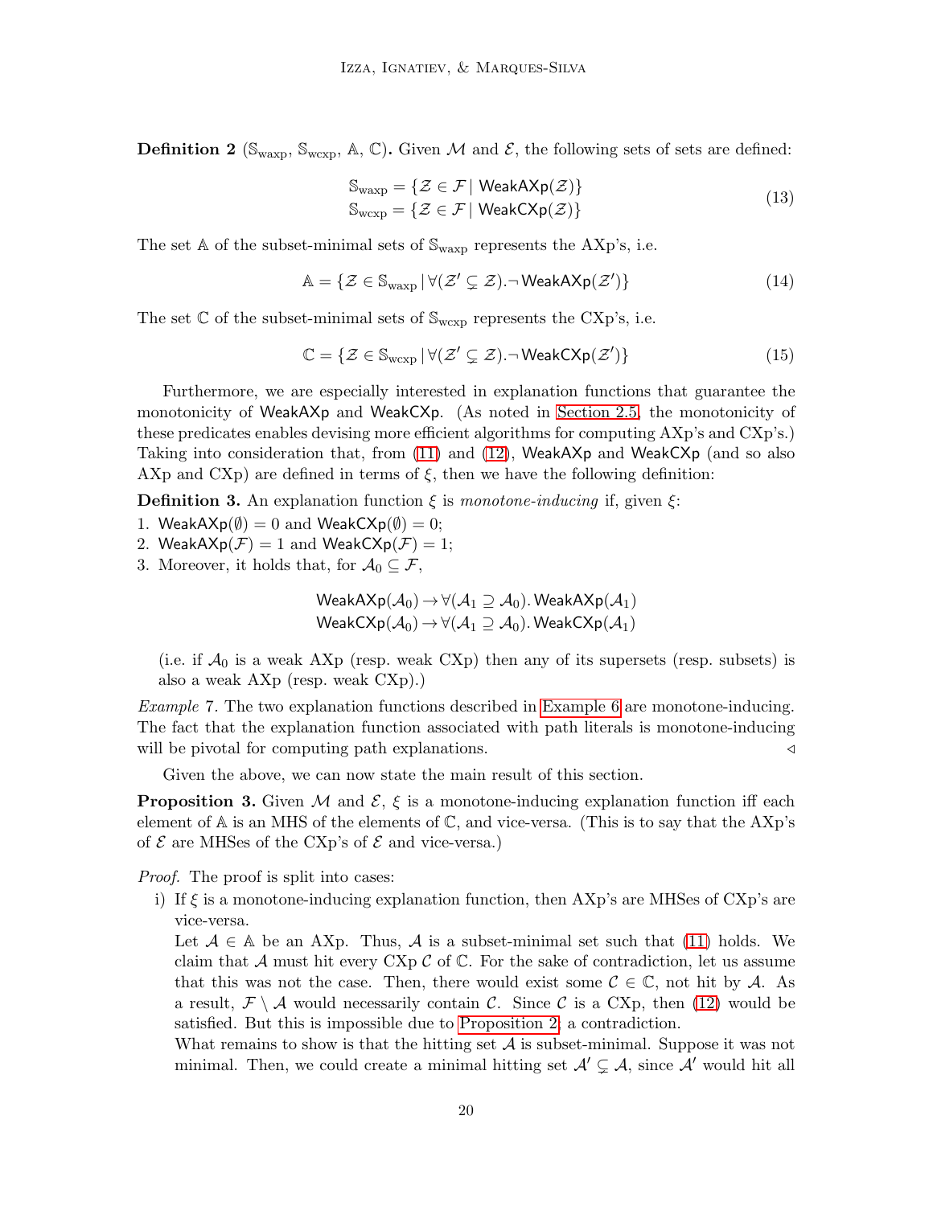**Definition 2** ($\mathbb{S}_{\text{waxp}}$, $\mathbb{S}_{\text{wcxp}}$, $\mathbb{A}$, $\mathbb{C}$)**.** Given $\mathcal{M}$ and $\mathcal{E}$, the following sets of sets are defined:

$$
\begin{aligned}
\mathbb{S}_{\text{waxp}} &= \{\mathcal{Z} \in \mathcal{F} \,|\, \mathsf{WeakAXp}(\mathcal{Z})\} \\
\mathbb{S}_{\text{wcxp}} &= \{\mathcal{Z} \in \mathcal{F} \,|\, \mathsf{WeakCXp}(\mathcal{Z})\}
\end{aligned}
\tag{13}
$$

The set $\mathbb{A}$ of the subset-minimal sets of $\mathbb{S}_{\text{waxp}}$ represents the AXp's, i.e.

$$
\mathbb{A} = \{\mathcal{Z} \in \mathbb{S}_{\text{waxp}} \,|\, \forall(\mathcal{Z}' \subsetneq \mathcal{Z}).\neg \mathsf{WeakAXp}(\mathcal{Z}')\} \tag{14}
$$

The set $\mathbb{C}$ of the subset-minimal sets of $\mathbb{S}_{\text{wcxp}}$ represents the CXp's, i.e.

$$
\mathbb{C} = \{\mathcal{Z} \in \mathbb{S}_{\text{wcxp}} \,|\, \forall(\mathcal{Z}' \subsetneq \mathcal{Z}).\neg \mathsf{WeakCXp}(\mathcal{Z}')\} \tag{15}
$$

Furthermore, we are especially interested in explanation functions that guarantee the monotonicity of WeakAXp and WeakCXp. (As noted in Section 2.5, the monotonicity of these predicates enables devising more efficient algorithms for computing AXp's and CXp's.) Taking into consideration that, from (11) and (12), WeakAXp and WeakCXp (and so also AXp and CXp) are defined in terms of $\xi$, then we have the following definition:

**Definition 3.** An explanation function $\xi$ is *monotone-inducing* if, given $\xi$:

1. $\mathsf{WeakAXp}(\emptyset) = 0$ and $\mathsf{WeakCXp}(\emptyset) = 0$;
2. $\mathsf{WeakAXp}(\mathcal{F}) = 1$ and $\mathsf{WeakCXp}(\mathcal{F}) = 1$;
3. Moreover, it holds that, for $\mathcal{A}_0 \subseteq \mathcal{F}$,

$$
\begin{aligned}
&\mathsf{WeakAXp}(\mathcal{A}_0) \rightarrow \forall(\mathcal{A}_1 \supseteq \mathcal{A}_0).\, \mathsf{WeakAXp}(\mathcal{A}_1) \\
&\mathsf{WeakCXp}(\mathcal{A}_0) \rightarrow \forall(\mathcal{A}_1 \supseteq \mathcal{A}_0).\, \mathsf{WeakCXp}(\mathcal{A}_1)
\end{aligned}
$$

(i.e. if $\mathcal{A}_0$ is a weak AXp (resp. weak CXp) then any of its supersets (resp. subsets) is also a weak AXp (resp. weak CXp).)

*Example* 7. The two explanation functions described in Example 6 are monotone-inducing. The fact that the explanation function associated with path literals is monotone-inducing will be pivotal for computing path explanations. ◁

Given the above, we can now state the main result of this section.

**Proposition 3.** Given $\mathcal{M}$ and $\mathcal{E}$, $\xi$ is a monotone-inducing explanation function iff each element of $\mathbb{A}$ is an MHS of the elements of $\mathbb{C}$, and vice-versa. (This is to say that the AXp's of $\mathcal{E}$ are MHSes of the CXp's of $\mathcal{E}$ and vice-versa.)

*Proof.* The proof is split into cases:

i) If $\xi$ is a monotone-inducing explanation function, then AXp's are MHSes of CXp's are vice-versa.

Let $\mathcal{A} \in \mathbb{A}$ be an AXp. Thus, $\mathcal{A}$ is a subset-minimal set such that (11) holds. We claim that $\mathcal{A}$ must hit every CXp $\mathcal{C}$ of $\mathbb{C}$. For the sake of contradiction, let us assume that this was not the case. Then, there would exist some $\mathcal{C} \in \mathbb{C}$, not hit by $\mathcal{A}$. As a result, $\mathcal{F} \setminus \mathcal{A}$ would necessarily contain $\mathcal{C}$. Since $\mathcal{C}$ is a CXp, then (12) would be satisfied. But this is impossible due to Proposition 2; a contradiction.

What remains to show is that the hitting set $\mathcal{A}$ is subset-minimal. Suppose it was not minimal. Then, we could create a minimal hitting set $\mathcal{A}' \subsetneq \mathcal{A}$, since $\mathcal{A}'$ would hit all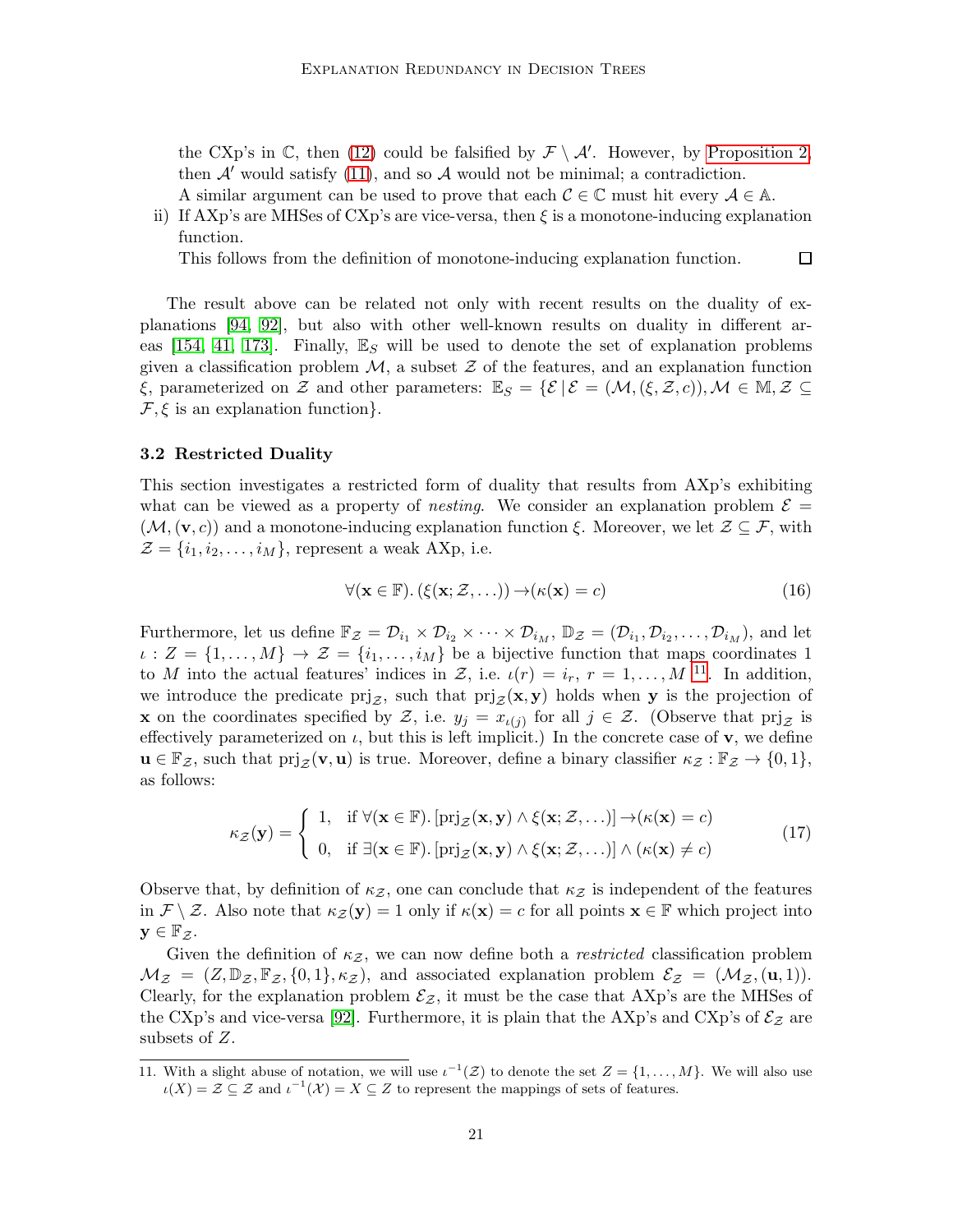the CXp's in $\mathbb{C}$, then (12) could be falsified by $\mathcal{F} \setminus \mathcal{A}'$. However, by Proposition 2, then $\mathcal{A}'$ would satisfy (11), and so $\mathcal{A}$ would not be minimal; a contradiction.

A similar argument can be used to prove that each $\mathcal{C} \in \mathbb{C}$ must hit every $\mathcal{A} \in \mathbb{A}$.

ii) If AXp's are MHSes of CXp's are vice-versa, then $\xi$ is a monotone-inducing explanation function.

This follows from the definition of monotone-inducing explanation function. ☐

The result above can be related not only with recent results on the duality of explanations [94, 92], but also with other well-known results on duality in different areas [154, 41, 173]. Finally, $\mathbb{E}_S$ will be used to denote the set of explanation problems given a classification problem $\mathcal{M}$, a subset $\mathcal{Z}$ of the features, and an explanation function $\xi$, parameterized on $\mathcal{Z}$ and other parameters: $\mathbb{E}_S = \{\mathcal{E} \,|\, \mathcal{E} = (\mathcal{M}, (\xi, \mathcal{Z}, c)), \mathcal{M} \in \mathbb{M}, \mathcal{Z} \subseteq \mathcal{F}, \xi \text{ is an explanation function}\}$.

### 3.2 Restricted Duality

This section investigates a restricted form of duality that results from AXp's exhibiting what can be viewed as a property of *nesting*. We consider an explanation problem $\mathcal{E} = (\mathcal{M}, (\mathbf{v}, c))$ and a monotone-inducing explanation function $\xi$. Moreover, we let $\mathcal{Z} \subseteq \mathcal{F}$, with $\mathcal{Z} = \{i_1, i_2, \ldots, i_M\}$, represent a weak AXp, i.e.

$$\forall(\mathbf{x} \in \mathbb{F}).\, (\xi(\mathbf{x}; \mathcal{Z}, \ldots)) \rightarrow (\kappa(\mathbf{x}) = c) \tag{16}$$

Furthermore, let us define $\mathbb{F}_{\mathcal{Z}} = \mathcal{D}_{i_1} \times \mathcal{D}_{i_2} \times \cdots \times \mathcal{D}_{i_M}$, $\mathbb{D}_{\mathcal{Z}} = (\mathcal{D}_{i_1}, \mathcal{D}_{i_2}, \ldots, \mathcal{D}_{i_M})$, and let $\iota : Z = \{1, \ldots, M\} \rightarrow \mathcal{Z} = \{i_1, \ldots, i_M\}$ be a bijective function that maps coordinates 1 to $M$ into the actual features' indices in $\mathcal{Z}$, i.e. $\iota(r) = i_r$, $r = 1, \ldots, M$ [11]. In addition, we introduce the predicate $\text{prj}_{\mathcal{Z}}$, such that $\text{prj}_{\mathcal{Z}}(\mathbf{x}, \mathbf{y})$ holds when $\mathbf{y}$ is the projection of $\mathbf{x}$ on the coordinates specified by $\mathcal{Z}$, i.e. $y_j = x_{\iota(j)}$ for all $j \in \mathcal{Z}$. (Observe that $\text{prj}_{\mathcal{Z}}$ is effectively parameterized on $\iota$, but this is left implicit.) In the concrete case of $\mathbf{v}$, we define $\mathbf{u} \in \mathbb{F}_{\mathcal{Z}}$, such that $\text{prj}_{\mathcal{Z}}(\mathbf{v}, \mathbf{u})$ is true. Moreover, define a binary classifier $\kappa_{\mathcal{Z}} : \mathbb{F}_{\mathcal{Z}} \rightarrow \{0, 1\}$, as follows:

$$\kappa_{\mathcal{Z}}(\mathbf{y}) = \begin{cases} 1, & \text{if } \forall(\mathbf{x} \in \mathbb{F}).\, [\text{prj}_{\mathcal{Z}}(\mathbf{x}, \mathbf{y}) \wedge \xi(\mathbf{x}; \mathcal{Z}, \ldots)] \rightarrow (\kappa(\mathbf{x}) = c) \\ 0, & \text{if } \exists(\mathbf{x} \in \mathbb{F}).\, [\text{prj}_{\mathcal{Z}}(\mathbf{x}, \mathbf{y}) \wedge \xi(\mathbf{x}; \mathcal{Z}, \ldots)] \wedge (\kappa(\mathbf{x}) \neq c) \end{cases} \tag{17}$$

Observe that, by definition of $\kappa_{\mathcal{Z}}$, one can conclude that $\kappa_{\mathcal{Z}}$ is independent of the features in $\mathcal{F} \setminus \mathcal{Z}$. Also note that $\kappa_{\mathcal{Z}}(\mathbf{y}) = 1$ only if $\kappa(\mathbf{x}) = c$ for all points $\mathbf{x} \in \mathbb{F}$ which project into $\mathbf{y} \in \mathbb{F}_{\mathcal{Z}}$.

Given the definition of $\kappa_{\mathcal{Z}}$, we can now define both a *restricted* classification problem $\mathcal{M}_{\mathcal{Z}} = (Z, \mathbb{D}_{\mathcal{Z}}, \mathbb{F}_{\mathcal{Z}}, \{0, 1\}, \kappa_{\mathcal{Z}})$, and associated explanation problem $\mathcal{E}_{\mathcal{Z}} = (\mathcal{M}_{\mathcal{Z}}, (\mathbf{u}, 1))$. Clearly, for the explanation problem $\mathcal{E}_{\mathcal{Z}}$, it must be the case that AXp's are the MHSes of the CXp's and vice-versa [92]. Furthermore, it is plain that the AXp's and CXp's of $\mathcal{E}_{\mathcal{Z}}$ are subsets of $Z$.

---

11. With a slight abuse of notation, we will use $\iota^{-1}(\mathcal{Z})$ to denote the set $Z = \{1, \ldots, M\}$. We will also use $\iota(X) = \mathcal{Z} \subseteq \mathcal{Z}$ and $\iota^{-1}(\mathcal{X}) = X \subseteq Z$ to represent the mappings of sets of features.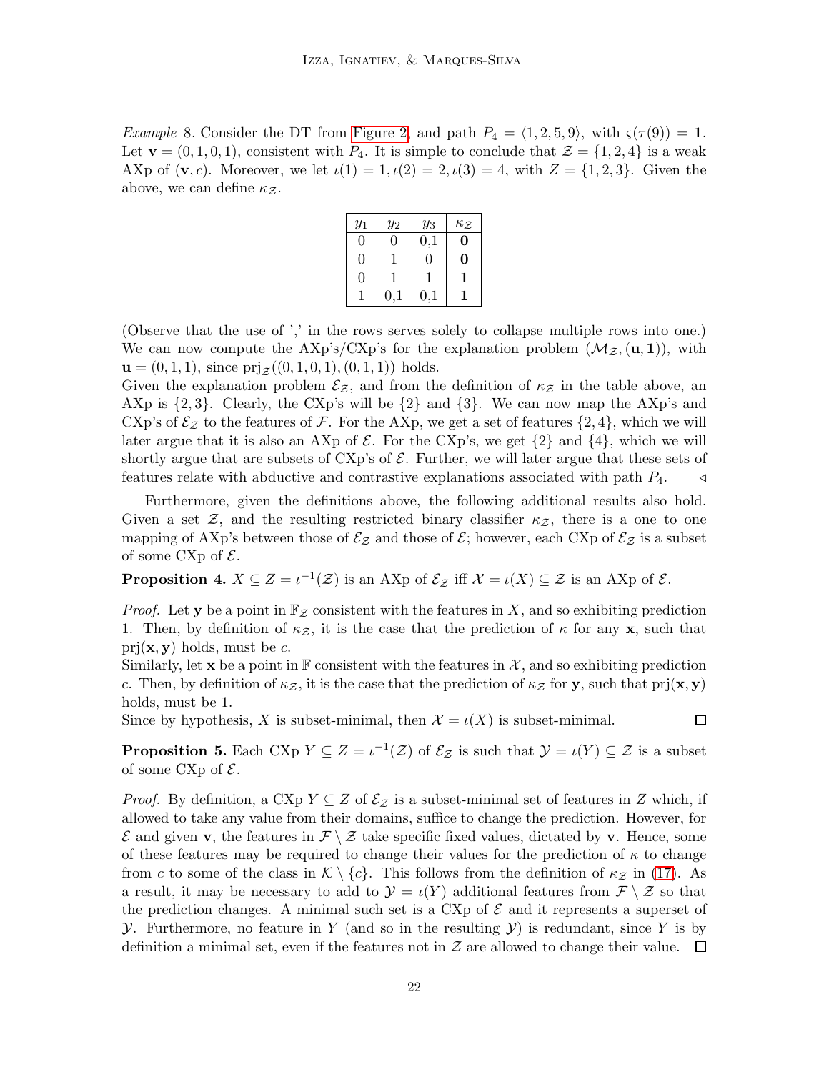*Example* 8. Consider the DT from Figure 2, and path $P_4 = \langle 1, 2, 5, 9 \rangle$, with $\varsigma(\tau(9)) = \mathbf{1}$. Let $\mathbf{v} = (0, 1, 0, 1)$, consistent with $P_4$. It is simple to conclude that $\mathcal{Z} = \{1, 2, 4\}$ is a weak AXp of $(\mathbf{v}, c)$. Moreover, we let $\iota(1) = 1, \iota(2) = 2, \iota(3) = 4$, with $Z = \{1, 2, 3\}$. Given the above, we can define $\kappa_{\mathcal{Z}}$.

| $y_1$ | $y_2$ | $y_3$ | $\kappa_{\mathcal{Z}}$ |
|---|---|---|---|
| 0 | 0 | 0,1 | **0** |
| 0 | 1 | 0 | **0** |
| 0 | 1 | 1 | **1** |
| 1 | 0,1 | 0,1 | **1** |

(Observe that the use of ',' in the rows serves solely to collapse multiple rows into one.) We can now compute the AXp's/CXp's for the explanation problem $(\mathcal{M}_{\mathcal{Z}}, (\mathbf{u}, \mathbf{1}))$, with $\mathbf{u} = (0, 1, 1)$, since $\text{prj}_{\mathcal{Z}}((0, 1, 0, 1), (0, 1, 1))$ holds.
Given the explanation problem $\mathcal{E}_{\mathcal{Z}}$, and from the definition of $\kappa_{\mathcal{Z}}$ in the table above, an AXp is $\{2, 3\}$. Clearly, the CXp's will be $\{2\}$ and $\{3\}$. We can now map the AXp's and CXp's of $\mathcal{E}_{\mathcal{Z}}$ to the features of $\mathcal{F}$. For the AXp, we get a set of features $\{2, 4\}$, which we will later argue that it is also an AXp of $\mathcal{E}$. For the CXp's, we get $\{2\}$ and $\{4\}$, which we will shortly argue that are subsets of CXp's of $\mathcal{E}$. Further, we will later argue that these sets of features relate with abductive and contrastive explanations associated with path $P_4$. ◁

Furthermore, given the definitions above, the following additional results also hold. Given a set $\mathcal{Z}$, and the resulting restricted binary classifier $\kappa_{\mathcal{Z}}$, there is a one to one mapping of AXp's between those of $\mathcal{E}_{\mathcal{Z}}$ and those of $\mathcal{E}$; however, each CXp of $\mathcal{E}_{\mathcal{Z}}$ is a subset of some CXp of $\mathcal{E}$.

**Proposition 4.** $X \subseteq Z = \iota^{-1}(\mathcal{Z})$ is an AXp of $\mathcal{E}_{\mathcal{Z}}$ iff $\mathcal{X} = \iota(X) \subseteq \mathcal{Z}$ is an AXp of $\mathcal{E}$.

*Proof.* Let $\mathbf{y}$ be a point in $\mathbb{F}_{\mathcal{Z}}$ consistent with the features in $X$, and so exhibiting prediction 1. Then, by definition of $\kappa_{\mathcal{Z}}$, it is the case that the prediction of $\kappa$ for any $\mathbf{x}$, such that $\text{prj}(\mathbf{x}, \mathbf{y})$ holds, must be $c$.
Similarly, let $\mathbf{x}$ be a point in $\mathbb{F}$ consistent with the features in $\mathcal{X}$, and so exhibiting prediction $c$. Then, by definition of $\kappa_{\mathcal{Z}}$, it is the case that the prediction of $\kappa_{\mathcal{Z}}$ for $\mathbf{y}$, such that $\text{prj}(\mathbf{x}, \mathbf{y})$ holds, must be 1.
Since by hypothesis, $X$ is subset-minimal, then $\mathcal{X} = \iota(X)$ is subset-minimal. □

**Proposition 5.** Each CXp $Y \subseteq Z = \iota^{-1}(\mathcal{Z})$ of $\mathcal{E}_{\mathcal{Z}}$ is such that $\mathcal{Y} = \iota(Y) \subseteq \mathcal{Z}$ is a subset of some CXp of $\mathcal{E}$.

*Proof.* By definition, a CXp $Y \subseteq Z$ of $\mathcal{E}_{\mathcal{Z}}$ is a subset-minimal set of features in $Z$ which, if allowed to take any value from their domains, suffice to change the prediction. However, for $\mathcal{E}$ and given $\mathbf{v}$, the features in $\mathcal{F} \setminus \mathcal{Z}$ take specific fixed values, dictated by $\mathbf{v}$. Hence, some of these features may be required to change their values for the prediction of $\kappa$ to change from $c$ to some of the class in $\mathcal{K} \setminus \{c\}$. This follows from the definition of $\kappa_{\mathcal{Z}}$ in (17). As a result, it may be necessary to add to $\mathcal{Y} = \iota(Y)$ additional features from $\mathcal{F} \setminus \mathcal{Z}$ so that the prediction changes. A minimal such set is a CXp of $\mathcal{E}$ and it represents a superset of $\mathcal{Y}$. Furthermore, no feature in $Y$ (and so in the resulting $\mathcal{Y}$) is redundant, since $Y$ is by definition a minimal set, even if the features not in $\mathcal{Z}$ are allowed to change their value. □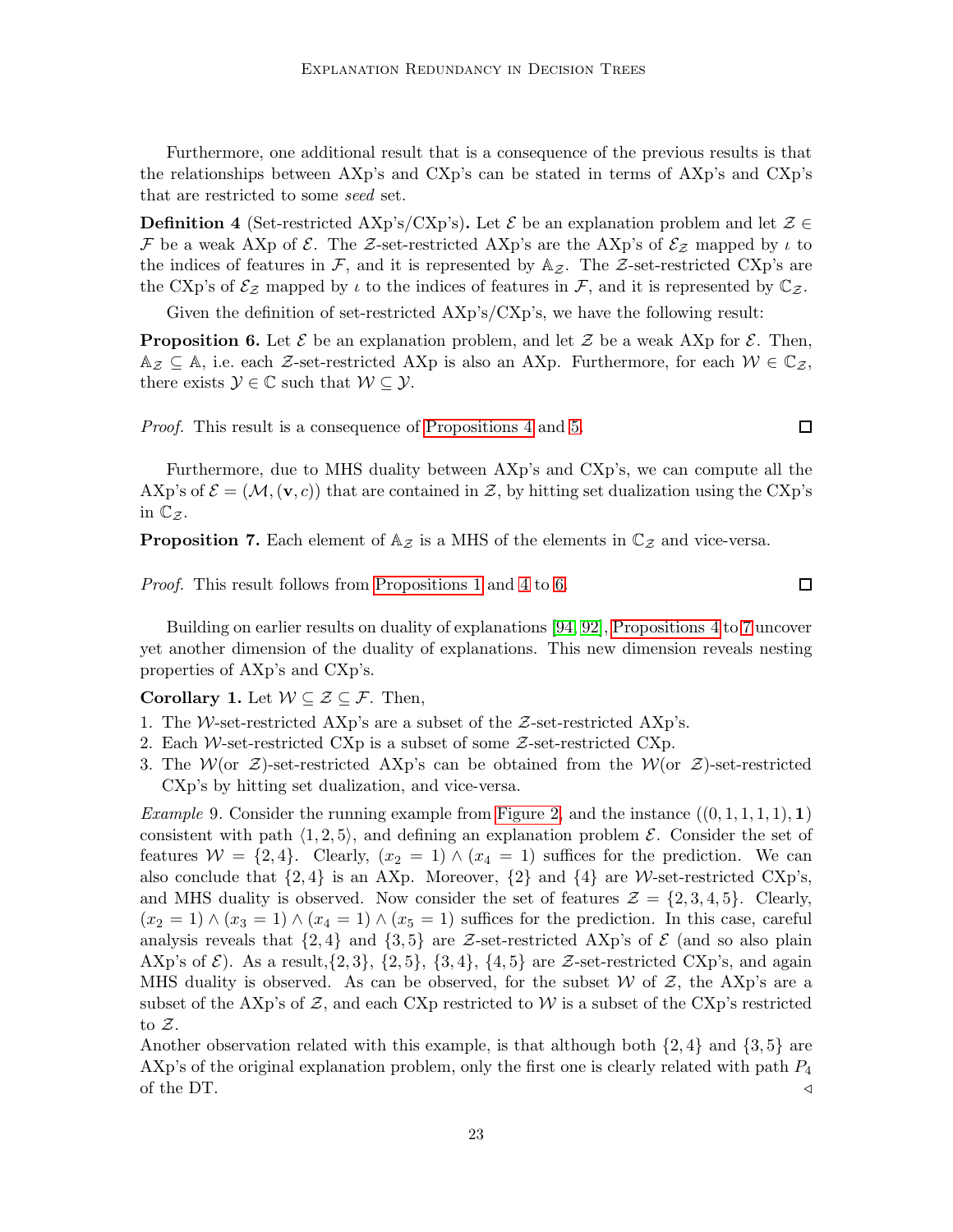Furthermore, one additional result that is a consequence of the previous results is that the relationships between AXp's and CXp's can be stated in terms of AXp's and CXp's that are restricted to some *seed* set.

**Definition 4** (Set-restricted AXp's/CXp's)**.** Let $\mathcal{E}$ be an explanation problem and let $\mathcal{Z} \in \mathcal{F}$ be a weak AXp of $\mathcal{E}$. The $\mathcal{Z}$-set-restricted AXp's are the AXp's of $\mathcal{E}_{\mathcal{Z}}$ mapped by $\iota$ to the indices of features in $\mathcal{F}$, and it is represented by $\mathbb{A}_{\mathcal{Z}}$. The $\mathcal{Z}$-set-restricted CXp's are the CXp's of $\mathcal{E}_{\mathcal{Z}}$ mapped by $\iota$ to the indices of features in $\mathcal{F}$, and it is represented by $\mathbb{C}_{\mathcal{Z}}$.

Given the definition of set-restricted AXp's/CXp's, we have the following result:

**Proposition 6.** Let $\mathcal{E}$ be an explanation problem, and let $\mathcal{Z}$ be a weak AXp for $\mathcal{E}$. Then, $\mathbb{A}_{\mathcal{Z}} \subseteq \mathbb{A}$, i.e. each $\mathcal{Z}$-set-restricted AXp is also an AXp. Furthermore, for each $\mathcal{W} \in \mathbb{C}_{\mathcal{Z}}$, there exists $\mathcal{Y} \in \mathbb{C}$ such that $\mathcal{W} \subseteq \mathcal{Y}$.

*Proof.* This result is a consequence of Propositions 4 and 5. ∎

Furthermore, due to MHS duality between AXp's and CXp's, we can compute all the AXp's of $\mathcal{E} = (\mathcal{M}, (\mathbf{v}, c))$ that are contained in $\mathcal{Z}$, by hitting set dualization using the CXp's in $\mathbb{C}_{\mathcal{Z}}$.

**Proposition 7.** Each element of $\mathbb{A}_{\mathcal{Z}}$ is a MHS of the elements in $\mathbb{C}_{\mathcal{Z}}$ and vice-versa.

*Proof.* This result follows from Propositions 1 and 4 to 6. ∎

Building on earlier results on duality of explanations [94, 92], Propositions 4 to 7 uncover yet another dimension of the duality of explanations. This new dimension reveals nesting properties of AXp's and CXp's.

**Corollary 1.** Let $\mathcal{W} \subseteq \mathcal{Z} \subseteq \mathcal{F}$. Then,

1. The $\mathcal{W}$-set-restricted AXp's are a subset of the $\mathcal{Z}$-set-restricted AXp's.
2. Each $\mathcal{W}$-set-restricted CXp is a subset of some $\mathcal{Z}$-set-restricted CXp.
3. The $\mathcal{W}$(or $\mathcal{Z}$)-set-restricted AXp's can be obtained from the $\mathcal{W}$(or $\mathcal{Z}$)-set-restricted CXp's by hitting set dualization, and vice-versa.

*Example* 9. Consider the running example from Figure 2, and the instance $((0, 1, 1, 1, 1), \mathbf{1})$ consistent with path $\langle 1, 2, 5\rangle$, and defining an explanation problem $\mathcal{E}$. Consider the set of features $\mathcal{W} = \{2, 4\}$. Clearly, $(x_2 = 1) \wedge (x_4 = 1)$ suffices for the prediction. We can also conclude that $\{2, 4\}$ is an AXp. Moreover, $\{2\}$ and $\{4\}$ are $\mathcal{W}$-set-restricted CXp's, and MHS duality is observed. Now consider the set of features $\mathcal{Z} = \{2, 3, 4, 5\}$. Clearly, $(x_2 = 1) \wedge (x_3 = 1) \wedge (x_4 = 1) \wedge (x_5 = 1)$ suffices for the prediction. In this case, careful analysis reveals that $\{2, 4\}$ and $\{3, 5\}$ are $\mathcal{Z}$-set-restricted AXp's of $\mathcal{E}$ (and so also plain AXp's of $\mathcal{E}$). As a result,$\{2, 3\}$, $\{2, 5\}$, $\{3, 4\}$, $\{4, 5\}$ are $\mathcal{Z}$-set-restricted CXp's, and again MHS duality is observed. As can be observed, for the subset $\mathcal{W}$ of $\mathcal{Z}$, the AXp's are a subset of the AXp's of $\mathcal{Z}$, and each CXp restricted to $\mathcal{W}$ is a subset of the CXp's restricted to $\mathcal{Z}$.
Another observation related with this example, is that although both $\{2, 4\}$ and $\{3, 5\}$ are AXp's of the original explanation problem, only the first one is clearly related with path $P_4$ of the DT. ◁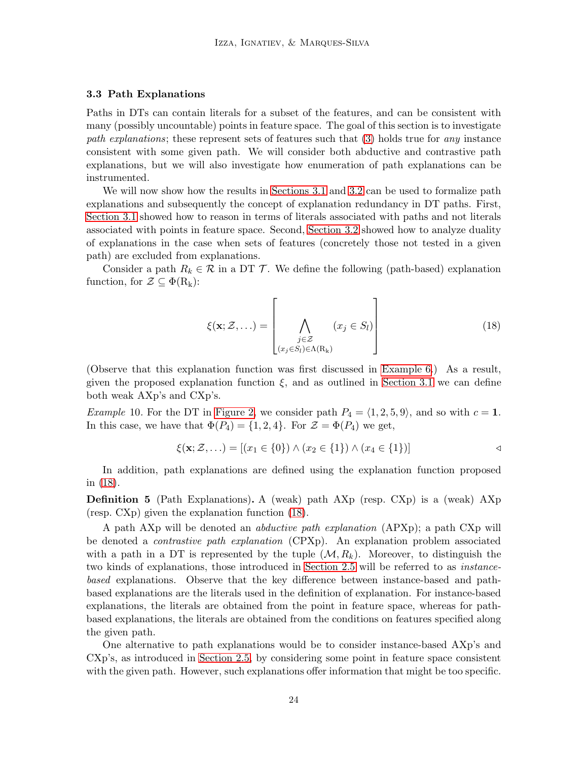### 3.3 Path Explanations

Paths in DTs can contain literals for a subset of the features, and can be consistent with many (possibly uncountable) points in feature space. The goal of this section is to investigate *path explanations*; these represent sets of features such that (3) holds true for *any* instance consistent with some given path. We will consider both abductive and contrastive path explanations, but we will also investigate how enumeration of path explanations can be instrumented.

We will now show how the results in Sections 3.1 and 3.2 can be used to formalize path explanations and subsequently the concept of explanation redundancy in DT paths. First, Section 3.1 showed how to reason in terms of literals associated with paths and not literals associated with points in feature space. Second, Section 3.2 showed how to analyze duality of explanations in the case when sets of features (concretely those not tested in a given path) are excluded from explanations.

Consider a path $R_k \in \mathcal{R}$ in a DT $\mathcal{T}$. We define the following (path-based) explanation function, for $\mathcal{Z} \subseteq \Phi(\mathrm{R_k})$:

$$\xi(\mathbf{x}; \mathcal{Z}, \ldots) = \left[ \bigwedge_{\substack{j \in \mathcal{Z} \\ (x_j \in S_l) \in \Lambda(\mathrm{R_k})}} (x_j \in S_l) \right] \tag{18}$$

(Observe that this explanation function was first discussed in Example 6.) As a result, given the proposed explanation function $\xi$, and as outlined in Section 3.1 we can define both weak AXp's and CXp's.

*Example* 10. For the DT in Figure 2, we consider path $P_4 = \langle 1, 2, 5, 9 \rangle$, and so with $c = \mathbf{1}$. In this case, we have that $\Phi(P_4) = \{1, 2, 4\}$. For $\mathcal{Z} = \Phi(P_4)$ we get,

$$\xi(\mathbf{x}; \mathcal{Z}, \ldots) = [(x_1 \in \{0\}) \wedge (x_2 \in \{1\}) \wedge (x_4 \in \{1\})] \qquad \triangleleft$$

In addition, path explanations are defined using the explanation function proposed in (18).

**Definition 5** (Path Explanations)**.** A (weak) path AXp (resp. CXp) is a (weak) AXp (resp. CXp) given the explanation function (18).

A path AXp will be denoted an *abductive path explanation* (APXp); a path CXp will be denoted a *contrastive path explanation* (CPXp). An explanation problem associated with a path in a DT is represented by the tuple $(\mathcal{M}, R_k)$. Moreover, to distinguish the two kinds of explanations, those introduced in Section 2.5 will be referred to as *instance-based* explanations. Observe that the key difference between instance-based and path-based explanations are the literals used in the definition of explanation. For instance-based explanations, the literals are obtained from the point in feature space, whereas for path-based explanations, the literals are obtained from the conditions on features specified along the given path.

One alternative to path explanations would be to consider instance-based AXp's and CXp's, as introduced in Section 2.5, by considering some point in feature space consistent with the given path. However, such explanations offer information that might be too specific.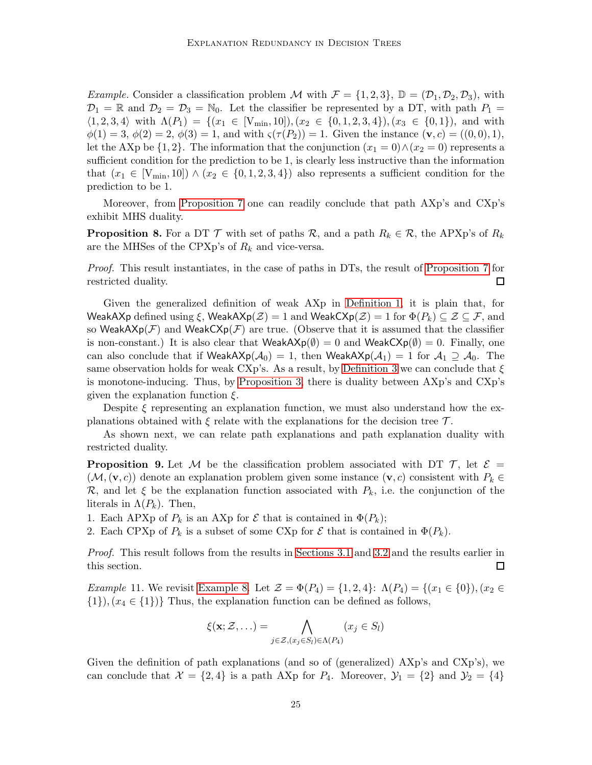*Example.* Consider a classification problem $\mathcal{M}$ with $\mathcal{F} = \{1, 2, 3\}$, $\mathbb{D} = (\mathcal{D}_1, \mathcal{D}_2, \mathcal{D}_3)$, with $\mathcal{D}_1 = \mathbb{R}$ and $\mathcal{D}_2 = \mathcal{D}_3 = \mathbb{N}_0$. Let the classifier be represented by a DT, with path $P_1 = \langle 1, 2, 3, 4 \rangle$ with $\Lambda(P_1) = \{(x_1 \in [\mathrm{V}_{\min}, 10]), (x_2 \in \{0, 1, 2, 3, 4\}), (x_3 \in \{0, 1\}),$ and with $\phi(1) = 3$, $\phi(2) = 2$, $\phi(3) = 1$, and with $\varsigma(\tau(P_2)) = 1$. Given the instance $(\mathbf{v}, c) = ((0, 0), 1)$, let the AXp be $\{1, 2\}$. The information that the conjunction $(x_1 = 0) \wedge (x_2 = 0)$ represents a sufficient condition for the prediction to be 1, is clearly less instructive than the information that $(x_1 \in [\mathrm{V}_{\min}, 10]) \wedge (x_2 \in \{0, 1, 2, 3, 4\})$ also represents a sufficient condition for the prediction to be 1.

Moreover, from Proposition 7 one can readily conclude that path AXp's and CXp's exhibit MHS duality.

**Proposition 8.** For a DT $\mathcal{T}$ with set of paths $\mathcal{R}$, and a path $R_k \in \mathcal{R}$, the APXp's of $R_k$ are the MHSes of the CPXp's of $R_k$ and vice-versa.

*Proof.* This result instantiates, in the case of paths in DTs, the result of Proposition 7 for restricted duality. $\square$

Given the generalized definition of weak AXp in Definition 1, it is plain that, for $\mathsf{WeakAXp}$ defined using $\xi$, $\mathsf{WeakAXp}(\mathcal{Z}) = 1$ and $\mathsf{WeakCXp}(\mathcal{Z}) = 1$ for $\Phi(P_k) \subseteq \mathcal{Z} \subseteq \mathcal{F}$, and so $\mathsf{WeakAXp}(\mathcal{F})$ and $\mathsf{WeakCXp}(\mathcal{F})$ are true. (Observe that it is assumed that the classifier is non-constant.) It is also clear that $\mathsf{WeakAXp}(\emptyset) = 0$ and $\mathsf{WeakCXp}(\emptyset) = 0$. Finally, one can also conclude that if $\mathsf{WeakAXp}(\mathcal{A}_0) = 1$, then $\mathsf{WeakAXp}(\mathcal{A}_1) = 1$ for $\mathcal{A}_1 \supseteq \mathcal{A}_0$. The same observation holds for weak CXp's. As a result, by Definition 3 we can conclude that $\xi$ is monotone-inducing. Thus, by Proposition 3, there is duality between AXp's and CXp's given the explanation function $\xi$.

Despite $\xi$ representing an explanation function, we must also understand how the explanations obtained with $\xi$ relate with the explanations for the decision tree $\mathcal{T}$.

As shown next, we can relate path explanations and path explanation duality with restricted duality.

**Proposition 9.** Let $\mathcal{M}$ be the classification problem associated with DT $\mathcal{T}$, let $\mathcal{E} = (\mathcal{M}, (\mathbf{v}, c))$ denote an explanation problem given some instance $(\mathbf{v}, c)$ consistent with $P_k \in \mathcal{R}$, and let $\xi$ be the explanation function associated with $P_k$, i.e. the conjunction of the literals in $\Lambda(P_k)$. Then,

1. Each APXp of $P_k$ is an AXp for $\mathcal{E}$ that is contained in $\Phi(P_k)$;
2. Each CPXp of $P_k$ is a subset of some CXp for $\mathcal{E}$ that is contained in $\Phi(P_k)$.

*Proof.* This result follows from the results in Sections 3.1 and 3.2 and the results earlier in this section. $\square$

*Example* 11. We revisit Example 8. Let $\mathcal{Z} = \Phi(P_4) = \{1, 2, 4\}$: $\Lambda(P_4) = \{(x_1 \in \{0\}), (x_2 \in \{1\}), (x_4 \in \{1\})\}$ Thus, the explanation function can be defined as follows,

$$\xi(\mathbf{x}; \mathcal{Z}, \ldots) = \bigwedge_{j \in \mathcal{Z}, (x_j \in S_l) \in \Lambda(P_4)} (x_j \in S_l)$$

Given the definition of path explanations (and so of (generalized) AXp's and CXp's), we can conclude that $\mathcal{X} = \{2, 4\}$ is a path AXp for $P_4$. Moreover, $\mathcal{Y}_1 = \{2\}$ and $\mathcal{Y}_2 = \{4\}$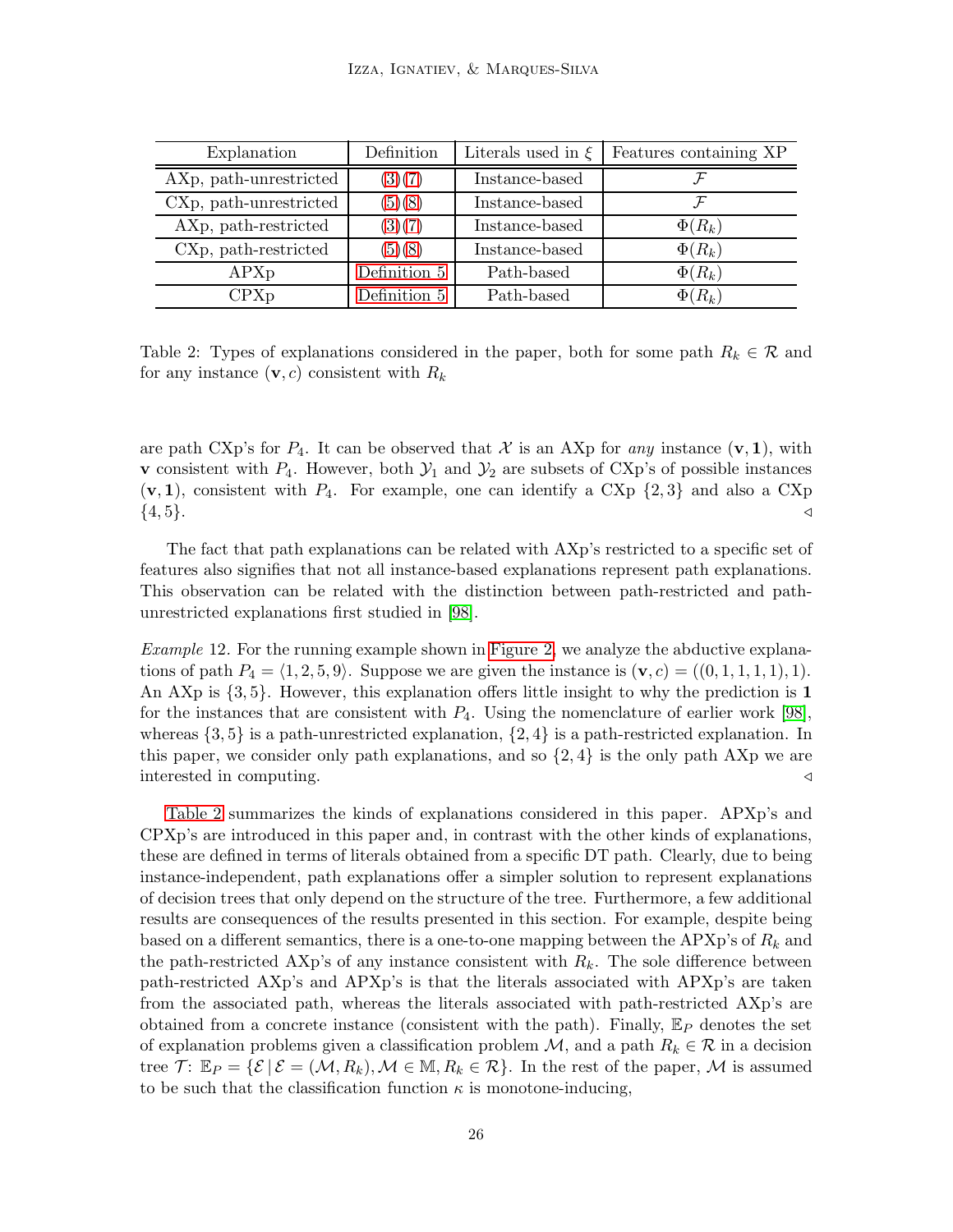| Explanation | Definition | Literals used in $\xi$ | Features containing XP |
|---|---|---|---|
| AXp, path-unrestricted | (3)(7) | Instance-based | $\mathcal{F}$ |
| CXp, path-unrestricted | (5)(8) | Instance-based | $\mathcal{F}$ |
| AXp, path-restricted | (3)(7) | Instance-based | $\Phi(R_k)$ |
| CXp, path-restricted | (5)(8) | Instance-based | $\Phi(R_k)$ |
| APXp | Definition 5 | Path-based | $\Phi(R_k)$ |
| CPXp | Definition 5 | Path-based | $\Phi(R_k)$ |

Table 2: Types of explanations considered in the paper, both for some path $R_k \in \mathcal{R}$ and for any instance $(\mathbf{v}, c)$ consistent with $R_k$

are path CXp's for $P_4$. It can be observed that $\mathcal{X}$ is an AXp for *any* instance $(\mathbf{v}, \mathbf{1})$, with $\mathbf{v}$ consistent with $P_4$. However, both $\mathcal{Y}_1$ and $\mathcal{Y}_2$ are subsets of CXp's of possible instances $(\mathbf{v}, \mathbf{1})$, consistent with $P_4$. For example, one can identify a CXp $\{2, 3\}$ and also a CXp $\{4, 5\}$. ◁

The fact that path explanations can be related with AXp's restricted to a specific set of features also signifies that not all instance-based explanations represent path explanations. This observation can be related with the distinction between path-restricted and path-unrestricted explanations first studied in [98].

*Example* 12. For the running example shown in Figure 2, we analyze the abductive explanations of path $P_4 = \langle 1, 2, 5, 9 \rangle$. Suppose we are given the instance is $(\mathbf{v}, c) = ((0, 1, 1, 1, 1), 1)$. An AXp is $\{3, 5\}$. However, this explanation offers little insight to why the prediction is $\mathbf{1}$ for the instances that are consistent with $P_4$. Using the nomenclature of earlier work [98], whereas $\{3, 5\}$ is a path-unrestricted explanation, $\{2, 4\}$ is a path-restricted explanation. In this paper, we consider only path explanations, and so $\{2, 4\}$ is the only path AXp we are interested in computing. ◁

Table 2 summarizes the kinds of explanations considered in this paper. APXp's and CPXp's are introduced in this paper and, in contrast with the other kinds of explanations, these are defined in terms of literals obtained from a specific DT path. Clearly, due to being instance-independent, path explanations offer a simpler solution to represent explanations of decision trees that only depend on the structure of the tree. Furthermore, a few additional results are consequences of the results presented in this section. For example, despite being based on a different semantics, there is a one-to-one mapping between the APXp's of $R_k$ and the path-restricted AXp's of any instance consistent with $R_k$. The sole difference between path-restricted AXp's and APXp's is that the literals associated with APXp's are taken from the associated path, whereas the literals associated with path-restricted AXp's are obtained from a concrete instance (consistent with the path). Finally, $\mathbb{E}_P$ denotes the set of explanation problems given a classification problem $\mathcal{M}$, and a path $R_k \in \mathcal{R}$ in a decision tree $\mathcal{T}$: $\mathbb{E}_P = \{\mathcal{E} \,|\, \mathcal{E} = (\mathcal{M}, R_k), \mathcal{M} \in \mathbb{M}, R_k \in \mathcal{R}\}$. In the rest of the paper, $\mathcal{M}$ is assumed to be such that the classification function $\kappa$ is monotone-inducing,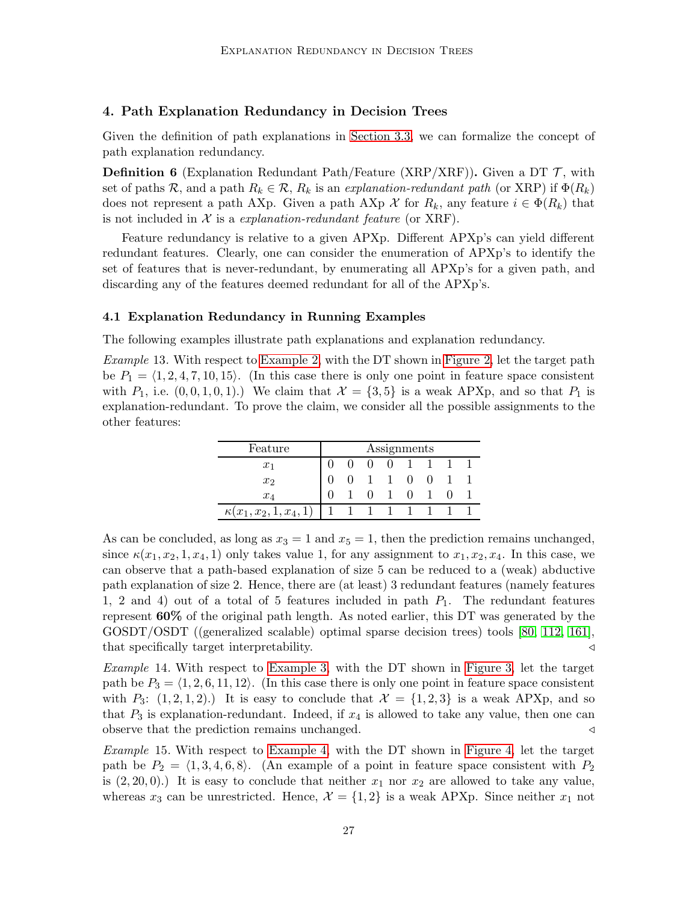## 4. Path Explanation Redundancy in Decision Trees

Given the definition of path explanations in Section 3.3, we can formalize the concept of path explanation redundancy.

**Definition 6** (Explanation Redundant Path/Feature (XRP/XRF))**.** Given a DT $\mathcal{T}$, with set of paths $\mathcal{R}$, and a path $R_k \in \mathcal{R}$, $R_k$ is an *explanation-redundant path* (or XRP) if $\Phi(R_k)$ does not represent a path AXp. Given a path AXp $\mathcal{X}$ for $R_k$, any feature $i \in \Phi(R_k)$ that is not included in $\mathcal{X}$ is a *explanation-redundant feature* (or XRF).

Feature redundancy is relative to a given APXp. Different APXp's can yield different redundant features. Clearly, one can consider the enumeration of APXp's to identify the set of features that is never-redundant, by enumerating all APXp's for a given path, and discarding any of the features deemed redundant for all of the APXp's.

### 4.1 Explanation Redundancy in Running Examples

The following examples illustrate path explanations and explanation redundancy.

*Example* 13. With respect to Example 2, with the DT shown in Figure 2, let the target path be $P_1 = \langle 1, 2, 4, 7, 10, 15 \rangle$. (In this case there is only one point in feature space consistent with $P_1$, i.e. $(0, 0, 1, 0, 1)$.) We claim that $\mathcal{X} = \{3, 5\}$ is a weak APXp, and so that $P_1$ is explanation-redundant. To prove the claim, we consider all the possible assignments to the other features:

| Feature | Assignments | | | | | | | |
|---|---|---|---|---|---|---|---|---|
| $x_1$ | 0 | 0 | 0 | 0 | 1 | 1 | 1 | 1 |
| $x_2$ | 0 | 0 | 1 | 1 | 0 | 0 | 1 | 1 |
| $x_4$ | 0 | 1 | 0 | 1 | 0 | 1 | 0 | 1 |
| $\kappa(x_1, x_2, 1, x_4, 1)$ | 1 | 1 | 1 | 1 | 1 | 1 | 1 | 1 |

As can be concluded, as long as $x_3 = 1$ and $x_5 = 1$, then the prediction remains unchanged, since $\kappa(x_1, x_2, 1, x_4, 1)$ only takes value 1, for any assignment to $x_1, x_2, x_4$. In this case, we can observe that a path-based explanation of size 5 can be reduced to a (weak) abductive path explanation of size 2. Hence, there are (at least) 3 redundant features (namely features 1, 2 and 4) out of a total of 5 features included in path $P_1$. The redundant features represent **60%** of the original path length. As noted earlier, this DT was generated by the GOSDT/OSDT ((generalized scalable) optimal sparse decision trees) tools [80, 112, 161], that specifically target interpretability. ◁

*Example* 14. With respect to Example 3, with the DT shown in Figure 3, let the target path be $P_3 = \langle 1, 2, 6, 11, 12 \rangle$. (In this case there is only one point in feature space consistent with $P_3$: $(1, 2, 1, 2)$.) It is easy to conclude that $\mathcal{X} = \{1, 2, 3\}$ is a weak APXp, and so that $P_3$ is explanation-redundant. Indeed, if $x_4$ is allowed to take any value, then one can observe that the prediction remains unchanged. ◁

*Example* 15. With respect to Example 4, with the DT shown in Figure 4, let the target path be $P_2 = \langle 1, 3, 4, 6, 8 \rangle$. (An example of a point in feature space consistent with $P_2$ is $(2, 20, 0)$.) It is easy to conclude that neither $x_1$ nor $x_2$ are allowed to take any value, whereas $x_3$ can be unrestricted. Hence, $\mathcal{X} = \{1, 2\}$ is a weak APXp. Since neither $x_1$ not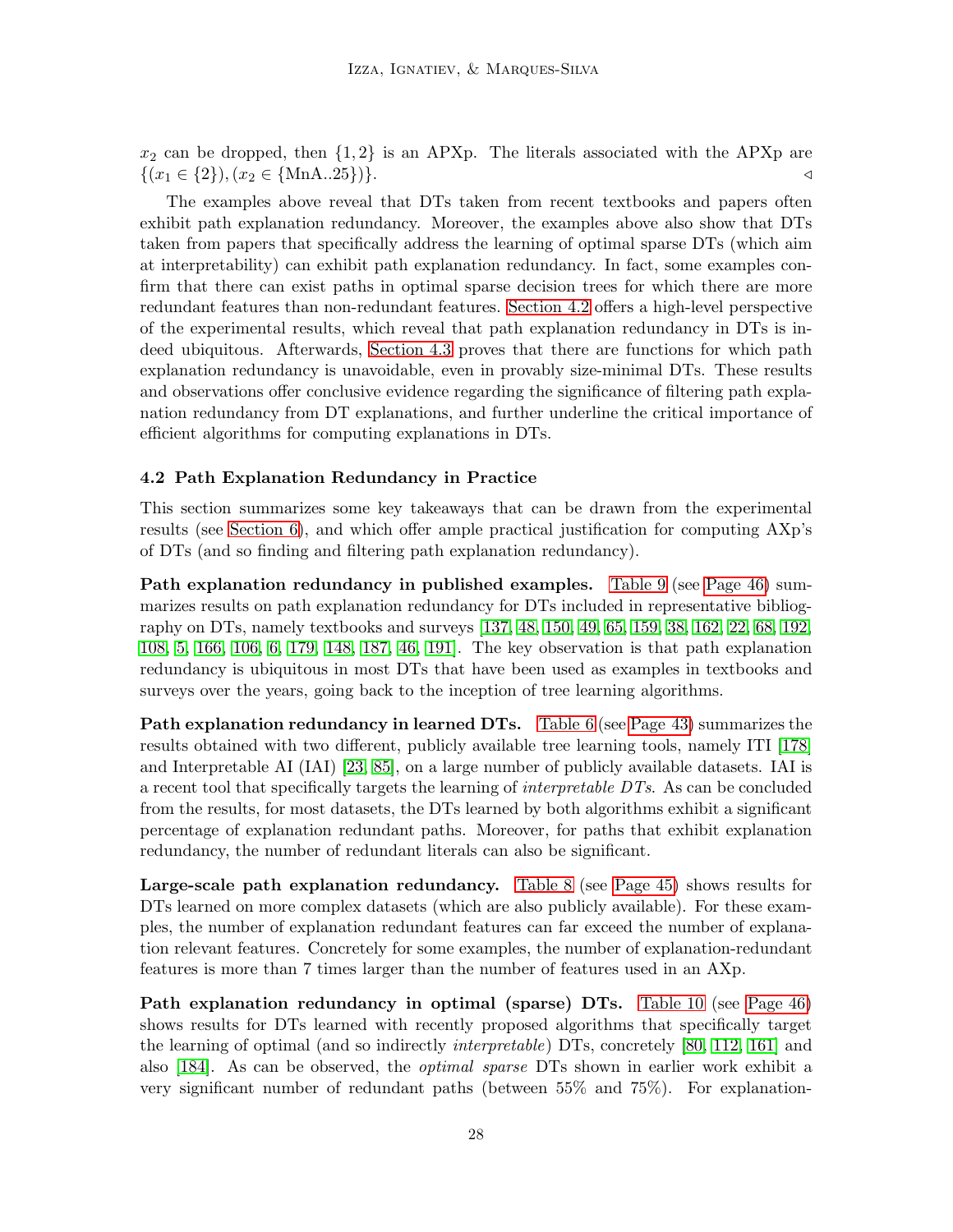$x_2$ can be dropped, then $\{1, 2\}$ is an APXp. The literals associated with the APXp are $\{(x_1 \in \{2\}), (x_2 \in \{\text{MnA..25}\})\}$. ◁

The examples above reveal that DTs taken from recent textbooks and papers often exhibit path explanation redundancy. Moreover, the examples above also show that DTs taken from papers that specifically address the learning of optimal sparse DTs (which aim at interpretability) can exhibit path explanation redundancy. In fact, some examples confirm that there can exist paths in optimal sparse decision trees for which there are more redundant features than non-redundant features. Section 4.2 offers a high-level perspective of the experimental results, which reveal that path explanation redundancy in DTs is indeed ubiquitous. Afterwards, Section 4.3 proves that there are functions for which path explanation redundancy is unavoidable, even in provably size-minimal DTs. These results and observations offer conclusive evidence regarding the significance of filtering path explanation redundancy from DT explanations, and further underline the critical importance of efficient algorithms for computing explanations in DTs.

### 4.2 Path Explanation Redundancy in Practice

This section summarizes some key takeaways that can be drawn from the experimental results (see Section 6), and which offer ample practical justification for computing AXp's of DTs (and so finding and filtering path explanation redundancy).

**Path explanation redundancy in published examples.** Table 9 (see Page 46) summarizes results on path explanation redundancy for DTs included in representative bibliography on DTs, namely textbooks and surveys [137, 48, 150, 49, 65, 159, 38, 162, 22, 68, 192, 108, 5, 166, 106, 6, 179, 148, 187, 46, 191]. The key observation is that path explanation redundancy is ubiquitous in most DTs that have been used as examples in textbooks and surveys over the years, going back to the inception of tree learning algorithms.

**Path explanation redundancy in learned DTs.** Table 6 (see Page 43) summarizes the results obtained with two different, publicly available tree learning tools, namely ITI [178] and Interpretable AI (IAI) [23, 85], on a large number of publicly available datasets. IAI is a recent tool that specifically targets the learning of *interpretable DTs*. As can be concluded from the results, for most datasets, the DTs learned by both algorithms exhibit a significant percentage of explanation redundant paths. Moreover, for paths that exhibit explanation redundancy, the number of redundant literals can also be significant.

**Large-scale path explanation redundancy.** Table 8 (see Page 45) shows results for DTs learned on more complex datasets (which are also publicly available). For these examples, the number of explanation redundant features can far exceed the number of explanation relevant features. Concretely for some examples, the number of explanation-redundant features is more than 7 times larger than the number of features used in an AXp.

**Path explanation redundancy in optimal (sparse) DTs.** Table 10 (see Page 46) shows results for DTs learned with recently proposed algorithms that specifically target the learning of optimal (and so indirectly *interpretable*) DTs, concretely [80, 112, 161] and also [184]. As can be observed, the *optimal sparse* DTs shown in earlier work exhibit a very significant number of redundant paths (between 55% and 75%). For explanation-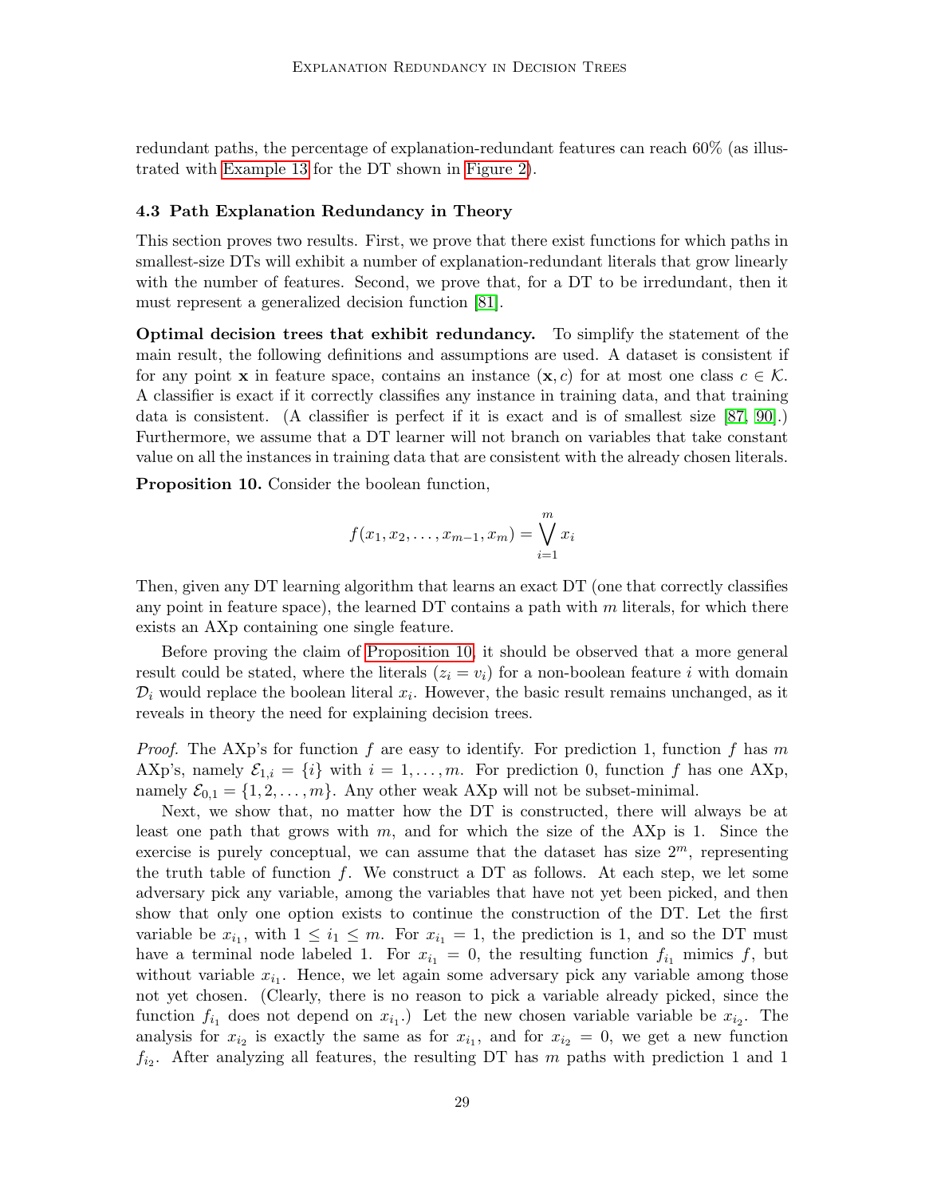redundant paths, the percentage of explanation-redundant features can reach 60% (as illustrated with Example 13 for the DT shown in Figure 2).

### 4.3 Path Explanation Redundancy in Theory

This section proves two results. First, we prove that there exist functions for which paths in smallest-size DTs will exhibit a number of explanation-redundant literals that grow linearly with the number of features. Second, we prove that, for a DT to be irredundant, then it must represent a generalized decision function [81].

**Optimal decision trees that exhibit redundancy.** To simplify the statement of the main result, the following definitions and assumptions are used. A dataset is consistent if for any point $\mathbf{x}$ in feature space, contains an instance $(\mathbf{x}, c)$ for at most one class $c \in \mathcal{K}$. A classifier is exact if it correctly classifies any instance in training data, and that training data is consistent. (A classifier is perfect if it is exact and is of smallest size [87, 90].) Furthermore, we assume that a DT learner will not branch on variables that take constant value on all the instances in training data that are consistent with the already chosen literals.

**Proposition 10.** Consider the boolean function,

$$f(x_1, x_2, \ldots, x_{m-1}, x_m) = \bigvee_{i=1}^{m} x_i$$

Then, given any DT learning algorithm that learns an exact DT (one that correctly classifies any point in feature space), the learned DT contains a path with $m$ literals, for which there exists an AXp containing one single feature.

Before proving the claim of Proposition 10, it should be observed that a more general result could be stated, where the literals $(z_i = v_i)$ for a non-boolean feature $i$ with domain $\mathcal{D}_i$ would replace the boolean literal $x_i$. However, the basic result remains unchanged, as it reveals in theory the need for explaining decision trees.

*Proof.* The AXp's for function $f$ are easy to identify. For prediction 1, function $f$ has $m$ AXp's, namely $\mathcal{E}_{1,i} = \{i\}$ with $i = 1, \ldots, m$. For prediction 0, function $f$ has one AXp, namely $\mathcal{E}_{0,1} = \{1, 2, \ldots, m\}$. Any other weak AXp will not be subset-minimal.

Next, we show that, no matter how the DT is constructed, there will always be at least one path that grows with $m$, and for which the size of the AXp is 1. Since the exercise is purely conceptual, we can assume that the dataset has size $2^m$, representing the truth table of function $f$. We construct a DT as follows. At each step, we let some adversary pick any variable, among the variables that have not yet been picked, and then show that only one option exists to continue the construction of the DT. Let the first variable be $x_{i_1}$, with $1 \leq i_1 \leq m$. For $x_{i_1} = 1$, the prediction is 1, and so the DT must have a terminal node labeled 1. For $x_{i_1} = 0$, the resulting function $f_{i_1}$ mimics $f$, but without variable $x_{i_1}$. Hence, we let again some adversary pick any variable among those not yet chosen. (Clearly, there is no reason to pick a variable already picked, since the function $f_{i_1}$ does not depend on $x_{i_1}$.) Let the new chosen variable variable be $x_{i_2}$. The analysis for $x_{i_2}$ is exactly the same as for $x_{i_1}$, and for $x_{i_2} = 0$, we get a new function $f_{i_2}$. After analyzing all features, the resulting DT has $m$ paths with prediction 1 and 1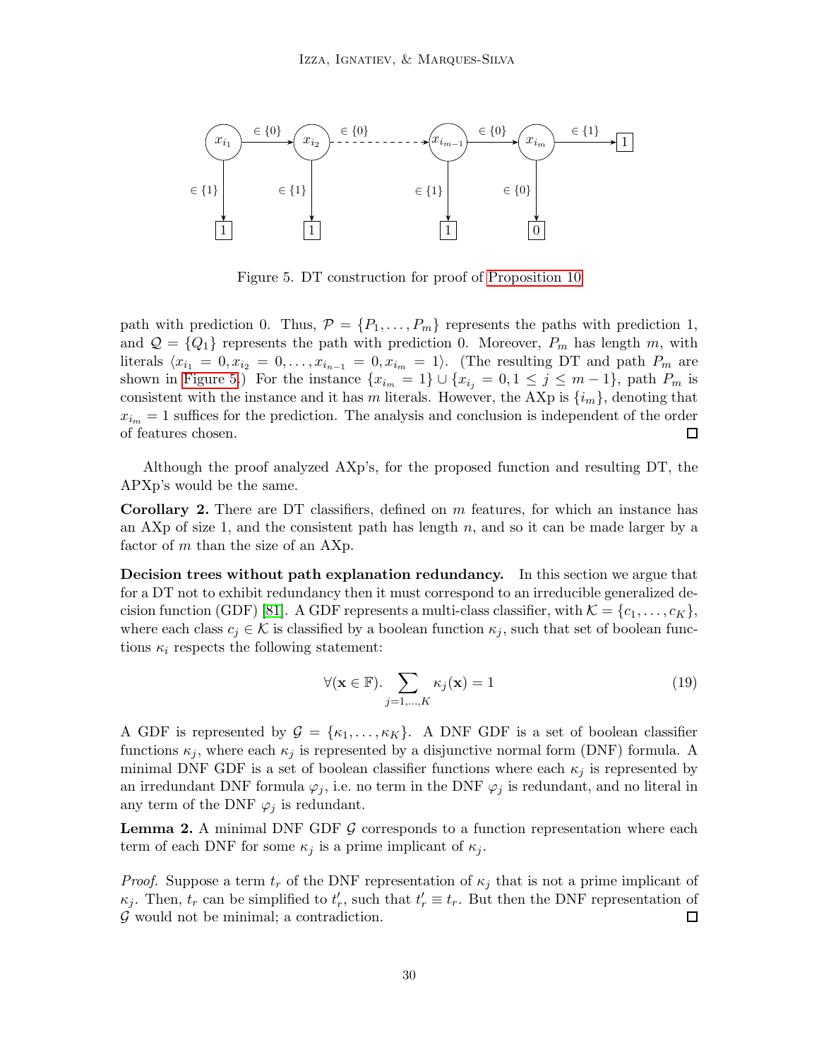Figure 5. DT construction for proof of Proposition 10

path with prediction 0. Thus, $\mathcal{P} = \{P_1, \ldots, P_m\}$ represents the paths with prediction 1, and $\mathcal{Q} = \{Q_1\}$ represents the path with prediction 0. Moreover, $P_m$ has length $m$, with literals $\langle x_{i_1} = 0, x_{i_2} = 0, \ldots, x_{i_{n-1}} = 0, x_{i_m} = 1\rangle$. (The resulting DT and path $P_m$ are shown in Figure 5.) For the instance $\{x_{i_m} = 1\} \cup \{x_{i_j} = 0, 1 \leq j \leq m-1\}$, path $P_m$ is consistent with the instance and it has $m$ literals. However, the AXp is $\{i_m\}$, denoting that $x_{i_m} = 1$ suffices for the prediction. The analysis and conclusion is independent of the order of features chosen. □

Although the proof analyzed AXp's, for the proposed function and resulting DT, the APXp's would be the same.

**Corollary 2.** There are DT classifiers, defined on $m$ features, for which an instance has an AXp of size 1, and the consistent path has length $n$, and so it can be made larger by a factor of $m$ than the size of an AXp.

**Decision trees without path explanation redundancy.** In this section we argue that for a DT not to exhibit redundancy then it must correspond to an irreducible generalized decision function (GDF) [81]. A GDF represents a multi-class classifier, with $\mathcal{K} = \{c_1, \ldots, c_K\}$, where each class $c_j \in \mathcal{K}$ is classified by a boolean function $\kappa_j$, such that set of boolean functions $\kappa_i$ respects the following statement:

$$\forall(\mathbf{x} \in \mathbb{F}). \sum_{j=1,\ldots,K} \kappa_j(\mathbf{x}) = 1 \tag{19}$$

A GDF is represented by $\mathcal{G} = \{\kappa_1, \ldots, \kappa_K\}$. A DNF GDF is a set of boolean classifier functions $\kappa_j$, where each $\kappa_j$ is represented by a disjunctive normal form (DNF) formula. A minimal DNF GDF is a set of boolean classifier functions where each $\kappa_j$ is represented by an irredundant DNF formula $\varphi_j$, i.e. no term in the DNF $\varphi_j$ is redundant, and no literal in any term of the DNF $\varphi_j$ is redundant.

**Lemma 2.** A minimal DNF GDF $\mathcal{G}$ corresponds to a function representation where each term of each DNF for some $\kappa_j$ is a prime implicant of $\kappa_j$.

*Proof.* Suppose a term $t_r$ of the DNF representation of $\kappa_j$ that is not a prime implicant of $\kappa_j$. Then, $t_r$ can be simplified to $t'_r$, such that $t'_r \equiv t_r$. But then the DNF representation of $\mathcal{G}$ would not be minimal; a contradiction. □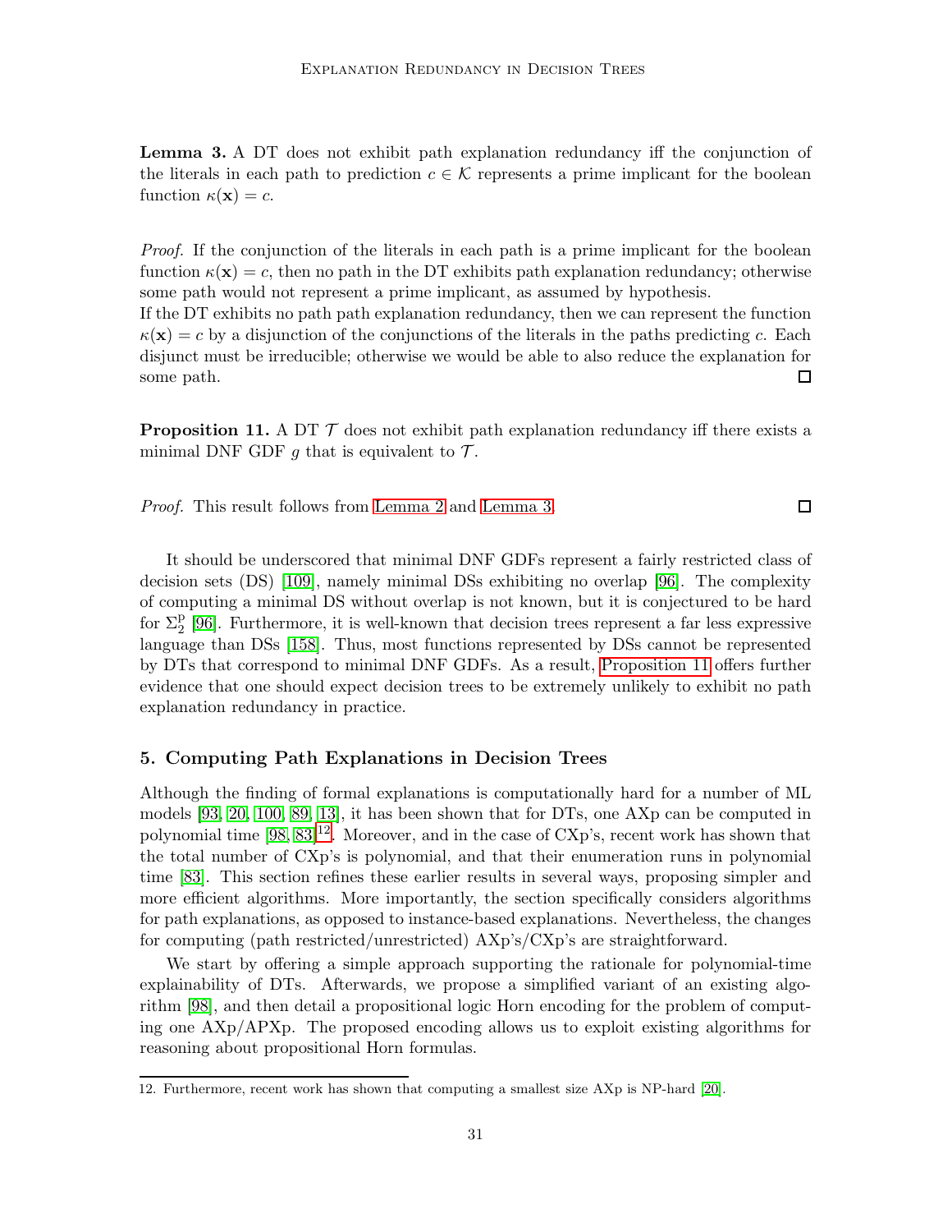**Lemma 3.** A DT does not exhibit path explanation redundancy iff the conjunction of the literals in each path to prediction $c \in \mathcal{K}$ represents a prime implicant for the boolean function $\kappa(\mathbf{x}) = c$.

*Proof.* If the conjunction of the literals in each path is a prime implicant for the boolean function $\kappa(\mathbf{x}) = c$, then no path in the DT exhibits path explanation redundancy; otherwise some path would not represent a prime implicant, as assumed by hypothesis.
If the DT exhibits no path path explanation redundancy, then we can represent the function $\kappa(\mathbf{x}) = c$ by a disjunction of the conjunctions of the literals in the paths predicting $c$. Each disjunct must be irreducible; otherwise we would be able to also reduce the explanation for some path. □

**Proposition 11.** A DT $\mathcal{T}$ does not exhibit path explanation redundancy iff there exists a minimal DNF GDF $g$ that is equivalent to $\mathcal{T}$.

*Proof.* This result follows from Lemma 2 and Lemma 3. □

It should be underscored that minimal DNF GDFs represent a fairly restricted class of decision sets (DS) [109], namely minimal DSs exhibiting no overlap [96]. The complexity of computing a minimal DS without overlap is not known, but it is conjectured to be hard for $\Sigma_2^{\text{P}}$ [96]. Furthermore, it is well-known that decision trees represent a far less expressive language than DSs [158]. Thus, most functions represented by DSs cannot be represented by DTs that correspond to minimal DNF GDFs. As a result, Proposition 11 offers further evidence that one should expect decision trees to be extremely unlikely to exhibit no path explanation redundancy in practice.

## 5. Computing Path Explanations in Decision Trees

Although the finding of formal explanations is computationally hard for a number of ML models [93, 20, 100, 89, 13], it has been shown that for DTs, one AXp can be computed in polynomial time [98, 83][12]. Moreover, and in the case of CXp's, recent work has shown that the total number of CXp's is polynomial, and that their enumeration runs in polynomial time [83]. This section refines these earlier results in several ways, proposing simpler and more efficient algorithms. More importantly, the section specifically considers algorithms for path explanations, as opposed to instance-based explanations. Nevertheless, the changes for computing (path restricted/unrestricted) AXp's/CXp's are straightforward.

We start by offering a simple approach supporting the rationale for polynomial-time explainability of DTs. Afterwards, we propose a simplified variant of an existing algorithm [98], and then detail a propositional logic Horn encoding for the problem of computing one AXp/APXp. The proposed encoding allows us to exploit existing algorithms for reasoning about propositional Horn formulas.

12. Furthermore, recent work has shown that computing a smallest size AXp is NP-hard [20].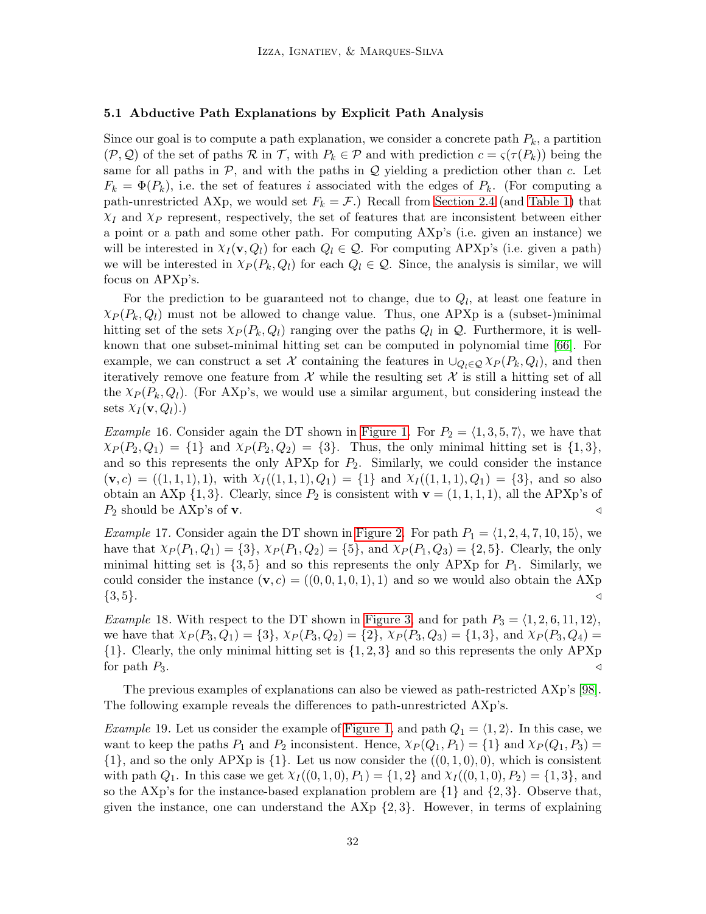### 5.1 Abductive Path Explanations by Explicit Path Analysis

Since our goal is to compute a path explanation, we consider a concrete path $P_k$, a partition $(\mathcal{P}, \mathcal{Q})$ of the set of paths $\mathcal{R}$ in $\mathcal{T}$, with $P_k \in \mathcal{P}$ and with prediction $c = \varsigma(\tau(P_k))$ being the same for all paths in $\mathcal{P}$, and with the paths in $\mathcal{Q}$ yielding a prediction other than $c$. Let $F_k = \Phi(P_k)$, i.e. the set of features $i$ associated with the edges of $P_k$. (For computing a path-unrestricted AXp, we would set $F_k = \mathcal{F}$.) Recall from Section 2.4 (and Table 1) that $\chi_I$ and $\chi_P$ represent, respectively, the set of features that are inconsistent between either a point or a path and some other path. For computing AXp's (i.e. given an instance) we will be interested in $\chi_I(\mathbf{v}, Q_l)$ for each $Q_l \in \mathcal{Q}$. For computing APXp's (i.e. given a path) we will be interested in $\chi_P(P_k, Q_l)$ for each $Q_l \in \mathcal{Q}$. Since, the analysis is similar, we will focus on APXp's.

For the prediction to be guaranteed not to change, due to $Q_l$, at least one feature in $\chi_P(P_k, Q_l)$ must not be allowed to change value. Thus, one APXp is a (subset-)minimal hitting set of the sets $\chi_P(P_k, Q_l)$ ranging over the paths $Q_l$ in $\mathcal{Q}$. Furthermore, it is well-known that one subset-minimal hitting set can be computed in polynomial time [66]. For example, we can construct a set $\mathcal{X}$ containing the features in $\cup_{Q_l \in \mathcal{Q}} \chi_P(P_k, Q_l)$, and then iteratively remove one feature from $\mathcal{X}$ while the resulting set $\mathcal{X}$ is still a hitting set of all the $\chi_P(P_k, Q_l)$. (For AXp's, we would use a similar argument, but considering instead the sets $\chi_I(\mathbf{v}, Q_l)$.)

*Example* 16. Consider again the DT shown in Figure 1. For $P_2 = \langle 1, 3, 5, 7\rangle$, we have that $\chi_P(P_2, Q_1) = \{1\}$ and $\chi_P(P_2, Q_2) = \{3\}$. Thus, the only minimal hitting set is $\{1, 3\}$, and so this represents the only APXp for $P_2$. Similarly, we could consider the instance $(\mathbf{v}, c) = ((1, 1, 1), 1)$, with $\chi_I((1, 1, 1), Q_1) = \{1\}$ and $\chi_I((1, 1, 1), Q_1) = \{3\}$, and so also obtain an AXp $\{1, 3\}$. Clearly, since $P_2$ is consistent with $\mathbf{v} = (1, 1, 1, 1)$, all the APXp's of $P_2$ should be AXp's of $\mathbf{v}$. $\triangleleft$

*Example* 17. Consider again the DT shown in Figure 2. For path $P_1 = \langle 1, 2, 4, 7, 10, 15\rangle$, we have that $\chi_P(P_1, Q_1) = \{3\}$, $\chi_P(P_1, Q_2) = \{5\}$, and $\chi_P(P_1, Q_3) = \{2, 5\}$. Clearly, the only minimal hitting set is $\{3, 5\}$ and so this represents the only APXp for $P_1$. Similarly, we could consider the instance $(\mathbf{v}, c) = ((0, 0, 1, 0, 1), 1)$ and so we would also obtain the AXp $\{3, 5\}$. $\triangleleft$

*Example* 18. With respect to the DT shown in Figure 3, and for path $P_3 = \langle 1, 2, 6, 11, 12\rangle$, we have that $\chi_P(P_3, Q_1) = \{3\}$, $\chi_P(P_3, Q_2) = \{2\}$, $\chi_P(P_3, Q_3) = \{1, 3\}$, and $\chi_P(P_3, Q_4) = \{1\}$. Clearly, the only minimal hitting set is $\{1, 2, 3\}$ and so this represents the only APXp for path $P_3$. $\triangleleft$

The previous examples of explanations can also be viewed as path-restricted AXp's [98]. The following example reveals the differences to path-unrestricted AXp's.

*Example* 19. Let us consider the example of Figure 1, and path $Q_1 = \langle 1, 2\rangle$. In this case, we want to keep the paths $P_1$ and $P_2$ inconsistent. Hence, $\chi_P(Q_1, P_1) = \{1\}$ and $\chi_P(Q_1, P_3) = \{1\}$, and so the only APXp is $\{1\}$. Let us now consider the $((0, 1, 0), 0)$, which is consistent with path $Q_1$. In this case we get $\chi_I((0, 1, 0), P_1) = \{1, 2\}$ and $\chi_I((0, 1, 0), P_2) = \{1, 3\}$, and so the AXp's for the instance-based explanation problem are $\{1\}$ and $\{2, 3\}$. Observe that, given the instance, one can understand the AXp $\{2, 3\}$. However, in terms of explaining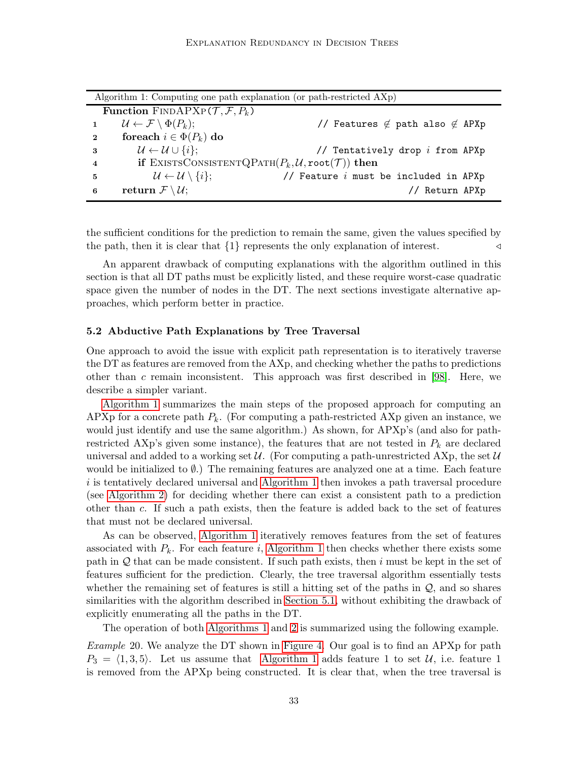Algorithm 1: Computing one path explanation (or path-restricted AXp)

```
   Function FindAPXp(T, F, P_k)
1      U ← F \ Φ(P_k);                         // Features ∉ path also ∉ APXp
2      foreach i ∈ Φ(P_k) do
3          U ← U ∪ {i};                        // Tentatively drop i from APXp
4          if ExistsConsistentQPath(P_k, U, root(T)) then
5              U ← U \ {i};                    // Feature i must be included in APXp
6      return F \ U;                           // Return APXp
```

the sufficient conditions for the prediction to remain the same, given the values specified by the path, then it is clear that $\{1\}$ represents the only explanation of interest. ◁

An apparent drawback of computing explanations with the algorithm outlined in this section is that all DT paths must be explicitly listed, and these require worst-case quadratic space given the number of nodes in the DT. The next sections investigate alternative approaches, which perform better in practice.

### 5.2 Abductive Path Explanations by Tree Traversal

One approach to avoid the issue with explicit path representation is to iteratively traverse the DT as features are removed from the AXp, and checking whether the paths to predictions other than $c$ remain inconsistent. This approach was first described in [98]. Here, we describe a simpler variant.

Algorithm 1 summarizes the main steps of the proposed approach for computing an APXp for a concrete path $P_k$. (For computing a path-restricted AXp given an instance, we would just identify and use the same algorithm.) As shown, for APXp's (and also for path-restricted AXp's given some instance), the features that are not tested in $P_k$ are declared universal and added to a working set $\mathcal{U}$. (For computing a path-unrestricted AXp, the set $\mathcal{U}$ would be initialized to $\emptyset$.) The remaining features are analyzed one at a time. Each feature $i$ is tentatively declared universal and Algorithm 1 then invokes a path traversal procedure (see Algorithm 2) for deciding whether there can exist a consistent path to a prediction other than $c$. If such a path exists, then the feature is added back to the set of features that must not be declared universal.

As can be observed, Algorithm 1 iteratively removes features from the set of features associated with $P_k$. For each feature $i$, Algorithm 1 then checks whether there exists some path in $\mathcal{Q}$ that can be made consistent. If such path exists, then $i$ must be kept in the set of features sufficient for the prediction. Clearly, the tree traversal algorithm essentially tests whether the remaining set of features is still a hitting set of the paths in $\mathcal{Q}$, and so shares similarities with the algorithm described in Section 5.1, without exhibiting the drawback of explicitly enumerating all the paths in the DT.

The operation of both Algorithms 1 and 2 is summarized using the following example.

*Example* 20. We analyze the DT shown in Figure 4. Our goal is to find an APXp for path $P_3 = \langle 1, 3, 5\rangle$. Let us assume that Algorithm 1 adds feature 1 to set $\mathcal{U}$, i.e. feature 1 is removed from the APXp being constructed. It is clear that, when the tree traversal is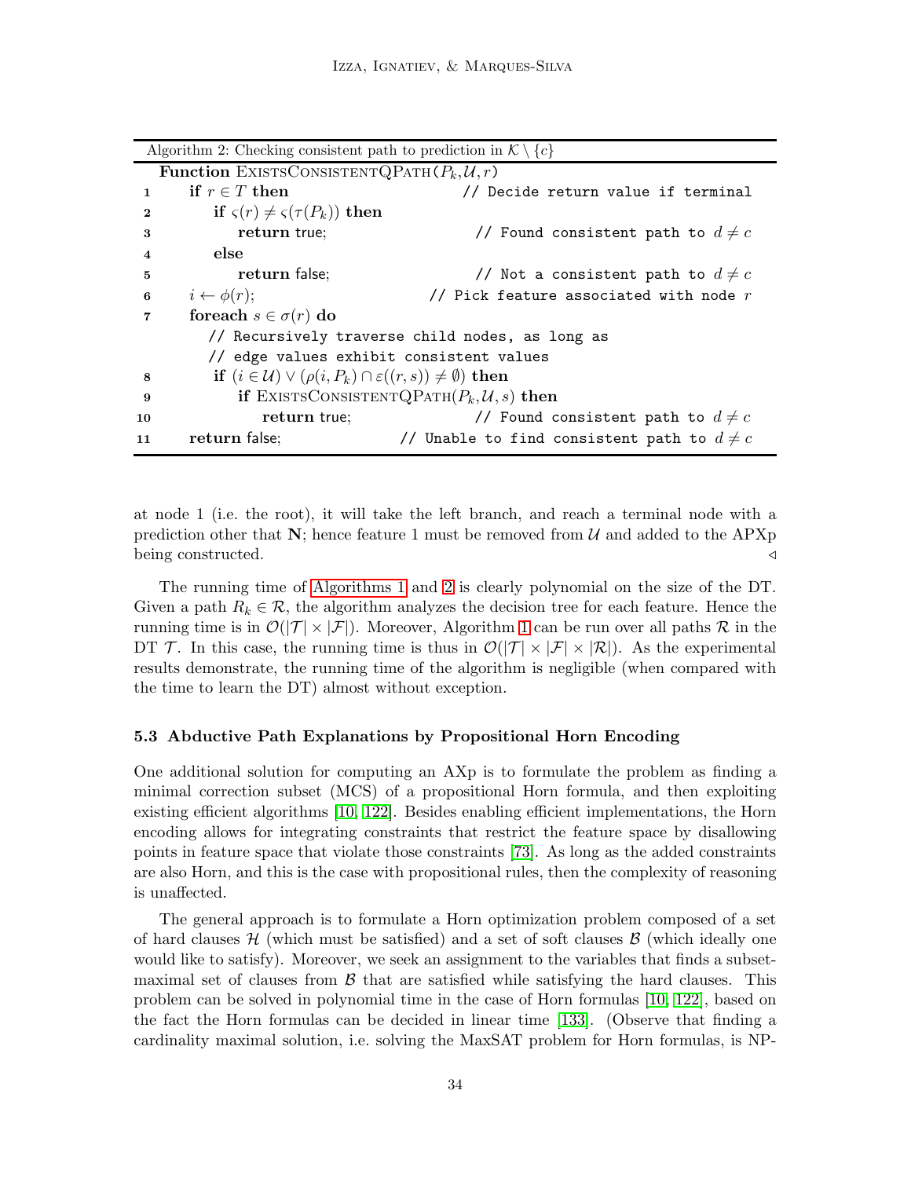Algorithm 2: Checking consistent path to prediction in $\mathcal{K} \setminus \{c\}$

```
   Function ExistsConsistentQPath(P_k, U, r)
1      if r ∈ T then                          // Decide return value if terminal
2          if ς(r) ≠ ς(τ(P_k)) then
3              return true;                    // Found consistent path to d ≠ c
4          else
5              return false;                   // Not a consistent path to d ≠ c
6      i ← φ(r);                              // Pick feature associated with node r
7      foreach s ∈ σ(r) do
           // Recursively traverse child nodes, as long as
           // edge values exhibit consistent values
8          if (i ∈ U) ∨ (ρ(i, P_k) ∩ ε((r, s)) ≠ ∅) then
9              if ExistsConsistentQPath(P_k, U, s) then
10                 return true;                // Found consistent path to d ≠ c
11     return false;                          // Unable to find consistent path to d ≠ c
```

at node 1 (i.e. the root), it will take the left branch, and reach a terminal node with a prediction other that **N**; hence feature 1 must be removed from $\mathcal{U}$ and added to the APXp being constructed. ◁

The running time of Algorithms 1 and 2 is clearly polynomial on the size of the DT. Given a path $R_k \in \mathcal{R}$, the algorithm analyzes the decision tree for each feature. Hence the running time is in $\mathcal{O}(|\mathcal{T}| \times |\mathcal{F}|)$. Moreover, Algorithm 1 can be run over all paths $\mathcal{R}$ in the DT $\mathcal{T}$. In this case, the running time is thus in $\mathcal{O}(|\mathcal{T}| \times |\mathcal{F}| \times |\mathcal{R}|)$. As the experimental results demonstrate, the running time of the algorithm is negligible (when compared with the time to learn the DT) almost without exception.

### 5.3 Abductive Path Explanations by Propositional Horn Encoding

One additional solution for computing an AXp is to formulate the problem as finding a minimal correction subset (MCS) of a propositional Horn formula, and then exploiting existing efficient algorithms [10, 122]. Besides enabling efficient implementations, the Horn encoding allows for integrating constraints that restrict the feature space by disallowing points in feature space that violate those constraints [73]. As long as the added constraints are also Horn, and this is the case with propositional rules, then the complexity of reasoning is unaffected.

The general approach is to formulate a Horn optimization problem composed of a set of hard clauses $\mathcal{H}$ (which must be satisfied) and a set of soft clauses $\mathcal{B}$ (which ideally one would like to satisfy). Moreover, we seek an assignment to the variables that finds a subset-maximal set of clauses from $\mathcal{B}$ that are satisfied while satisfying the hard clauses. This problem can be solved in polynomial time in the case of Horn formulas [10, 122], based on the fact the Horn formulas can be decided in linear time [133]. (Observe that finding a cardinality maximal solution, i.e. solving the MaxSAT problem for Horn formulas, is NP-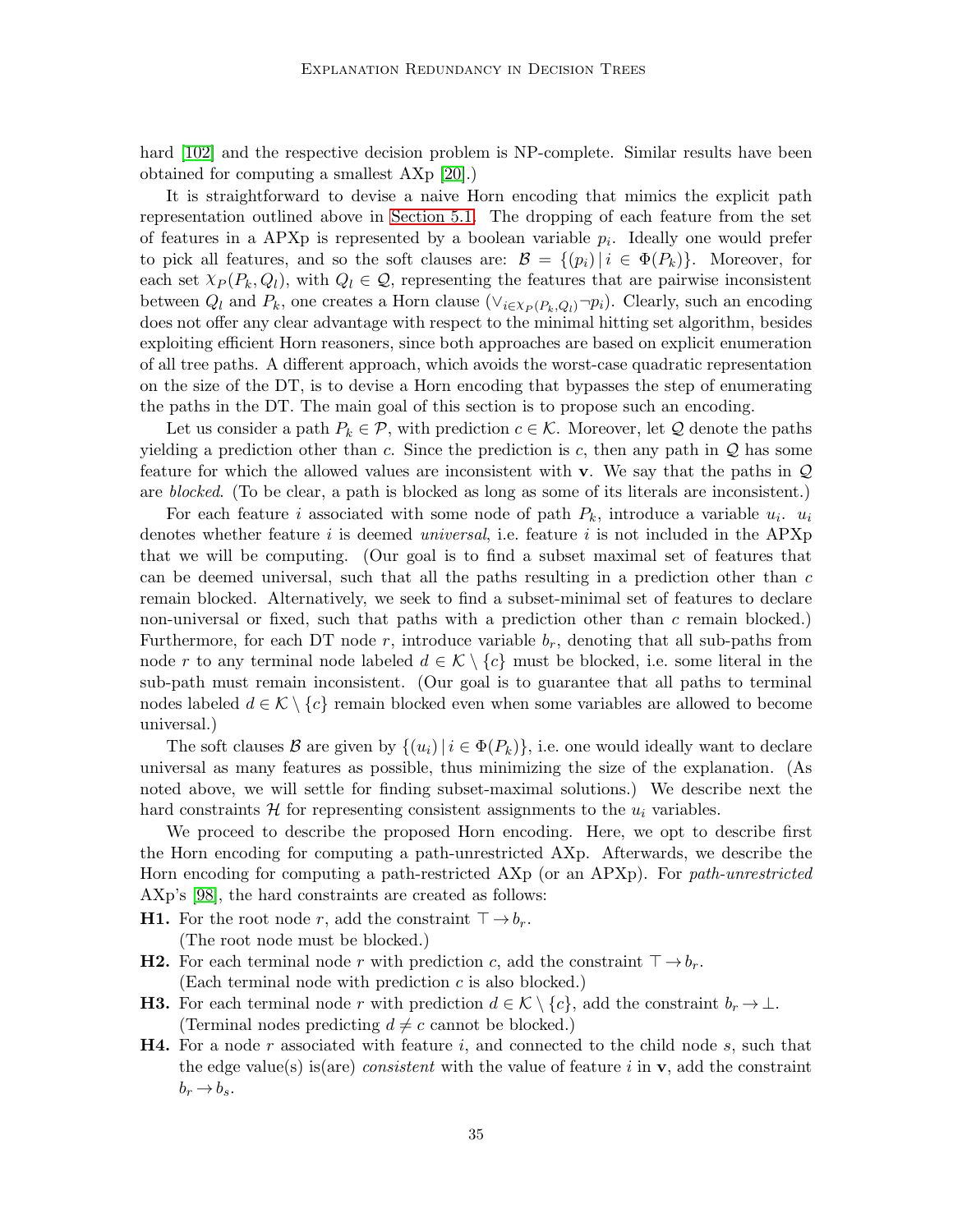hard [102] and the respective decision problem is NP-complete. Similar results have been obtained for computing a smallest AXp [20].)

It is straightforward to devise a naive Horn encoding that mimics the explicit path representation outlined above in Section 5.1. The dropping of each feature from the set of features in a APXp is represented by a boolean variable $p_i$. Ideally one would prefer to pick all features, and so the soft clauses are: $\mathcal{B} = \{(p_i) \,|\, i \in \Phi(P_k)\}$. Moreover, for each set $\chi_P(P_k, Q_l)$, with $Q_l \in \mathcal{Q}$, representing the features that are pairwise inconsistent between $Q_l$ and $P_k$, one creates a Horn clause $(\vee_{i \in \chi_P(P_k,Q_l)} \neg p_i)$. Clearly, such an encoding does not offer any clear advantage with respect to the minimal hitting set algorithm, besides exploiting efficient Horn reasoners, since both approaches are based on explicit enumeration of all tree paths. A different approach, which avoids the worst-case quadratic representation on the size of the DT, is to devise a Horn encoding that bypasses the step of enumerating the paths in the DT. The main goal of this section is to propose such an encoding.

Let us consider a path $P_k \in \mathcal{P}$, with prediction $c \in \mathcal{K}$. Moreover, let $\mathcal{Q}$ denote the paths yielding a prediction other than $c$. Since the prediction is $c$, then any path in $\mathcal{Q}$ has some feature for which the allowed values are inconsistent with $\mathbf{v}$. We say that the paths in $\mathcal{Q}$ are *blocked*. (To be clear, a path is blocked as long as some of its literals are inconsistent.)

For each feature $i$ associated with some node of path $P_k$, introduce a variable $u_i$. $u_i$ denotes whether feature $i$ is deemed *universal*, i.e. feature $i$ is not included in the APXp that we will be computing. (Our goal is to find a subset maximal set of features that can be deemed universal, such that all the paths resulting in a prediction other than $c$ remain blocked. Alternatively, we seek to find a subset-minimal set of features to declare non-universal or fixed, such that paths with a prediction other than $c$ remain blocked.) Furthermore, for each DT node $r$, introduce variable $b_r$, denoting that all sub-paths from node $r$ to any terminal node labeled $d \in \mathcal{K} \setminus \{c\}$ must be blocked, i.e. some literal in the sub-path must remain inconsistent. (Our goal is to guarantee that all paths to terminal nodes labeled $d \in \mathcal{K} \setminus \{c\}$ remain blocked even when some variables are allowed to become universal.)

The soft clauses $\mathcal{B}$ are given by $\{(u_i) \,|\, i \in \Phi(P_k)\}$, i.e. one would ideally want to declare universal as many features as possible, thus minimizing the size of the explanation. (As noted above, we will settle for finding subset-maximal solutions.) We describe next the hard constraints $\mathcal{H}$ for representing consistent assignments to the $u_i$ variables.

We proceed to describe the proposed Horn encoding. Here, we opt to describe first the Horn encoding for computing a path-unrestricted AXp. Afterwards, we describe the Horn encoding for computing a path-restricted AXp (or an APXp). For *path-unrestricted* AXp's [98], the hard constraints are created as follows:

**H1.** For the root node $r$, add the constraint $\top \rightarrow b_r$.
(The root node must be blocked.)

**H2.** For each terminal node $r$ with prediction $c$, add the constraint $\top \rightarrow b_r$.
(Each terminal node with prediction $c$ is also blocked.)

**H3.** For each terminal node $r$ with prediction $d \in \mathcal{K} \setminus \{c\}$, add the constraint $b_r \rightarrow \bot$.
(Terminal nodes predicting $d \neq c$ cannot be blocked.)

**H4.** For a node $r$ associated with feature $i$, and connected to the child node $s$, such that the edge value(s) is(are) *consistent* with the value of feature $i$ in $\mathbf{v}$, add the constraint $b_r \rightarrow b_s$.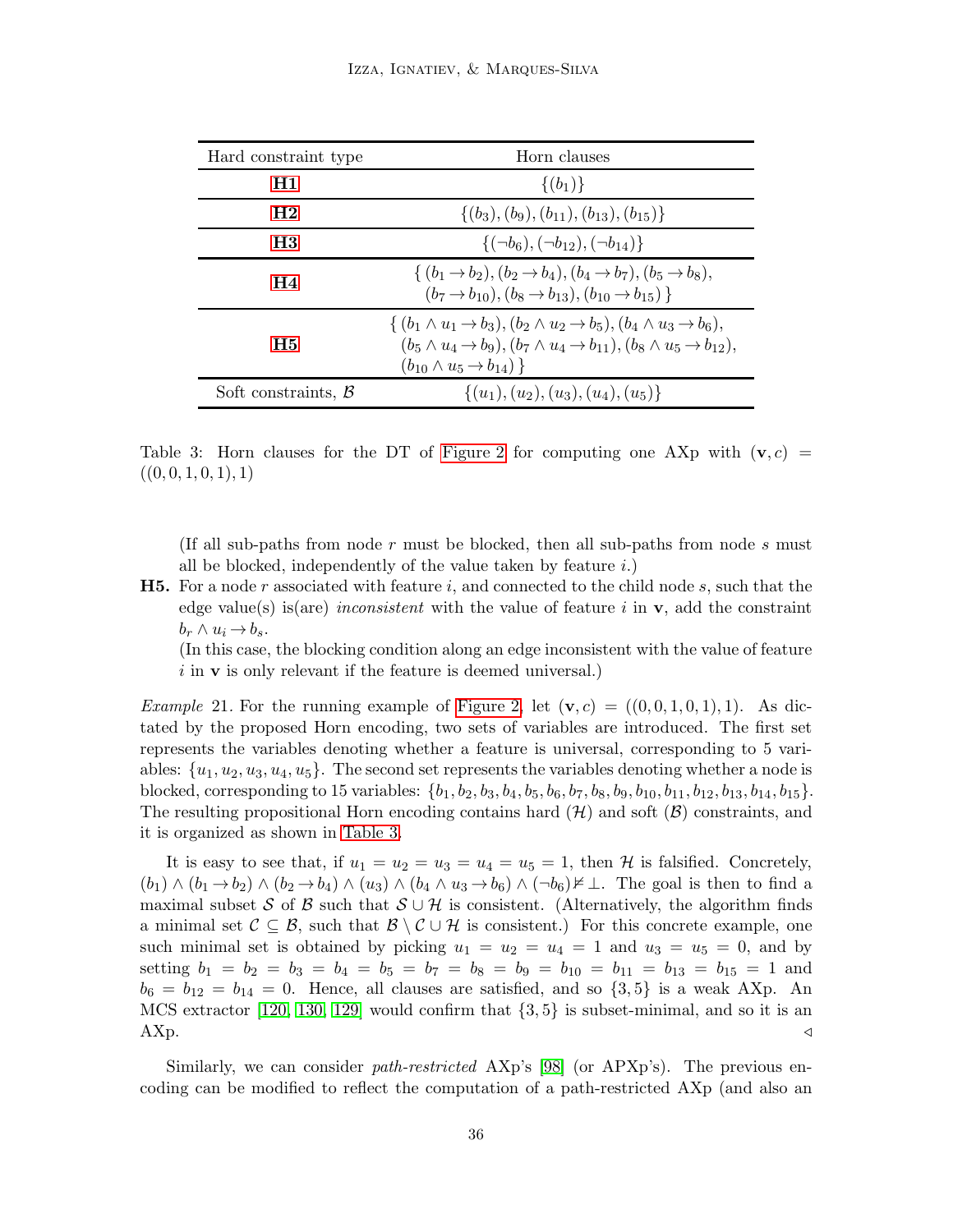| Hard constraint type | Horn clauses |
|---|---|
| **H1** | $\{(b_1)\}$ |
| **H2** | $\{(b_3), (b_9), (b_{11}), (b_{13}), (b_{15})\}$ |
| **H3** | $\{(\neg b_6), (\neg b_{12}), (\neg b_{14})\}$ |
| **H4** | $\{ (b_1 \rightarrow b_2), (b_2 \rightarrow b_4), (b_4 \rightarrow b_7), (b_5 \rightarrow b_8), (b_7 \rightarrow b_{10}), (b_8 \rightarrow b_{13}), (b_{10} \rightarrow b_{15}) \}$ |
| **H5** | $\{ (b_1 \wedge u_1 \rightarrow b_3), (b_2 \wedge u_2 \rightarrow b_5), (b_4 \wedge u_3 \rightarrow b_6), (b_5 \wedge u_4 \rightarrow b_9), (b_7 \wedge u_4 \rightarrow b_{11}), (b_8 \wedge u_5 \rightarrow b_{12}), (b_{10} \wedge u_5 \rightarrow b_{14}) \}$ |
| Soft constraints, $\mathcal{B}$ | $\{(u_1), (u_2), (u_3), (u_4), (u_5)\}$ |

Table 3: Horn clauses for the DT of Figure 2 for computing one AXp with $(\mathbf{v}, c) = ((0, 0, 1, 0, 1), 1)$

(If all sub-paths from node $r$ must be blocked, then all sub-paths from node $s$ must all be blocked, independently of the value taken by feature $i$.)

**H5.** For a node $r$ associated with feature $i$, and connected to the child node $s$, such that the edge value(s) is(are) *inconsistent* with the value of feature $i$ in $\mathbf{v}$, add the constraint $b_r \wedge u_i \rightarrow b_s$.
(In this case, the blocking condition along an edge inconsistent with the value of feature $i$ in $\mathbf{v}$ is only relevant if the feature is deemed universal.)

*Example* 21. For the running example of Figure 2, let $(\mathbf{v}, c) = ((0, 0, 1, 0, 1), 1)$. As dictated by the proposed Horn encoding, two sets of variables are introduced. The first set represents the variables denoting whether a feature is universal, corresponding to 5 variables: $\{u_1, u_2, u_3, u_4, u_5\}$. The second set represents the variables denoting whether a node is blocked, corresponding to 15 variables: $\{b_1, b_2, b_3, b_4, b_5, b_6, b_7, b_8, b_9, b_{10}, b_{11}, b_{12}, b_{13}, b_{14}, b_{15}\}$. The resulting propositional Horn encoding contains hard ($\mathcal{H}$) and soft ($\mathcal{B}$) constraints, and it is organized as shown in Table 3.

It is easy to see that, if $u_1 = u_2 = u_3 = u_4 = u_5 = 1$, then $\mathcal{H}$ is falsified. Concretely, $(b_1) \wedge (b_1 \rightarrow b_2) \wedge (b_2 \rightarrow b_4) \wedge (u_3) \wedge (b_4 \wedge u_3 \rightarrow b_6) \wedge (\neg b_6) \nvDash \bot$. The goal is then to find a maximal subset $\mathcal{S}$ of $\mathcal{B}$ such that $\mathcal{S} \cup \mathcal{H}$ is consistent. (Alternatively, the algorithm finds a minimal set $\mathcal{C} \subseteq \mathcal{B}$, such that $\mathcal{B} \setminus \mathcal{C} \cup \mathcal{H}$ is consistent.) For this concrete example, one such minimal set is obtained by picking $u_1 = u_2 = u_4 = 1$ and $u_3 = u_5 = 0$, and by setting $b_1 = b_2 = b_3 = b_4 = b_5 = b_7 = b_8 = b_9 = b_{10} = b_{11} = b_{13} = b_{15} = 1$ and $b_6 = b_{12} = b_{14} = 0$. Hence, all clauses are satisfied, and so $\{3, 5\}$ is a weak AXp. An MCS extractor [120, 130, 129] would confirm that $\{3, 5\}$ is subset-minimal, and so it is an AXp. ◁

Similarly, we can consider *path-restricted* AXp's [98] (or APXp's). The previous encoding can be modified to reflect the computation of a path-restricted AXp (and also an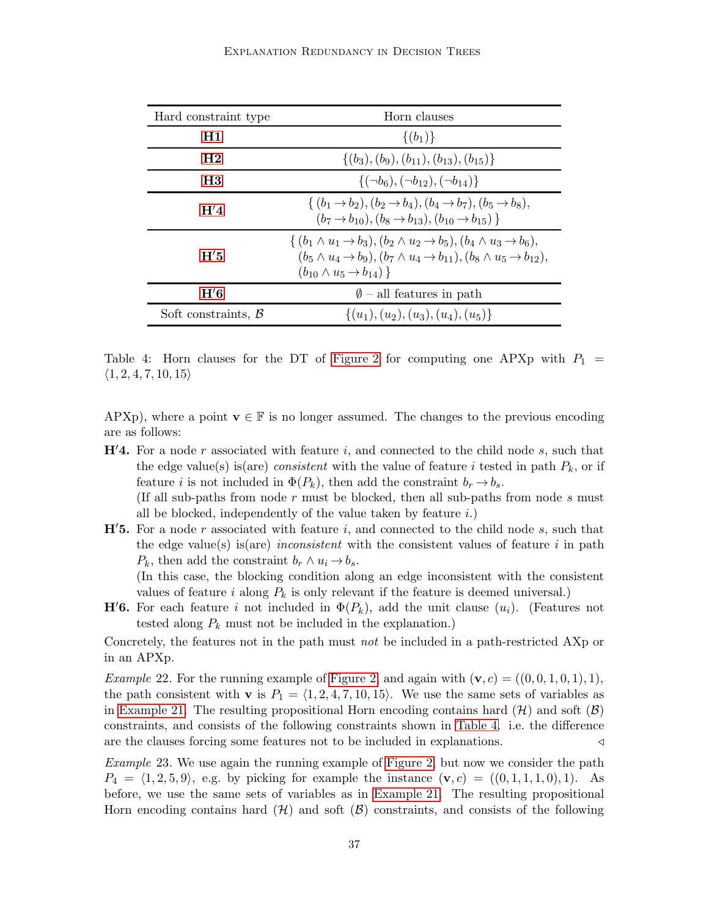| Hard constraint type | Horn clauses |
| --- | --- |
| **H1** | $\{(b_1)\}$ |
| **H2** | $\{(b_3), (b_9), (b_{11}), (b_{13}), (b_{15})\}$ |
| **H3** | $\{(\neg b_6), (\neg b_{12}), (\neg b_{14})\}$ |
| **H′4** | $\{ (b_1 \rightarrow b_2), (b_2 \rightarrow b_4), (b_4 \rightarrow b_7), (b_5 \rightarrow b_8), (b_7 \rightarrow b_{10}), (b_8 \rightarrow b_{13}), (b_{10} \rightarrow b_{15}) \}$ |
| **H′5** | $\{ (b_1 \wedge u_1 \rightarrow b_3), (b_2 \wedge u_2 \rightarrow b_5), (b_4 \wedge u_3 \rightarrow b_6), (b_5 \wedge u_4 \rightarrow b_9), (b_7 \wedge u_4 \rightarrow b_{11}), (b_8 \wedge u_5 \rightarrow b_{12}), (b_{10} \wedge u_5 \rightarrow b_{14}) \}$ |
| **H′6** | $\emptyset$ – all features in path |
| Soft constraints, $\mathcal{B}$ | $\{(u_1), (u_2), (u_3), (u_4), (u_5)\}$ |

Table 4: Horn clauses for the DT of Figure 2 for computing one APXp with $P_1 = \langle 1, 2, 4, 7, 10, 15 \rangle$

APXp), where a point $\mathbf{v} \in \mathbb{F}$ is no longer assumed. The changes to the previous encoding are as follows:

**H′4.** For a node $r$ associated with feature $i$, and connected to the child node $s$, such that the edge value(s) is(are) *consistent* with the value of feature $i$ tested in path $P_k$, or if feature $i$ is not included in $\Phi(P_k)$, then add the constraint $b_r \rightarrow b_s$.
(If all sub-paths from node $r$ must be blocked, then all sub-paths from node $s$ must all be blocked, independently of the value taken by feature $i$.)

**H′5.** For a node $r$ associated with feature $i$, and connected to the child node $s$, such that the edge value(s) is(are) *inconsistent* with the consistent values of feature $i$ in path $P_k$, then add the constraint $b_r \wedge u_i \rightarrow b_s$.
(In this case, the blocking condition along an edge inconsistent with the consistent values of feature $i$ along $P_k$ is only relevant if the feature is deemed universal.)

**H′6.** For each feature $i$ not included in $\Phi(P_k)$, add the unit clause $(u_i)$. (Features not tested along $P_k$ must not be included in the explanation.)

Concretely, the features not in the path must *not* be included in a path-restricted AXp or in an APXp.

*Example* 22. For the running example of Figure 2, and again with $(\mathbf{v}, c) = ((0, 0, 1, 0, 1), 1)$, the path consistent with $\mathbf{v}$ is $P_1 = \langle 1, 2, 4, 7, 10, 15 \rangle$. We use the same sets of variables as in Example 21. The resulting propositional Horn encoding contains hard ($\mathcal{H}$) and soft ($\mathcal{B}$) constraints, and consists of the following constraints shown in Table 4, i.e. the difference are the clauses forcing some features not to be included in explanations. ◁

*Example* 23. We use again the running example of Figure 2, but now we consider the path $P_4 = \langle 1, 2, 5, 9 \rangle$, e.g. by picking for example the instance $(\mathbf{v}, c) = ((0, 1, 1, 1, 0), 1)$. As before, we use the same sets of variables as in Example 21. The resulting propositional Horn encoding contains hard ($\mathcal{H}$) and soft ($\mathcal{B}$) constraints, and consists of the following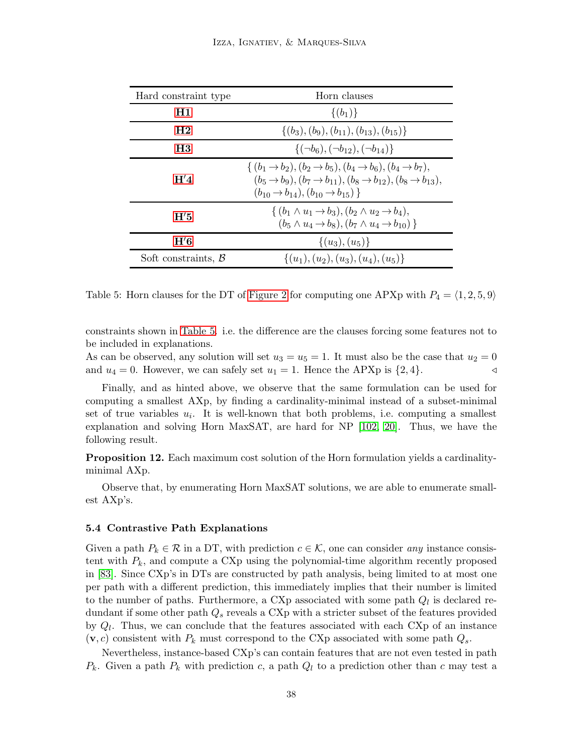| Hard constraint type | Horn clauses |
| --- | --- |
| **H1** | $\{(b_1)\}$ |
| **H2** | $\{(b_3), (b_9), (b_{11}), (b_{13}), (b_{15})\}$ |
| **H3** | $\{(\neg b_6), (\neg b_{12}), (\neg b_{14})\}$ |
| **H′4** | $\{ (b_1 \rightarrow b_2), (b_2 \rightarrow b_5), (b_4 \rightarrow b_6), (b_4 \rightarrow b_7),$ $(b_5 \rightarrow b_9), (b_7 \rightarrow b_{11}), (b_8 \rightarrow b_{12}), (b_8 \rightarrow b_{13}),$ $(b_{10} \rightarrow b_{14}), (b_{10} \rightarrow b_{15}) \}$ |
| **H′5** | $\{ (b_1 \wedge u_1 \rightarrow b_3), (b_2 \wedge u_2 \rightarrow b_4),$ $(b_5 \wedge u_4 \rightarrow b_8), (b_7 \wedge u_4 \rightarrow b_{10}) \}$ |
| **H′6** | $\{(u_3), (u_5)\}$ |
| Soft constraints, $\mathcal{B}$ | $\{(u_1), (u_2), (u_3), (u_4), (u_5)\}$ |

Table 5: Horn clauses for the DT of Figure 2 for computing one APXp with $P_4 = \langle 1, 2, 5, 9 \rangle$

constraints shown in Table 5, i.e. the difference are the clauses forcing some features not to be included in explanations.
As can be observed, any solution will set $u_3 = u_5 = 1$. It must also be the case that $u_2 = 0$ and $u_4 = 0$. However, we can safely set $u_1 = 1$. Hence the APXp is $\{2, 4\}$. ◁

Finally, and as hinted above, we observe that the same formulation can be used for computing a smallest AXp, by finding a cardinality-minimal instead of a subset-minimal set of true variables $u_i$. It is well-known that both problems, i.e. computing a smallest explanation and solving Horn MaxSAT, are hard for NP [102, 20]. Thus, we have the following result.

**Proposition 12.** Each maximum cost solution of the Horn formulation yields a cardinality-minimal AXp.

Observe that, by enumerating Horn MaxSAT solutions, we are able to enumerate smallest AXp's.

### 5.4 Contrastive Path Explanations

Given a path $P_k \in \mathcal{R}$ in a DT, with prediction $c \in \mathcal{K}$, one can consider *any* instance consistent with $P_k$, and compute a CXp using the polynomial-time algorithm recently proposed in [83]. Since CXp's in DTs are constructed by path analysis, being limited to at most one per path with a different prediction, this immediately implies that their number is limited to the number of paths. Furthermore, a CXp associated with some path $Q_l$ is declared redundant if some other path $Q_s$ reveals a CXp with a stricter subset of the features provided by $Q_l$. Thus, we can conclude that the features associated with each CXp of an instance $(\mathbf{v}, c)$ consistent with $P_k$ must correspond to the CXp associated with some path $Q_s$.

Nevertheless, instance-based CXp's can contain features that are not even tested in path $P_k$. Given a path $P_k$ with prediction $c$, a path $Q_l$ to a prediction other than $c$ may test a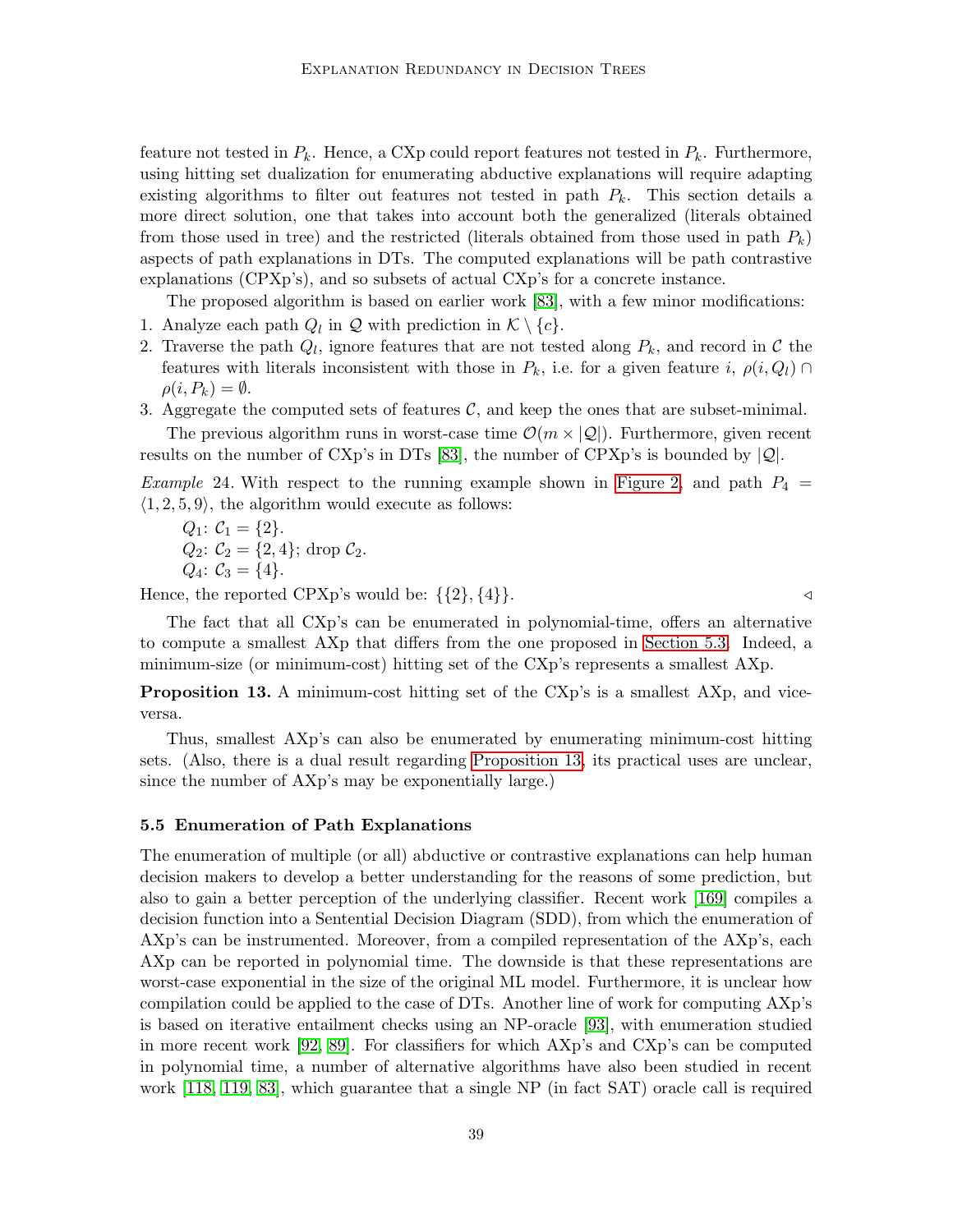feature not tested in $P_k$. Hence, a CXp could report features not tested in $P_k$. Furthermore, using hitting set dualization for enumerating abductive explanations will require adapting existing algorithms to filter out features not tested in path $P_k$. This section details a more direct solution, one that takes into account both the generalized (literals obtained from those used in tree) and the restricted (literals obtained from those used in path $P_k$) aspects of path explanations in DTs. The computed explanations will be path contrastive explanations (CPXp's), and so subsets of actual CXp's for a concrete instance.

The proposed algorithm is based on earlier work [83], with a few minor modifications:

1. Analyze each path $Q_l$ in $\mathcal{Q}$ with prediction in $\mathcal{K} \setminus \{c\}$.
2. Traverse the path $Q_l$, ignore features that are not tested along $P_k$, and record in $\mathcal{C}$ the features with literals inconsistent with those in $P_k$, i.e. for a given feature $i$, $\rho(i, Q_l) \cap \rho(i, P_k) = \emptyset$.
3. Aggregate the computed sets of features $\mathcal{C}$, and keep the ones that are subset-minimal.

The previous algorithm runs in worst-case time $\mathcal{O}(m \times |\mathcal{Q}|)$. Furthermore, given recent results on the number of CXp's in DTs [83], the number of CPXp's is bounded by $|\mathcal{Q}|$.

*Example* 24. With respect to the running example shown in Figure 2, and path $P_4 = \langle 1, 2, 5, 9 \rangle$, the algorithm would execute as follows:

$Q_1$: $\mathcal{C}_1 = \{2\}$.
$Q_2$: $\mathcal{C}_2 = \{2, 4\}$; drop $\mathcal{C}_2$.
$Q_4$: $\mathcal{C}_3 = \{4\}$.

Hence, the reported CPXp's would be: $\{\{2\}, \{4\}\}$. ◁

The fact that all CXp's can be enumerated in polynomial-time, offers an alternative to compute a smallest AXp that differs from the one proposed in Section 5.3. Indeed, a minimum-size (or minimum-cost) hitting set of the CXp's represents a smallest AXp.

**Proposition 13.** A minimum-cost hitting set of the CXp's is a smallest AXp, and vice-versa.

Thus, smallest AXp's can also be enumerated by enumerating minimum-cost hitting sets. (Also, there is a dual result regarding Proposition 13, its practical uses are unclear, since the number of AXp's may be exponentially large.)

### 5.5 Enumeration of Path Explanations

The enumeration of multiple (or all) abductive or contrastive explanations can help human decision makers to develop a better understanding for the reasons of some prediction, but also to gain a better perception of the underlying classifier. Recent work [169] compiles a decision function into a Sentential Decision Diagram (SDD), from which the enumeration of AXp's can be instrumented. Moreover, from a compiled representation of the AXp's, each AXp can be reported in polynomial time. The downside is that these representations are worst-case exponential in the size of the original ML model. Furthermore, it is unclear how compilation could be applied to the case of DTs. Another line of work for computing AXp's is based on iterative entailment checks using an NP-oracle [93], with enumeration studied in more recent work [92, 89]. For classifiers for which AXp's and CXp's can be computed in polynomial time, a number of alternative algorithms have also been studied in recent work [118, 119, 83], which guarantee that a single NP (in fact SAT) oracle call is required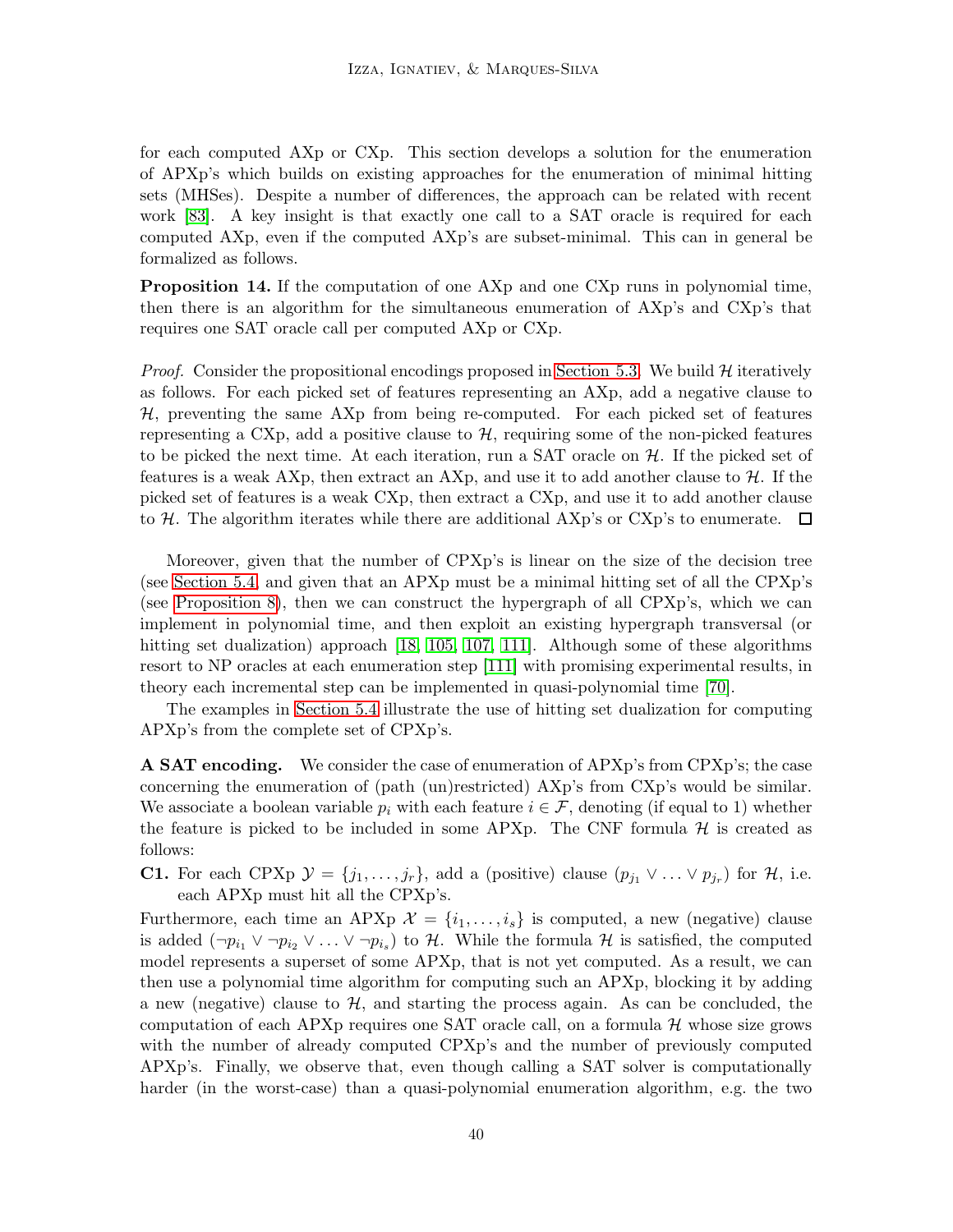for each computed AXp or CXp. This section develops a solution for the enumeration of APXp's which builds on existing approaches for the enumeration of minimal hitting sets (MHSes). Despite a number of differences, the approach can be related with recent work [83]. A key insight is that exactly one call to a SAT oracle is required for each computed AXp, even if the computed AXp's are subset-minimal. This can in general be formalized as follows.

**Proposition 14.** If the computation of one AXp and one CXp runs in polynomial time, then there is an algorithm for the simultaneous enumeration of AXp's and CXp's that requires one SAT oracle call per computed AXp or CXp.

*Proof.* Consider the propositional encodings proposed in Section 5.3. We build $\mathcal{H}$ iteratively as follows. For each picked set of features representing an AXp, add a negative clause to $\mathcal{H}$, preventing the same AXp from being re-computed. For each picked set of features representing a CXp, add a positive clause to $\mathcal{H}$, requiring some of the non-picked features to be picked the next time. At each iteration, run a SAT oracle on $\mathcal{H}$. If the picked set of features is a weak AXp, then extract an AXp, and use it to add another clause to $\mathcal{H}$. If the picked set of features is a weak CXp, then extract a CXp, and use it to add another clause to $\mathcal{H}$. The algorithm iterates while there are additional AXp's or CXp's to enumerate. $\square$

Moreover, given that the number of CPXp's is linear on the size of the decision tree (see Section 5.4, and given that an APXp must be a minimal hitting set of all the CPXp's (see Proposition 8), then we can construct the hypergraph of all CPXp's, which we can implement in polynomial time, and then exploit an existing hypergraph transversal (or hitting set dualization) approach [18, 105, 107, 111]. Although some of these algorithms resort to NP oracles at each enumeration step [111] with promising experimental results, in theory each incremental step can be implemented in quasi-polynomial time [70].

The examples in Section 5.4 illustrate the use of hitting set dualization for computing APXp's from the complete set of CPXp's.

**A SAT encoding.** We consider the case of enumeration of APXp's from CPXp's; the case concerning the enumeration of (path (un)restricted) AXp's from CXp's would be similar. We associate a boolean variable $p_i$ with each feature $i \in \mathcal{F}$, denoting (if equal to 1) whether the feature is picked to be included in some APXp. The CNF formula $\mathcal{H}$ is created as follows:

**C1.** For each CPXp $\mathcal{Y} = \{j_1, \ldots, j_r\}$, add a (positive) clause $(p_{j_1} \vee \ldots \vee p_{j_r})$ for $\mathcal{H}$, i.e. each APXp must hit all the CPXp's.

Furthermore, each time an APXp $\mathcal{X} = \{i_1, \ldots, i_s\}$ is computed, a new (negative) clause is added $(\neg p_{i_1} \vee \neg p_{i_2} \vee \ldots \vee \neg p_{i_s})$ to $\mathcal{H}$. While the formula $\mathcal{H}$ is satisfied, the computed model represents a superset of some APXp, that is not yet computed. As a result, we can then use a polynomial time algorithm for computing such an APXp, blocking it by adding a new (negative) clause to $\mathcal{H}$, and starting the process again. As can be concluded, the computation of each APXp requires one SAT oracle call, on a formula $\mathcal{H}$ whose size grows with the number of already computed CPXp's and the number of previously computed APXp's. Finally, we observe that, even though calling a SAT solver is computationally harder (in the worst-case) than a quasi-polynomial enumeration algorithm, e.g. the two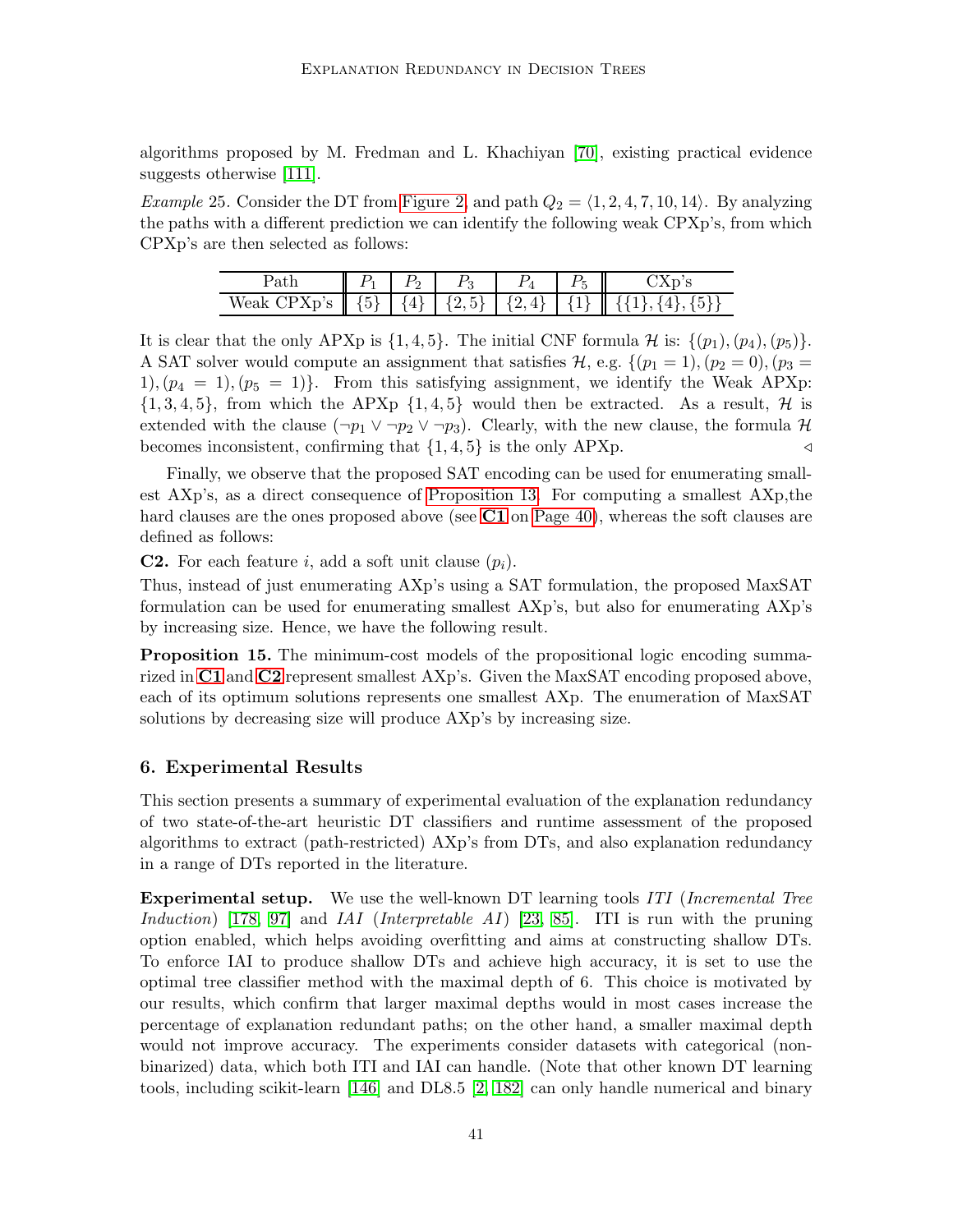algorithms proposed by M. Fredman and L. Khachiyan [70], existing practical evidence suggests otherwise [111].

*Example* 25. Consider the DT from Figure 2, and path $Q_2 = \langle 1, 2, 4, 7, 10, 14 \rangle$. By analyzing the paths with a different prediction we can identify the following weak CPXp's, from which CPXp's are then selected as follows:

| Path | $P_1$ | $P_2$ | $P_3$ | $P_4$ | $P_5$ | CXp's |
|---|---|---|---|---|---|---|
| Weak CPXp's | $\{5\}$ | $\{4\}$ | $\{2, 5\}$ | $\{2, 4\}$ | $\{1\}$ | $\{\{1\}, \{4\}, \{5\}\}$ |

It is clear that the only APXp is $\{1, 4, 5\}$. The initial CNF formula $\mathcal{H}$ is: $\{(p_1), (p_4), (p_5)\}$. A SAT solver would compute an assignment that satisfies $\mathcal{H}$, e.g. $\{(p_1 = 1), (p_2 = 0), (p_3 = 1), (p_4 = 1), (p_5 = 1)\}$. From this satisfying assignment, we identify the Weak APXp: $\{1, 3, 4, 5\}$, from which the APXp $\{1, 4, 5\}$ would then be extracted. As a result, $\mathcal{H}$ is extended with the clause $(\neg p_1 \vee \neg p_2 \vee \neg p_3)$. Clearly, with the new clause, the formula $\mathcal{H}$ becomes inconsistent, confirming that $\{1, 4, 5\}$ is the only APXp. ◁

Finally, we observe that the proposed SAT encoding can be used for enumerating smallest AXp's, as a direct consequence of Proposition 13. For computing a smallest AXp,the hard clauses are the ones proposed above (see **C1** on Page 40), whereas the soft clauses are defined as follows:

**C2.** For each feature $i$, add a soft unit clause $(p_i)$.

Thus, instead of just enumerating AXp's using a SAT formulation, the proposed MaxSAT formulation can be used for enumerating smallest AXp's, but also for enumerating AXp's by increasing size. Hence, we have the following result.

**Proposition 15.** The minimum-cost models of the propositional logic encoding summarized in **C1** and **C2** represent smallest AXp's. Given the MaxSAT encoding proposed above, each of its optimum solutions represents one smallest AXp. The enumeration of MaxSAT solutions by decreasing size will produce AXp's by increasing size.

## 6. Experimental Results

This section presents a summary of experimental evaluation of the explanation redundancy of two state-of-the-art heuristic DT classifiers and runtime assessment of the proposed algorithms to extract (path-restricted) AXp's from DTs, and also explanation redundancy in a range of DTs reported in the literature.

**Experimental setup.** We use the well-known DT learning tools *ITI* (*Incremental Tree Induction*) [178, 97] and *IAI* (*Interpretable AI*) [23, 85]. ITI is run with the pruning option enabled, which helps avoiding overfitting and aims at constructing shallow DTs. To enforce IAI to produce shallow DTs and achieve high accuracy, it is set to use the optimal tree classifier method with the maximal depth of 6. This choice is motivated by our results, which confirm that larger maximal depths would in most cases increase the percentage of explanation redundant paths; on the other hand, a smaller maximal depth would not improve accuracy. The experiments consider datasets with categorical (non-binarized) data, which both ITI and IAI can handle. (Note that other known DT learning tools, including scikit-learn [146] and DL8.5 [2, 182] can only handle numerical and binary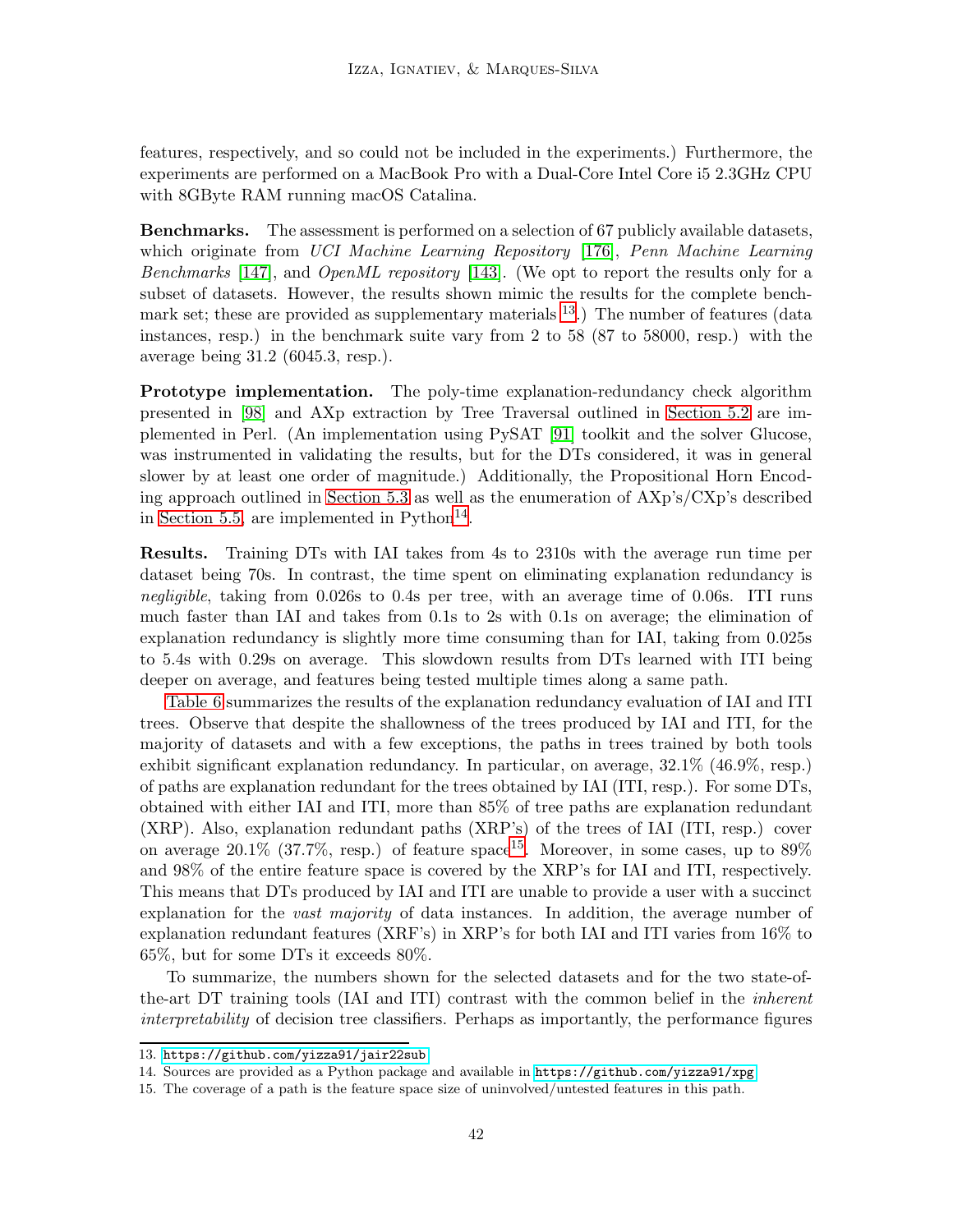features, respectively, and so could not be included in the experiments.) Furthermore, the experiments are performed on a MacBook Pro with a Dual-Core Intel Core i5 2.3GHz CPU with 8GByte RAM running macOS Catalina.

**Benchmarks.** The assessment is performed on a selection of 67 publicly available datasets, which originate from *UCI Machine Learning Repository* [176], *Penn Machine Learning Benchmarks* [147], and *OpenML repository* [143]. (We opt to report the results only for a subset of datasets. However, the results shown mimic the results for the complete benchmark set; these are provided as supplementary materials [13].) The number of features (data instances, resp.) in the benchmark suite vary from 2 to 58 (87 to 58000, resp.) with the average being 31.2 (6045.3, resp.).

**Prototype implementation.** The poly-time explanation-redundancy check algorithm presented in [98] and AXp extraction by Tree Traversal outlined in Section 5.2 are implemented in Perl. (An implementation using PySAT [91] toolkit and the solver Glucose, was instrumented in validating the results, but for the DTs considered, it was in general slower by at least one order of magnitude.) Additionally, the Propositional Horn Encoding approach outlined in Section 5.3 as well as the enumeration of AXp's/CXp's described in Section 5.5, are implemented in Python[14].

**Results.** Training DTs with IAI takes from 4s to 2310s with the average run time per dataset being 70s. In contrast, the time spent on eliminating explanation redundancy is *negligible*, taking from 0.026s to 0.4s per tree, with an average time of 0.06s. ITI runs much faster than IAI and takes from 0.1s to 2s with 0.1s on average; the elimination of explanation redundancy is slightly more time consuming than for IAI, taking from 0.025s to 5.4s with 0.29s on average. This slowdown results from DTs learned with ITI being deeper on average, and features being tested multiple times along a same path.

Table 6 summarizes the results of the explanation redundancy evaluation of IAI and ITI trees. Observe that despite the shallowness of the trees produced by IAI and ITI, for the majority of datasets and with a few exceptions, the paths in trees trained by both tools exhibit significant explanation redundancy. In particular, on average, 32.1% (46.9%, resp.) of paths are explanation redundant for the trees obtained by IAI (ITI, resp.). For some DTs, obtained with either IAI and ITI, more than 85% of tree paths are explanation redundant (XRP). Also, explanation redundant paths (XRP's) of the trees of IAI (ITI, resp.) cover on average 20.1% (37.7%, resp.) of feature space[15]. Moreover, in some cases, up to 89% and 98% of the entire feature space is covered by the XRP's for IAI and ITI, respectively. This means that DTs produced by IAI and ITI are unable to provide a user with a succinct explanation for the *vast majority* of data instances. In addition, the average number of explanation redundant features (XRF's) in XRP's for both IAI and ITI varies from 16% to 65%, but for some DTs it exceeds 80%.

To summarize, the numbers shown for the selected datasets and for the two state-of-the-art DT training tools (IAI and ITI) contrast with the common belief in the *inherent interpretability* of decision tree classifiers. Perhaps as importantly, the performance figures

---

13. https://github.com/yizza91/jair22sub

14. Sources are provided as a Python package and available in https://github.com/yizza91/xpg

15. The coverage of a path is the feature space size of uninvolved/untested features in this path.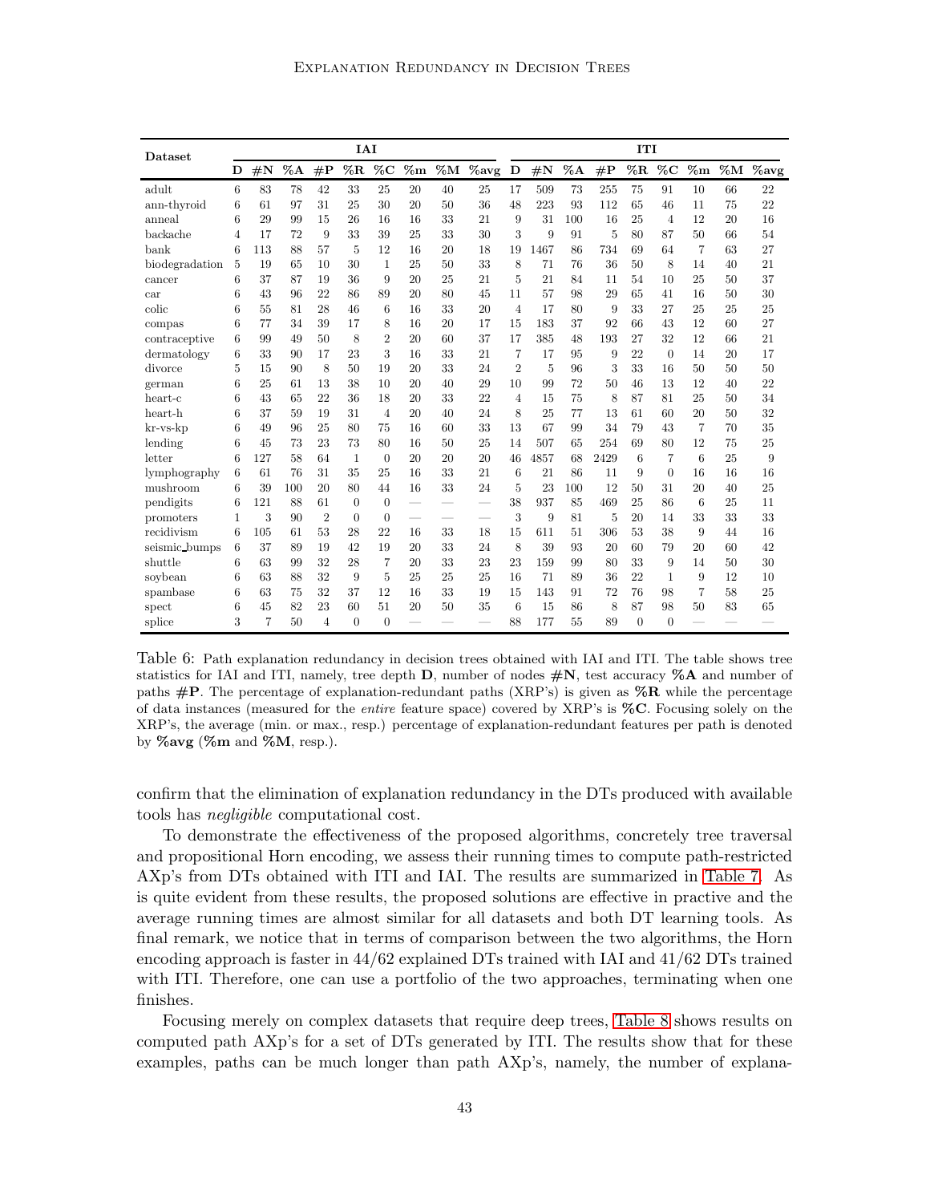| Dataset | IAI | | | | | | | | | ITI | | | | | | | | |
|---|---|---|---|---|---|---|---|---|---|---|---|---|---|---|---|---|---|---|
| | **D** | **#N** | **%A** | **#P** | **%R** | **%C** | **%m** | **%M** | **%avg** | **D** | **#N** | **%A** | **#P** | **%R** | **%C** | **%m** | **%M** | **%avg** |
| adult | 6 | 83 | 78 | 42 | 33 | 25 | 20 | 40 | 25 | 17 | 509 | 73 | 255 | 75 | 91 | 10 | 66 | 22 |
| ann-thyroid | 6 | 61 | 97 | 31 | 25 | 30 | 20 | 50 | 36 | 48 | 223 | 93 | 112 | 65 | 46 | 11 | 75 | 22 |
| anneal | 6 | 29 | 99 | 15 | 26 | 16 | 16 | 33 | 21 | 9 | 31 | 100 | 16 | 25 | 4 | 12 | 20 | 16 |
| backache | 4 | 17 | 72 | 9 | 33 | 39 | 25 | 33 | 30 | 3 | 9 | 91 | 5 | 80 | 87 | 50 | 66 | 54 |
| bank | 6 | 113 | 88 | 57 | 5 | 12 | 16 | 20 | 18 | 19 | 1467 | 86 | 734 | 69 | 64 | 7 | 63 | 27 |
| biodegradation | 5 | 19 | 65 | 10 | 30 | 1 | 25 | 50 | 33 | 8 | 71 | 76 | 36 | 50 | 8 | 14 | 40 | 21 |
| cancer | 6 | 37 | 87 | 19 | 36 | 9 | 20 | 25 | 21 | 5 | 21 | 84 | 11 | 54 | 10 | 25 | 50 | 37 |
| car | 6 | 43 | 96 | 22 | 86 | 89 | 20 | 80 | 45 | 11 | 57 | 98 | 29 | 65 | 41 | 16 | 50 | 30 |
| colic | 6 | 55 | 81 | 28 | 46 | 6 | 16 | 33 | 20 | 4 | 17 | 80 | 9 | 33 | 27 | 25 | 25 | 25 |
| compas | 6 | 77 | 34 | 39 | 17 | 8 | 16 | 20 | 17 | 15 | 183 | 37 | 92 | 66 | 43 | 12 | 60 | 27 |
| contraceptive | 6 | 99 | 49 | 50 | 8 | 2 | 20 | 60 | 37 | 17 | 385 | 48 | 193 | 27 | 32 | 12 | 66 | 21 |
| dermatology | 6 | 33 | 90 | 17 | 23 | 3 | 16 | 33 | 21 | 7 | 17 | 95 | 9 | 22 | 0 | 14 | 20 | 17 |
| divorce | 5 | 15 | 90 | 8 | 50 | 19 | 20 | 33 | 24 | 2 | 5 | 96 | 3 | 33 | 16 | 50 | 50 | 50 |
| german | 6 | 25 | 61 | 13 | 38 | 10 | 20 | 40 | 29 | 10 | 99 | 72 | 50 | 46 | 13 | 12 | 40 | 22 |
| heart-c | 6 | 43 | 65 | 22 | 36 | 18 | 20 | 33 | 22 | 4 | 15 | 75 | 8 | 87 | 81 | 25 | 50 | 34 |
| heart-h | 6 | 37 | 59 | 19 | 31 | 4 | 20 | 40 | 24 | 8 | 25 | 77 | 13 | 61 | 60 | 20 | 50 | 32 |
| kr-vs-kp | 6 | 49 | 96 | 25 | 80 | 75 | 16 | 60 | 33 | 13 | 67 | 99 | 34 | 79 | 43 | 7 | 70 | 35 |
| lending | 6 | 45 | 73 | 23 | 73 | 80 | 16 | 50 | 25 | 14 | 507 | 65 | 254 | 69 | 80 | 12 | 75 | 25 |
| letter | 6 | 127 | 58 | 64 | 1 | 0 | 20 | 20 | 20 | 46 | 4857 | 68 | 2429 | 6 | 7 | 6 | 25 | 9 |
| lymphography | 6 | 61 | 76 | 31 | 35 | 25 | 16 | 33 | 21 | 6 | 21 | 86 | 11 | 9 | 0 | 16 | 16 | 16 |
| mushroom | 6 | 39 | 100 | 20 | 80 | 44 | 16 | 33 | 24 | 5 | 23 | 100 | 12 | 50 | 31 | 20 | 40 | 25 |
| pendigits | 6 | 121 | 88 | 61 | 0 | 0 | — | — | — | 38 | 937 | 85 | 469 | 25 | 86 | 6 | 25 | 11 |
| promoters | 1 | 3 | 90 | 2 | 0 | 0 | — | — | — | 3 | 9 | 81 | 5 | 20 | 14 | 33 | 33 | 33 |
| recidivism | 6 | 105 | 61 | 53 | 28 | 22 | 16 | 33 | 18 | 15 | 611 | 51 | 306 | 53 | 38 | 9 | 44 | 16 |
| seismic_bumps | 6 | 37 | 89 | 19 | 42 | 19 | 20 | 33 | 24 | 8 | 39 | 93 | 20 | 60 | 79 | 20 | 60 | 42 |
| shuttle | 6 | 63 | 99 | 32 | 28 | 7 | 20 | 33 | 23 | 23 | 159 | 99 | 80 | 33 | 9 | 14 | 50 | 30 |
| soybean | 6 | 63 | 88 | 32 | 9 | 5 | 25 | 25 | 25 | 16 | 71 | 89 | 36 | 22 | 1 | 9 | 12 | 10 |
| spambase | 6 | 63 | 75 | 32 | 37 | 12 | 16 | 33 | 19 | 15 | 143 | 91 | 72 | 76 | 98 | 7 | 58 | 25 |
| spect | 6 | 45 | 82 | 23 | 60 | 51 | 20 | 50 | 35 | 6 | 15 | 86 | 8 | 87 | 98 | 50 | 83 | 65 |
| splice | 3 | 7 | 50 | 4 | 0 | 0 | — | — | — | 88 | 177 | 55 | 89 | 0 | 0 | — | — | — |

Table 6: Path explanation redundancy in decision trees obtained with IAI and ITI. The table shows tree statistics for IAI and ITI, namely, tree depth **D**, number of nodes **#N**, test accuracy **%A** and number of paths **#P**. The percentage of explanation-redundant paths (XRP's) is given as **%R** while the percentage of data instances (measured for the *entire* feature space) covered by XRP's is **%C**. Focusing solely on the XRP's, the average (min. or max., resp.) percentage of explanation-redundant features per path is denoted by **%avg** (**%m** and **%M**, resp.).

confirm that the elimination of explanation redundancy in the DTs produced with available tools has *negligible* computational cost.

To demonstrate the effectiveness of the proposed algorithms, concretely tree traversal and propositional Horn encoding, we assess their running times to compute path-restricted AXp's from DTs obtained with ITI and IAI. The results are summarized in Table 7. As is quite evident from these results, the proposed solutions are effective in practive and the average running times are almost similar for all datasets and both DT learning tools. As final remark, we notice that in terms of comparison between the two algorithms, the Horn encoding approach is faster in 44/62 explained DTs trained with IAI and 41/62 DTs trained with ITI. Therefore, one can use a portfolio of the two approaches, terminating when one finishes.

Focusing merely on complex datasets that require deep trees, Table 8 shows results on computed path AXp's for a set of DTs generated by ITI. The results show that for these examples, paths can be much longer than path AXp's, namely, the number of explana-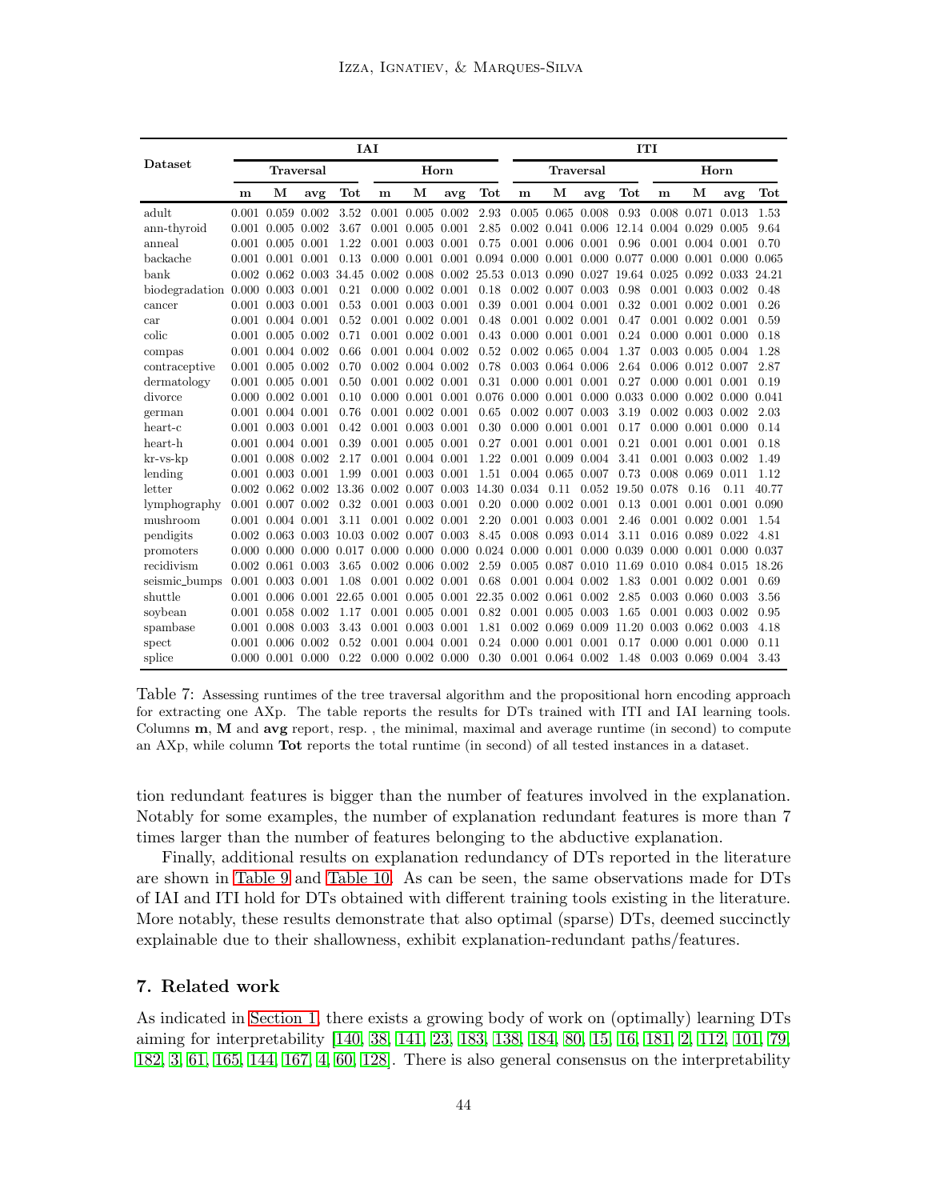| Dataset | IAI | | | | | | | | ITI | | | | | | | |
|---|---|---|---|---|---|---|---|---|---|---|---|---|---|---|---|---|
| | Traversal | | | | Horn | | | | Traversal | | | | Horn | | | |
| | **m** | **M** | **avg** | **Tot** | **m** | **M** | **avg** | **Tot** | **m** | **M** | **avg** | **Tot** | **m** | **M** | **avg** | **Tot** |
| adult | 0.001 | 0.059 | 0.002 | 3.52 | 0.001 | 0.005 | 0.002 | 2.93 | 0.005 | 0.065 | 0.008 | 0.93 | 0.008 | 0.071 | 0.013 | 1.53 |
| ann-thyroid | 0.001 | 0.005 | 0.002 | 3.67 | 0.001 | 0.005 | 0.001 | 2.85 | 0.002 | 0.041 | 0.006 | 12.14 | 0.004 | 0.029 | 0.005 | 9.64 |
| anneal | 0.001 | 0.005 | 0.001 | 1.22 | 0.001 | 0.003 | 0.001 | 0.75 | 0.001 | 0.006 | 0.001 | 0.96 | 0.001 | 0.004 | 0.001 | 0.70 |
| backache | 0.001 | 0.001 | 0.001 | 0.13 | 0.000 | 0.001 | 0.001 | 0.094 | 0.000 | 0.001 | 0.000 | 0.077 | 0.000 | 0.001 | 0.000 | 0.065 |
| bank | 0.002 | 0.062 | 0.003 | 34.45 | 0.002 | 0.008 | 0.002 | 25.53 | 0.013 | 0.090 | 0.027 | 19.64 | 0.025 | 0.092 | 0.033 | 24.21 |
| biodegradation | 0.000 | 0.003 | 0.001 | 0.21 | 0.000 | 0.002 | 0.001 | 0.18 | 0.002 | 0.007 | 0.003 | 0.98 | 0.001 | 0.003 | 0.002 | 0.48 |
| cancer | 0.001 | 0.003 | 0.001 | 0.53 | 0.001 | 0.003 | 0.001 | 0.39 | 0.001 | 0.004 | 0.001 | 0.32 | 0.001 | 0.002 | 0.001 | 0.26 |
| car | 0.001 | 0.004 | 0.001 | 0.52 | 0.001 | 0.002 | 0.001 | 0.48 | 0.001 | 0.002 | 0.001 | 0.47 | 0.001 | 0.002 | 0.001 | 0.59 |
| colic | 0.001 | 0.005 | 0.002 | 0.71 | 0.001 | 0.002 | 0.001 | 0.43 | 0.000 | 0.001 | 0.001 | 0.24 | 0.000 | 0.001 | 0.000 | 0.18 |
| compas | 0.001 | 0.004 | 0.002 | 0.66 | 0.001 | 0.004 | 0.002 | 0.52 | 0.002 | 0.065 | 0.004 | 1.37 | 0.003 | 0.005 | 0.004 | 1.28 |
| contraceptive | 0.001 | 0.005 | 0.002 | 0.70 | 0.002 | 0.004 | 0.002 | 0.78 | 0.003 | 0.064 | 0.006 | 2.64 | 0.006 | 0.012 | 0.007 | 2.87 |
| dermatology | 0.001 | 0.005 | 0.001 | 0.50 | 0.001 | 0.002 | 0.001 | 0.31 | 0.000 | 0.001 | 0.001 | 0.27 | 0.000 | 0.001 | 0.001 | 0.19 |
| divorce | 0.000 | 0.002 | 0.001 | 0.10 | 0.000 | 0.001 | 0.001 | 0.076 | 0.000 | 0.001 | 0.000 | 0.033 | 0.000 | 0.002 | 0.000 | 0.041 |
| german | 0.001 | 0.004 | 0.001 | 0.76 | 0.001 | 0.002 | 0.001 | 0.65 | 0.002 | 0.007 | 0.003 | 3.19 | 0.002 | 0.003 | 0.002 | 2.03 |
| heart-c | 0.001 | 0.003 | 0.001 | 0.42 | 0.001 | 0.003 | 0.001 | 0.30 | 0.000 | 0.001 | 0.001 | 0.17 | 0.000 | 0.001 | 0.000 | 0.14 |
| heart-h | 0.001 | 0.004 | 0.001 | 0.39 | 0.001 | 0.005 | 0.001 | 0.27 | 0.001 | 0.001 | 0.001 | 0.21 | 0.001 | 0.001 | 0.001 | 0.18 |
| kr-vs-kp | 0.001 | 0.008 | 0.002 | 2.17 | 0.001 | 0.004 | 0.001 | 1.22 | 0.001 | 0.009 | 0.004 | 3.41 | 0.001 | 0.003 | 0.002 | 1.49 |
| lending | 0.001 | 0.003 | 0.001 | 1.99 | 0.001 | 0.003 | 0.001 | 1.51 | 0.004 | 0.065 | 0.007 | 0.73 | 0.008 | 0.069 | 0.011 | 1.12 |
| letter | 0.002 | 0.062 | 0.002 | 13.36 | 0.002 | 0.007 | 0.003 | 14.30 | 0.034 | 0.11 | 0.052 | 19.50 | 0.078 | 0.16 | 0.11 | 40.77 |
| lymphography | 0.001 | 0.007 | 0.002 | 0.32 | 0.001 | 0.003 | 0.001 | 0.20 | 0.000 | 0.002 | 0.001 | 0.13 | 0.001 | 0.001 | 0.001 | 0.090 |
| mushroom | 0.001 | 0.004 | 0.001 | 3.11 | 0.001 | 0.002 | 0.001 | 2.20 | 0.001 | 0.003 | 0.001 | 2.46 | 0.001 | 0.002 | 0.001 | 1.54 |
| pendigits | 0.002 | 0.063 | 0.003 | 10.03 | 0.002 | 0.007 | 0.003 | 8.45 | 0.008 | 0.093 | 0.014 | 3.11 | 0.016 | 0.089 | 0.022 | 4.81 |
| promoters | 0.000 | 0.000 | 0.000 | 0.017 | 0.000 | 0.000 | 0.000 | 0.024 | 0.000 | 0.001 | 0.000 | 0.039 | 0.000 | 0.001 | 0.000 | 0.037 |
| recidivism | 0.002 | 0.061 | 0.003 | 3.65 | 0.002 | 0.006 | 0.002 | 2.59 | 0.005 | 0.087 | 0.010 | 11.69 | 0.010 | 0.084 | 0.015 | 18.26 |
| seismic_bumps | 0.001 | 0.003 | 0.001 | 1.08 | 0.001 | 0.002 | 0.001 | 0.68 | 0.001 | 0.004 | 0.002 | 1.83 | 0.001 | 0.002 | 0.001 | 0.69 |
| shuttle | 0.001 | 0.006 | 0.001 | 22.65 | 0.001 | 0.005 | 0.001 | 22.35 | 0.002 | 0.061 | 0.002 | 2.85 | 0.003 | 0.060 | 0.003 | 3.56 |
| soybean | 0.001 | 0.058 | 0.002 | 1.17 | 0.001 | 0.005 | 0.001 | 0.82 | 0.001 | 0.005 | 0.003 | 1.65 | 0.001 | 0.003 | 0.002 | 0.95 |
| spambase | 0.001 | 0.008 | 0.003 | 3.43 | 0.001 | 0.003 | 0.001 | 1.81 | 0.002 | 0.069 | 0.009 | 11.20 | 0.003 | 0.062 | 0.003 | 4.18 |
| spect | 0.001 | 0.006 | 0.002 | 0.52 | 0.001 | 0.004 | 0.001 | 0.24 | 0.000 | 0.001 | 0.001 | 0.17 | 0.000 | 0.001 | 0.000 | 0.11 |
| splice | 0.000 | 0.001 | 0.000 | 0.22 | 0.000 | 0.002 | 0.000 | 0.30 | 0.001 | 0.064 | 0.002 | 1.48 | 0.003 | 0.069 | 0.004 | 3.43 |

Table 7: Assessing runtimes of the tree traversal algorithm and the propositional horn encoding approach for extracting one AXp. The table reports the results for DTs trained with ITI and IAI learning tools. Columns **m**, **M** and **avg** report, resp. , the minimal, maximal and average runtime (in second) to compute an AXp, while column **Tot** reports the total runtime (in second) of all tested instances in a dataset.

tion redundant features is bigger than the number of features involved in the explanation. Notably for some examples, the number of explanation redundant features is more than 7 times larger than the number of features belonging to the abductive explanation.

Finally, additional results on explanation redundancy of DTs reported in the literature are shown in Table 9 and Table 10. As can be seen, the same observations made for DTs of IAI and ITI hold for DTs obtained with different training tools existing in the literature. More notably, these results demonstrate that also optimal (sparse) DTs, deemed succinctly explainable due to their shallowness, exhibit explanation-redundant paths/features.

## 7. Related work

As indicated in Section 1, there exists a growing body of work on (optimally) learning DTs aiming for interpretability [140, 38, 141, 23, 183, 138, 184, 80, 15, 16, 181, 2, 112, 101, 79, 182, 3, 61, 165, 144, 167, 4, 60, 128]. There is also general consensus on the interpretability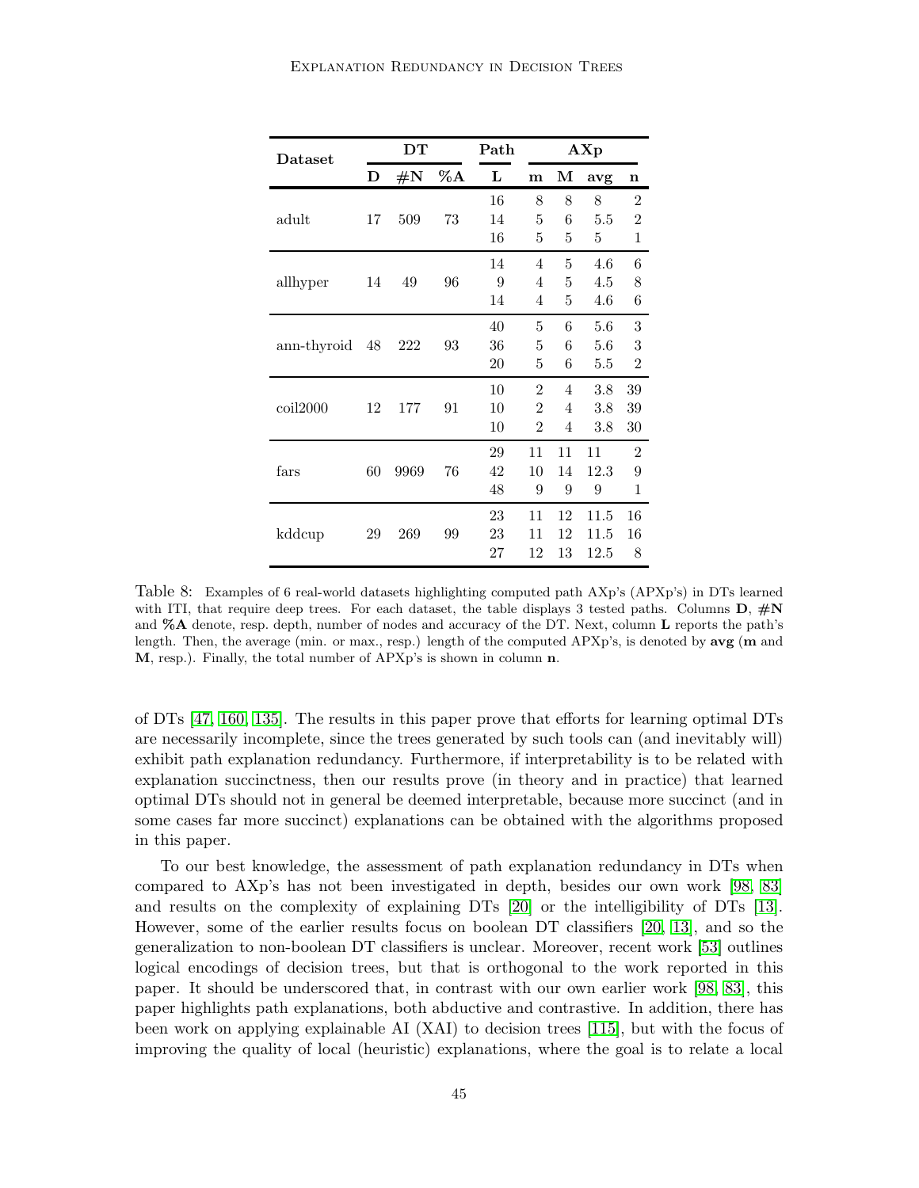| Dataset | DT | | | Path | AXp | | | |
|---|---|---|---|---|---|---|---|---|
| | **D** | **#N** | **%A** | **L** | **m** | **M** | **avg** | **n** |
| adult | 17 | 509 | 73 | 16 | 8 | 8 | 8 | 2 |
| | | | | 14 | 5 | 6 | 5.5 | 2 |
| | | | | 16 | 5 | 5 | 5 | 1 |
| allhyper | 14 | 49 | 96 | 14 | 4 | 5 | 4.6 | 6 |
| | | | | 9 | 4 | 5 | 4.5 | 8 |
| | | | | 14 | 4 | 5 | 4.6 | 6 |
| ann-thyroid | 48 | 222 | 93 | 40 | 5 | 6 | 5.6 | 3 |
| | | | | 36 | 5 | 6 | 5.6 | 3 |
| | | | | 20 | 5 | 6 | 5.5 | 2 |
| coil2000 | 12 | 177 | 91 | 10 | 2 | 4 | 3.8 | 39 |
| | | | | 10 | 2 | 4 | 3.8 | 39 |
| | | | | 10 | 2 | 4 | 3.8 | 30 |
| fars | 60 | 9969 | 76 | 29 | 11 | 11 | 11 | 2 |
| | | | | 42 | 10 | 14 | 12.3 | 9 |
| | | | | 48 | 9 | 9 | 9 | 1 |
| kddcup | 29 | 269 | 99 | 23 | 11 | 12 | 11.5 | 16 |
| | | | | 23 | 11 | 12 | 11.5 | 16 |
| | | | | 27 | 12 | 13 | 12.5 | 8 |

Table 8: Examples of 6 real-world datasets highlighting computed path AXp's (APXp's) in DTs learned with ITI, that require deep trees. For each dataset, the table displays 3 tested paths. Columns **D**, **#N** and **%A** denote, resp. depth, number of nodes and accuracy of the DT. Next, column **L** reports the path's length. Then, the average (min. or max., resp.) length of the computed APXp's, is denoted by **avg** (**m** and **M**, resp.). Finally, the total number of APXp's is shown in column **n**.

of DTs [47, 160, 135]. The results in this paper prove that efforts for learning optimal DTs are necessarily incomplete, since the trees generated by such tools can (and inevitably will) exhibit path explanation redundancy. Furthermore, if interpretability is to be related with explanation succinctness, then our results prove (in theory and in practice) that learned optimal DTs should not in general be deemed interpretable, because more succinct (and in some cases far more succinct) explanations can be obtained with the algorithms proposed in this paper.

To our best knowledge, the assessment of path explanation redundancy in DTs when compared to AXp's has not been investigated in depth, besides our own work [98, 83] and results on the complexity of explaining DTs [20] or the intelligibility of DTs [13]. However, some of the earlier results focus on boolean DT classifiers [20, 13], and so the generalization to non-boolean DT classifiers is unclear. Moreover, recent work [53] outlines logical encodings of decision trees, but that is orthogonal to the work reported in this paper. It should be underscored that, in contrast with our own earlier work [98, 83], this paper highlights path explanations, both abductive and contrastive. In addition, there has been work on applying explainable AI (XAI) to decision trees [115], but with the focus of improving the quality of local (heuristic) explanations, where the goal is to relate a local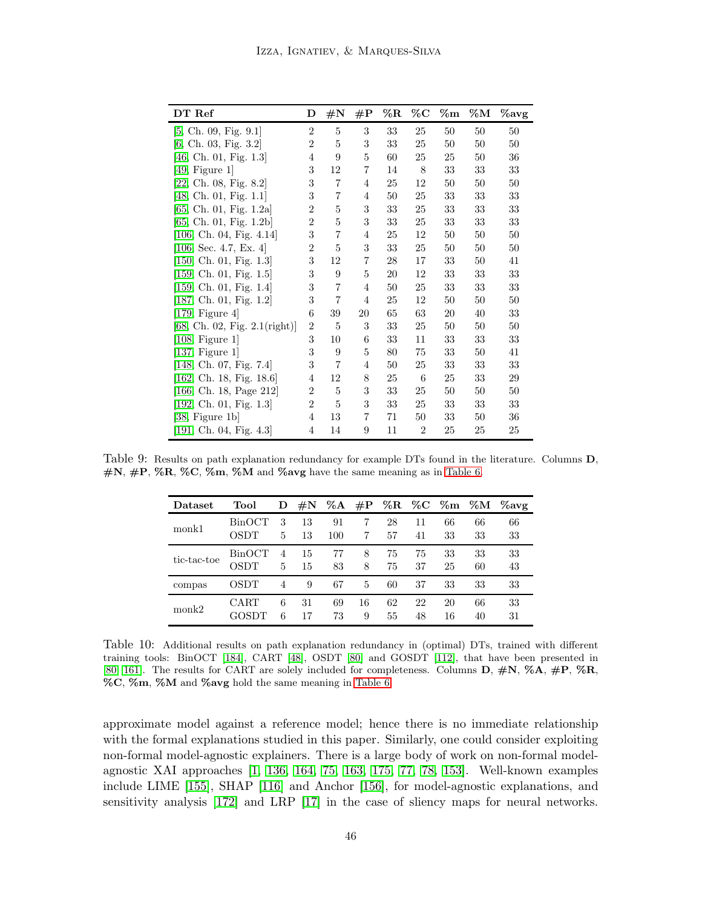| DT Ref | D | #N | #P | %R | %C | %m | %M | %avg |
|---|---|---|---|---|---|---|---|---|
| [5, Ch. 09, Fig. 9.1] | 2 | 5 | 3 | 33 | 25 | 50 | 50 | 50 |
| [6, Ch. 03, Fig. 3.2] | 2 | 5 | 3 | 33 | 25 | 50 | 50 | 50 |
| [46, Ch. 01, Fig. 1.3] | 4 | 9 | 5 | 60 | 25 | 25 | 50 | 36 |
| [49, Figure 1] | 3 | 12 | 7 | 14 | 8 | 33 | 33 | 33 |
| [22, Ch. 08, Fig. 8.2] | 3 | 7 | 4 | 25 | 12 | 50 | 50 | 50 |
| [48, Ch. 01, Fig. 1.1] | 3 | 7 | 4 | 50 | 25 | 33 | 33 | 33 |
| [65, Ch. 01, Fig. 1.2a] | 2 | 5 | 3 | 33 | 25 | 33 | 33 | 33 |
| [65, Ch. 01, Fig. 1.2b] | 2 | 5 | 3 | 33 | 25 | 33 | 33 | 33 |
| [106, Ch. 04, Fig. 4.14] | 3 | 7 | 4 | 25 | 12 | 50 | 50 | 50 |
| [106, Sec. 4.7, Ex. 4] | 2 | 5 | 3 | 33 | 25 | 50 | 50 | 50 |
| [150, Ch. 01, Fig. 1.3] | 3 | 12 | 7 | 28 | 17 | 33 | 50 | 41 |
| [159, Ch. 01, Fig. 1.5] | 3 | 9 | 5 | 20 | 12 | 33 | 33 | 33 |
| [159, Ch. 01, Fig. 1.4] | 3 | 7 | 4 | 50 | 25 | 33 | 33 | 33 |
| [187, Ch. 01, Fig. 1.2] | 3 | 7 | 4 | 25 | 12 | 50 | 50 | 50 |
| [179, Figure 4] | 6 | 39 | 20 | 65 | 63 | 20 | 40 | 33 |
| [68, Ch. 02, Fig. 2.1(right)] | 2 | 5 | 3 | 33 | 25 | 50 | 50 | 50 |
| [108, Figure 1] | 3 | 10 | 6 | 33 | 11 | 33 | 33 | 33 |
| [137, Figure 1] | 3 | 9 | 5 | 80 | 75 | 33 | 50 | 41 |
| [148, Ch. 07, Fig. 7.4] | 3 | 7 | 4 | 50 | 25 | 33 | 33 | 33 |
| [162, Ch. 18, Fig. 18.6] | 4 | 12 | 8 | 25 | 6 | 25 | 33 | 29 |
| [166, Ch. 18, Page 212] | 2 | 5 | 3 | 33 | 25 | 50 | 50 | 50 |
| [192, Ch. 01, Fig. 1.3] | 2 | 5 | 3 | 33 | 25 | 33 | 33 | 33 |
| [38, Figure 1b] | 4 | 13 | 7 | 71 | 50 | 33 | 50 | 36 |
| [191, Ch. 04, Fig. 4.3] | 4 | 14 | 9 | 11 | 2 | 25 | 25 | 25 |

Table 9: Results on path explanation redundancy for example DTs found in the literature. Columns **D**, **#N**, **#P**, **%R**, **%C**, **%m**, **%M** and **%avg** have the same meaning as in Table 6.

| Dataset | Tool | D | #N | %A | #P | %R | %C | %m | %M | %avg |
|---|---|---|---|---|---|---|---|---|---|---|
| monk1 | BinOCT | 3 | 13 | 91 | 7 | 28 | 11 | 66 | 66 | 66 |
| | OSDT | 5 | 13 | 100 | 7 | 57 | 41 | 33 | 33 | 33 |
| tic-tac-toe | BinOCT | 4 | 15 | 77 | 8 | 75 | 75 | 33 | 33 | 33 |
| | OSDT | 5 | 15 | 83 | 8 | 75 | 37 | 25 | 60 | 43 |
| compas | OSDT | 4 | 9 | 67 | 5 | 60 | 37 | 33 | 33 | 33 |
| monk2 | CART | 6 | 31 | 69 | 16 | 62 | 22 | 20 | 66 | 33 |
| | GOSDT | 6 | 17 | 73 | 9 | 55 | 48 | 16 | 40 | 31 |

Table 10: Additional results on path explanation redundancy in (optimal) DTs, trained with different training tools: BinOCT [184], CART [48], OSDT [80] and GOSDT [112], that have been presented in [80, 161]. The results for CART are solely included for completeness. Columns **D**, **#N**, **%A**, **#P**, **%R**, **%C**, **%m**, **%M** and **%avg** hold the same meaning in Table 6.

approximate model against a reference model; hence there is no immediate relationship with the formal explanations studied in this paper. Similarly, one could consider exploiting non-formal model-agnostic explainers. There is a large body of work on non-formal model-agnostic XAI approaches [1, 136, 164, 75, 163, 175, 77, 78, 153]. Well-known examples include LIME [155], SHAP [116] and Anchor [156], for model-agnostic explanations, and sensitivity analysis [172] and LRP [17] in the case of sliency maps for neural networks.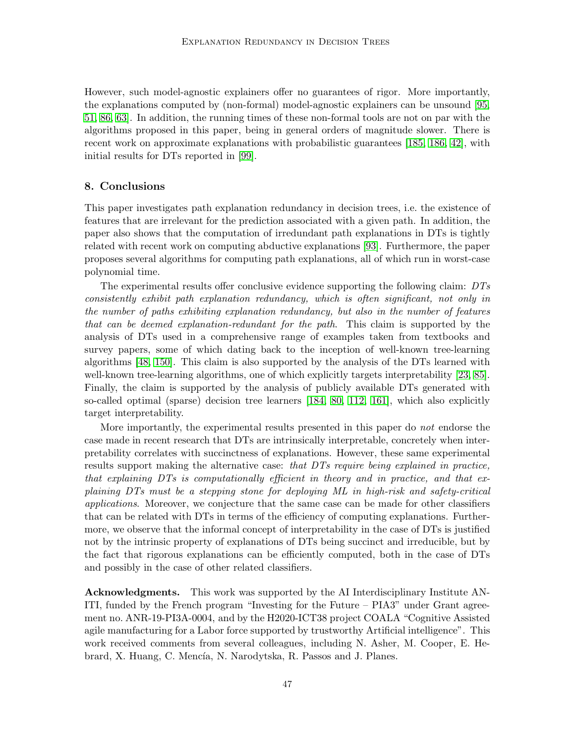However, such model-agnostic explainers offer no guarantees of rigor. More importantly, the explanations computed by (non-formal) model-agnostic explainers can be unsound [95, 51, 86, 63]. In addition, the running times of these non-formal tools are not on par with the algorithms proposed in this paper, being in general orders of magnitude slower. There is recent work on approximate explanations with probabilistic guarantees [185, 186, 42], with initial results for DTs reported in [99].

## 8. Conclusions

This paper investigates path explanation redundancy in decision trees, i.e. the existence of features that are irrelevant for the prediction associated with a given path. In addition, the paper also shows that the computation of irredundant path explanations in DTs is tightly related with recent work on computing abductive explanations [93]. Furthermore, the paper proposes several algorithms for computing path explanations, all of which run in worst-case polynomial time.

The experimental results offer conclusive evidence supporting the following claim: *DTs consistently exhibit path explanation redundancy, which is often significant, not only in the number of paths exhibiting explanation redundancy, but also in the number of features that can be deemed explanation-redundant for the path*. This claim is supported by the analysis of DTs used in a comprehensive range of examples taken from textbooks and survey papers, some of which dating back to the inception of well-known tree-learning algorithms [48, 150]. This claim is also supported by the analysis of the DTs learned with well-known tree-learning algorithms, one of which explicitly targets interpretability [23, 85]. Finally, the claim is supported by the analysis of publicly available DTs generated with so-called optimal (sparse) decision tree learners [184, 80, 112, 161], which also explicitly target interpretability.

More importantly, the experimental results presented in this paper do *not* endorse the case made in recent research that DTs are intrinsically interpretable, concretely when interpretability correlates with succinctness of explanations. However, these same experimental results support making the alternative case: *that DTs require being explained in practice, that explaining DTs is computationally efficient in theory and in practice, and that explaining DTs must be a stepping stone for deploying ML in high-risk and safety-critical applications*. Moreover, we conjecture that the same case can be made for other classifiers that can be related with DTs in terms of the efficiency of computing explanations. Furthermore, we observe that the informal concept of interpretability in the case of DTs is justified not by the intrinsic property of explanations of DTs being succinct and irreducible, but by the fact that rigorous explanations can be efficiently computed, both in the case of DTs and possibly in the case of other related classifiers.

**Acknowledgments.** This work was supported by the AI Interdisciplinary Institute ANITI, funded by the French program "Investing for the Future – PIA3" under Grant agreement no. ANR-19-PI3A-0004, and by the H2020-ICT38 project COALA "Cognitive Assisted agile manufacturing for a Labor force supported by trustworthy Artificial intelligence". This work received comments from several colleagues, including N. Asher, M. Cooper, E. Hebrard, X. Huang, C. Mencía, N. Narodytska, R. Passos and J. Planes.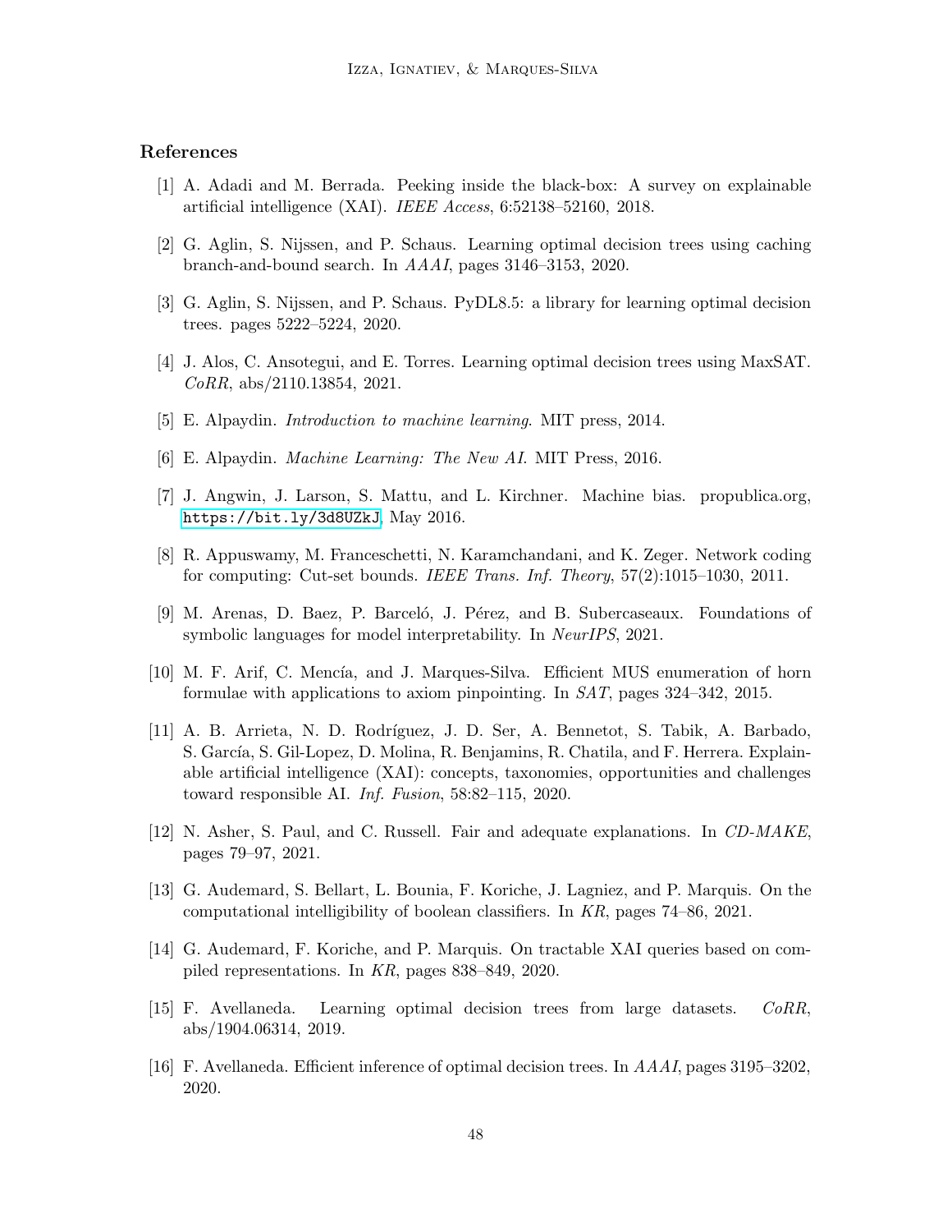## References

[1] A. Adadi and M. Berrada. Peeking inside the black-box: A survey on explainable artificial intelligence (XAI). *IEEE Access*, 6:52138–52160, 2018.

[2] G. Aglin, S. Nijssen, and P. Schaus. Learning optimal decision trees using caching branch-and-bound search. In *AAAI*, pages 3146–3153, 2020.

[3] G. Aglin, S. Nijssen, and P. Schaus. PyDL8.5: a library for learning optimal decision trees. pages 5222–5224, 2020.

[4] J. Alos, C. Ansotegui, and E. Torres. Learning optimal decision trees using MaxSAT. *CoRR*, abs/2110.13854, 2021.

[5] E. Alpaydin. *Introduction to machine learning*. MIT press, 2014.

[6] E. Alpaydin. *Machine Learning: The New AI*. MIT Press, 2016.

[7] J. Angwin, J. Larson, S. Mattu, and L. Kirchner. Machine bias. propublica.org, https://bit.ly/3d8UZkJ, May 2016.

[8] R. Appuswamy, M. Franceschetti, N. Karamchandani, and K. Zeger. Network coding for computing: Cut-set bounds. *IEEE Trans. Inf. Theory*, 57(2):1015–1030, 2011.

[9] M. Arenas, D. Baez, P. Barceló, J. Pérez, and B. Subercaseaux. Foundations of symbolic languages for model interpretability. In *NeurIPS*, 2021.

[10] M. F. Arif, C. Mencía, and J. Marques-Silva. Efficient MUS enumeration of horn formulae with applications to axiom pinpointing. In *SAT*, pages 324–342, 2015.

[11] A. B. Arrieta, N. D. Rodríguez, J. D. Ser, A. Bennetot, S. Tabik, A. Barbado, S. García, S. Gil-Lopez, D. Molina, R. Benjamins, R. Chatila, and F. Herrera. Explainable artificial intelligence (XAI): concepts, taxonomies, opportunities and challenges toward responsible AI. *Inf. Fusion*, 58:82–115, 2020.

[12] N. Asher, S. Paul, and C. Russell. Fair and adequate explanations. In *CD-MAKE*, pages 79–97, 2021.

[13] G. Audemard, S. Bellart, L. Bounia, F. Koriche, J. Lagniez, and P. Marquis. On the computational intelligibility of boolean classifiers. In *KR*, pages 74–86, 2021.

[14] G. Audemard, F. Koriche, and P. Marquis. On tractable XAI queries based on compiled representations. In *KR*, pages 838–849, 2020.

[15] F. Avellaneda. Learning optimal decision trees from large datasets. *CoRR*, abs/1904.06314, 2019.

[16] F. Avellaneda. Efficient inference of optimal decision trees. In *AAAI*, pages 3195–3202, 2020.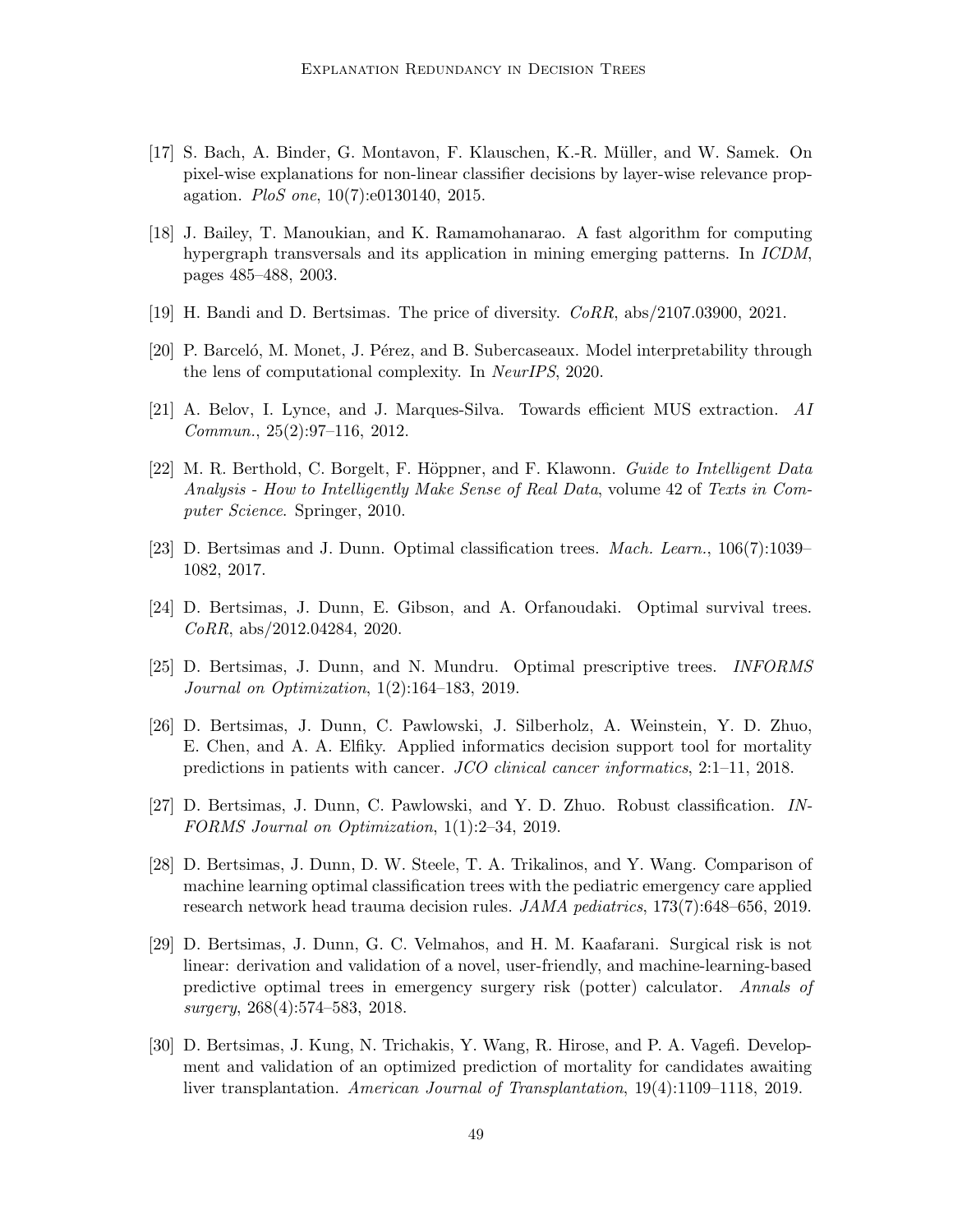[17] S. Bach, A. Binder, G. Montavon, F. Klauschen, K.-R. Müller, and W. Samek. On pixel-wise explanations for non-linear classifier decisions by layer-wise relevance propagation. *PloS one*, 10(7):e0130140, 2015.

[18] J. Bailey, T. Manoukian, and K. Ramamohanarao. A fast algorithm for computing hypergraph transversals and its application in mining emerging patterns. In *ICDM*, pages 485–488, 2003.

[19] H. Bandi and D. Bertsimas. The price of diversity. *CoRR*, abs/2107.03900, 2021.

[20] P. Barceló, M. Monet, J. Pérez, and B. Subercaseaux. Model interpretability through the lens of computational complexity. In *NeurIPS*, 2020.

[21] A. Belov, I. Lynce, and J. Marques-Silva. Towards efficient MUS extraction. *AI Commun.*, 25(2):97–116, 2012.

[22] M. R. Berthold, C. Borgelt, F. Höppner, and F. Klawonn. *Guide to Intelligent Data Analysis - How to Intelligently Make Sense of Real Data*, volume 42 of *Texts in Computer Science*. Springer, 2010.

[23] D. Bertsimas and J. Dunn. Optimal classification trees. *Mach. Learn.*, 106(7):1039–1082, 2017.

[24] D. Bertsimas, J. Dunn, E. Gibson, and A. Orfanoudaki. Optimal survival trees. *CoRR*, abs/2012.04284, 2020.

[25] D. Bertsimas, J. Dunn, and N. Mundru. Optimal prescriptive trees. *INFORMS Journal on Optimization*, 1(2):164–183, 2019.

[26] D. Bertsimas, J. Dunn, C. Pawlowski, J. Silberholz, A. Weinstein, Y. D. Zhuo, E. Chen, and A. A. Elfiky. Applied informatics decision support tool for mortality predictions in patients with cancer. *JCO clinical cancer informatics*, 2:1–11, 2018.

[27] D. Bertsimas, J. Dunn, C. Pawlowski, and Y. D. Zhuo. Robust classification. *INFORMS Journal on Optimization*, 1(1):2–34, 2019.

[28] D. Bertsimas, J. Dunn, D. W. Steele, T. A. Trikalinos, and Y. Wang. Comparison of machine learning optimal classification trees with the pediatric emergency care applied research network head trauma decision rules. *JAMA pediatrics*, 173(7):648–656, 2019.

[29] D. Bertsimas, J. Dunn, G. C. Velmahos, and H. M. Kaafarani. Surgical risk is not linear: derivation and validation of a novel, user-friendly, and machine-learning-based predictive optimal trees in emergency surgery risk (potter) calculator. *Annals of surgery*, 268(4):574–583, 2018.

[30] D. Bertsimas, J. Kung, N. Trichakis, Y. Wang, R. Hirose, and P. A. Vagefi. Development and validation of an optimized prediction of mortality for candidates awaiting liver transplantation. *American Journal of Transplantation*, 19(4):1109–1118, 2019.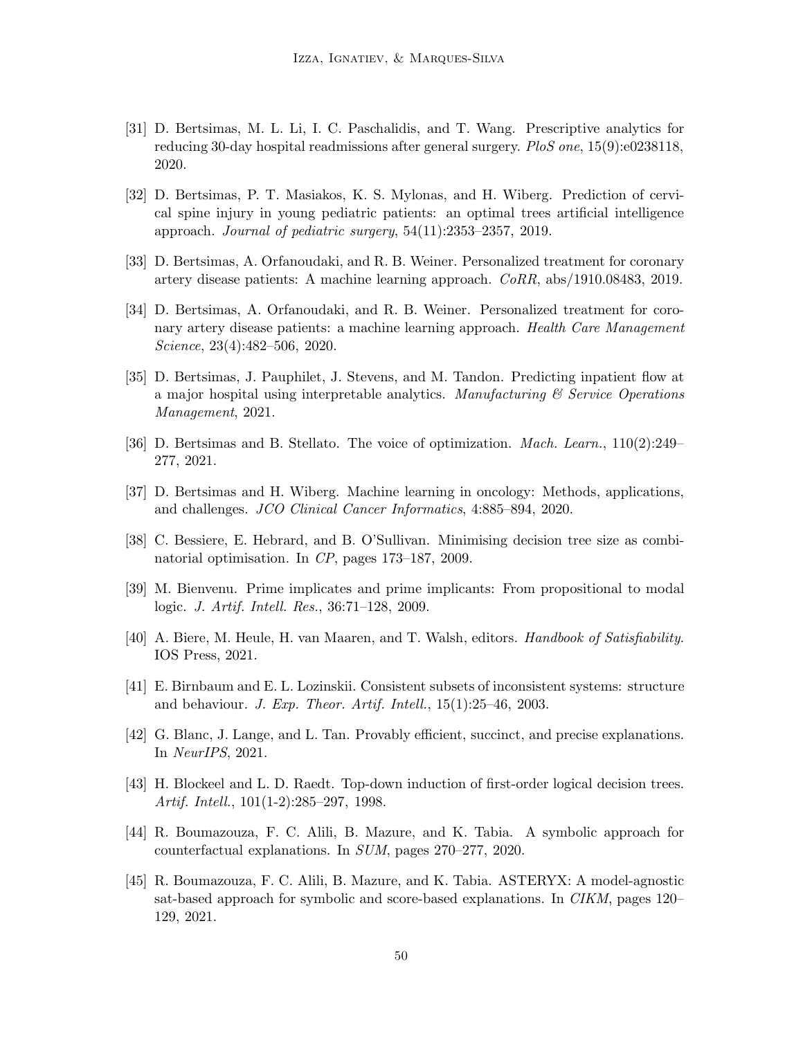[31] D. Bertsimas, M. L. Li, I. C. Paschalidis, and T. Wang. Prescriptive analytics for reducing 30-day hospital readmissions after general surgery. *PloS one*, 15(9):e0238118, 2020.

[32] D. Bertsimas, P. T. Masiakos, K. S. Mylonas, and H. Wiberg. Prediction of cervical spine injury in young pediatric patients: an optimal trees artificial intelligence approach. *Journal of pediatric surgery*, 54(11):2353–2357, 2019.

[33] D. Bertsimas, A. Orfanoudaki, and R. B. Weiner. Personalized treatment for coronary artery disease patients: A machine learning approach. *CoRR*, abs/1910.08483, 2019.

[34] D. Bertsimas, A. Orfanoudaki, and R. B. Weiner. Personalized treatment for coronary artery disease patients: a machine learning approach. *Health Care Management Science*, 23(4):482–506, 2020.

[35] D. Bertsimas, J. Pauphilet, J. Stevens, and M. Tandon. Predicting inpatient flow at a major hospital using interpretable analytics. *Manufacturing & Service Operations Management*, 2021.

[36] D. Bertsimas and B. Stellato. The voice of optimization. *Mach. Learn.*, 110(2):249–277, 2021.

[37] D. Bertsimas and H. Wiberg. Machine learning in oncology: Methods, applications, and challenges. *JCO Clinical Cancer Informatics*, 4:885–894, 2020.

[38] C. Bessiere, E. Hebrard, and B. O'Sullivan. Minimising decision tree size as combinatorial optimisation. In *CP*, pages 173–187, 2009.

[39] M. Bienvenu. Prime implicates and prime implicants: From propositional to modal logic. *J. Artif. Intell. Res.*, 36:71–128, 2009.

[40] A. Biere, M. Heule, H. van Maaren, and T. Walsh, editors. *Handbook of Satisfiability*. IOS Press, 2021.

[41] E. Birnbaum and E. L. Lozinskii. Consistent subsets of inconsistent systems: structure and behaviour. *J. Exp. Theor. Artif. Intell.*, 15(1):25–46, 2003.

[42] G. Blanc, J. Lange, and L. Tan. Provably efficient, succinct, and precise explanations. In *NeurIPS*, 2021.

[43] H. Blockeel and L. D. Raedt. Top-down induction of first-order logical decision trees. *Artif. Intell.*, 101(1-2):285–297, 1998.

[44] R. Boumazouza, F. C. Alili, B. Mazure, and K. Tabia. A symbolic approach for counterfactual explanations. In *SUM*, pages 270–277, 2020.

[45] R. Boumazouza, F. C. Alili, B. Mazure, and K. Tabia. ASTERYX: A model-agnostic sat-based approach for symbolic and score-based explanations. In *CIKM*, pages 120–129, 2021.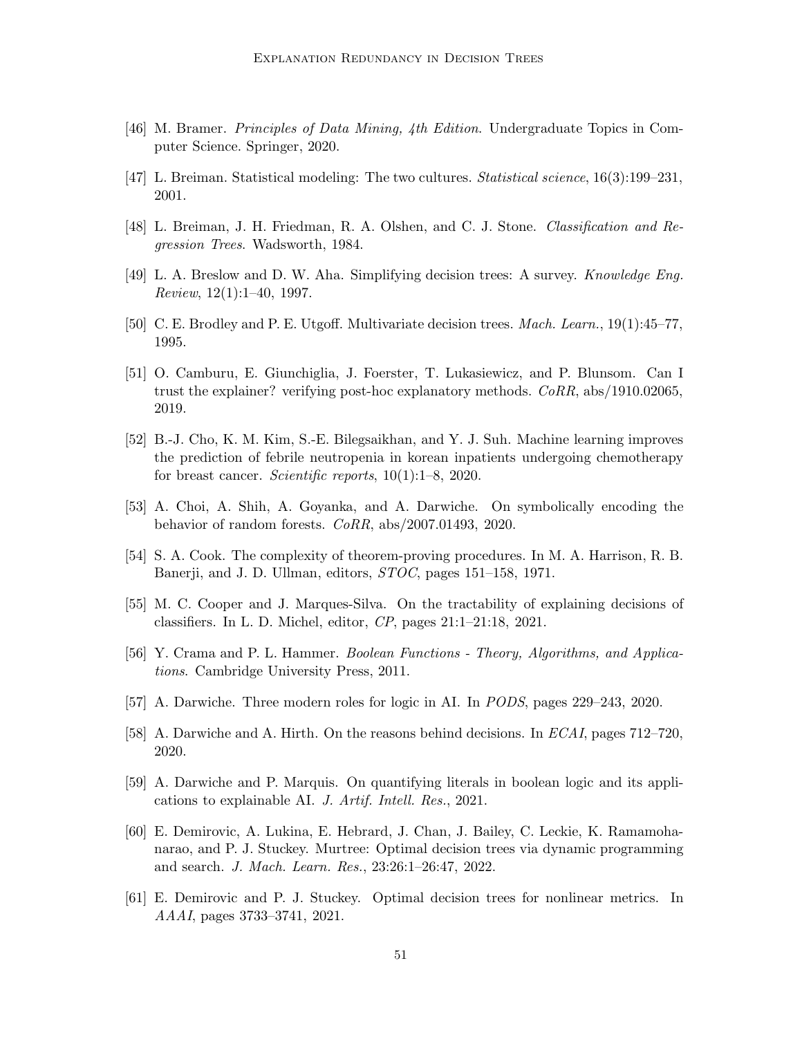[46] M. Bramer. *Principles of Data Mining, 4th Edition*. Undergraduate Topics in Computer Science. Springer, 2020.

[47] L. Breiman. Statistical modeling: The two cultures. *Statistical science*, 16(3):199–231, 2001.

[48] L. Breiman, J. H. Friedman, R. A. Olshen, and C. J. Stone. *Classification and Regression Trees*. Wadsworth, 1984.

[49] L. A. Breslow and D. W. Aha. Simplifying decision trees: A survey. *Knowledge Eng. Review*, 12(1):1–40, 1997.

[50] C. E. Brodley and P. E. Utgoff. Multivariate decision trees. *Mach. Learn.*, 19(1):45–77, 1995.

[51] O. Camburu, E. Giunchiglia, J. Foerster, T. Lukasiewicz, and P. Blunsom. Can I trust the explainer? verifying post-hoc explanatory methods. *CoRR*, abs/1910.02065, 2019.

[52] B.-J. Cho, K. M. Kim, S.-E. Bilegsaikhan, and Y. J. Suh. Machine learning improves the prediction of febrile neutropenia in korean inpatients undergoing chemotherapy for breast cancer. *Scientific reports*, 10(1):1–8, 2020.

[53] A. Choi, A. Shih, A. Goyanka, and A. Darwiche. On symbolically encoding the behavior of random forests. *CoRR*, abs/2007.01493, 2020.

[54] S. A. Cook. The complexity of theorem-proving procedures. In M. A. Harrison, R. B. Banerji, and J. D. Ullman, editors, *STOC*, pages 151–158, 1971.

[55] M. C. Cooper and J. Marques-Silva. On the tractability of explaining decisions of classifiers. In L. D. Michel, editor, *CP*, pages 21:1–21:18, 2021.

[56] Y. Crama and P. L. Hammer. *Boolean Functions - Theory, Algorithms, and Applications*. Cambridge University Press, 2011.

[57] A. Darwiche. Three modern roles for logic in AI. In *PODS*, pages 229–243, 2020.

[58] A. Darwiche and A. Hirth. On the reasons behind decisions. In *ECAI*, pages 712–720, 2020.

[59] A. Darwiche and P. Marquis. On quantifying literals in boolean logic and its applications to explainable AI. *J. Artif. Intell. Res.*, 2021.

[60] E. Demirovic, A. Lukina, E. Hebrard, J. Chan, J. Bailey, C. Leckie, K. Ramamohanarao, and P. J. Stuckey. Murtree: Optimal decision trees via dynamic programming and search. *J. Mach. Learn. Res.*, 23:26:1–26:47, 2022.

[61] E. Demirovic and P. J. Stuckey. Optimal decision trees for nonlinear metrics. In *AAAI*, pages 3733–3741, 2021.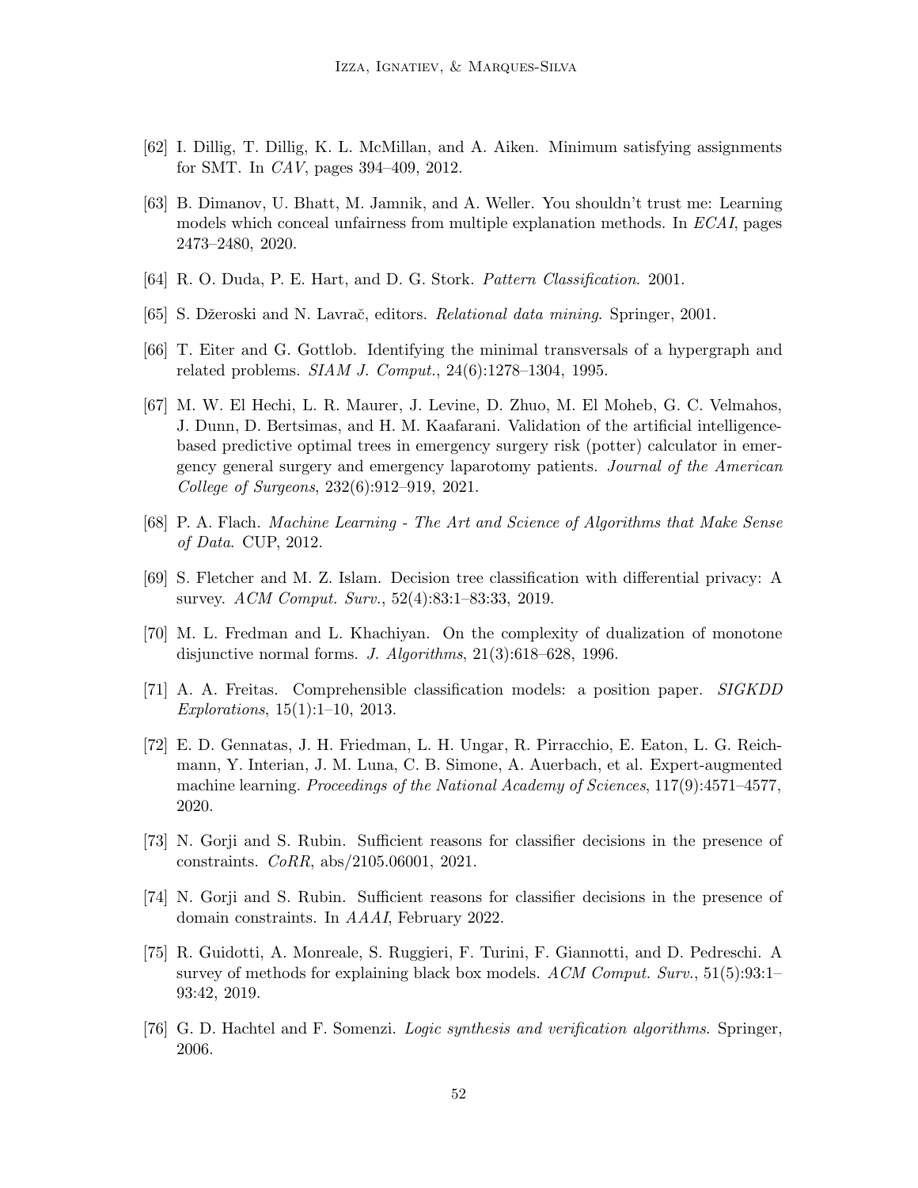[62] I. Dillig, T. Dillig, K. L. McMillan, and A. Aiken. Minimum satisfying assignments for SMT. In *CAV*, pages 394–409, 2012.

[63] B. Dimanov, U. Bhatt, M. Jamnik, and A. Weller. You shouldn't trust me: Learning models which conceal unfairness from multiple explanation methods. In *ECAI*, pages 2473–2480, 2020.

[64] R. O. Duda, P. E. Hart, and D. G. Stork. *Pattern Classification*. 2001.

[65] S. Džeroski and N. Lavrač, editors. *Relational data mining*. Springer, 2001.

[66] T. Eiter and G. Gottlob. Identifying the minimal transversals of a hypergraph and related problems. *SIAM J. Comput.*, 24(6):1278–1304, 1995.

[67] M. W. El Hechi, L. R. Maurer, J. Levine, D. Zhuo, M. El Moheb, G. C. Velmahos, J. Dunn, D. Bertsimas, and H. M. Kaafarani. Validation of the artificial intelligence-based predictive optimal trees in emergency surgery risk (potter) calculator in emergency general surgery and emergency laparotomy patients. *Journal of the American College of Surgeons*, 232(6):912–919, 2021.

[68] P. A. Flach. *Machine Learning - The Art and Science of Algorithms that Make Sense of Data*. CUP, 2012.

[69] S. Fletcher and M. Z. Islam. Decision tree classification with differential privacy: A survey. *ACM Comput. Surv.*, 52(4):83:1–83:33, 2019.

[70] M. L. Fredman and L. Khachiyan. On the complexity of dualization of monotone disjunctive normal forms. *J. Algorithms*, 21(3):618–628, 1996.

[71] A. A. Freitas. Comprehensible classification models: a position paper. *SIGKDD Explorations*, 15(1):1–10, 2013.

[72] E. D. Gennatas, J. H. Friedman, L. H. Ungar, R. Pirracchio, E. Eaton, L. G. Reichmann, Y. Interian, J. M. Luna, C. B. Simone, A. Auerbach, et al. Expert-augmented machine learning. *Proceedings of the National Academy of Sciences*, 117(9):4571–4577, 2020.

[73] N. Gorji and S. Rubin. Sufficient reasons for classifier decisions in the presence of constraints. *CoRR*, abs/2105.06001, 2021.

[74] N. Gorji and S. Rubin. Sufficient reasons for classifier decisions in the presence of domain constraints. In *AAAI*, February 2022.

[75] R. Guidotti, A. Monreale, S. Ruggieri, F. Turini, F. Giannotti, and D. Pedreschi. A survey of methods for explaining black box models. *ACM Comput. Surv.*, 51(5):93:1–93:42, 2019.

[76] G. D. Hachtel and F. Somenzi. *Logic synthesis and verification algorithms*. Springer, 2006.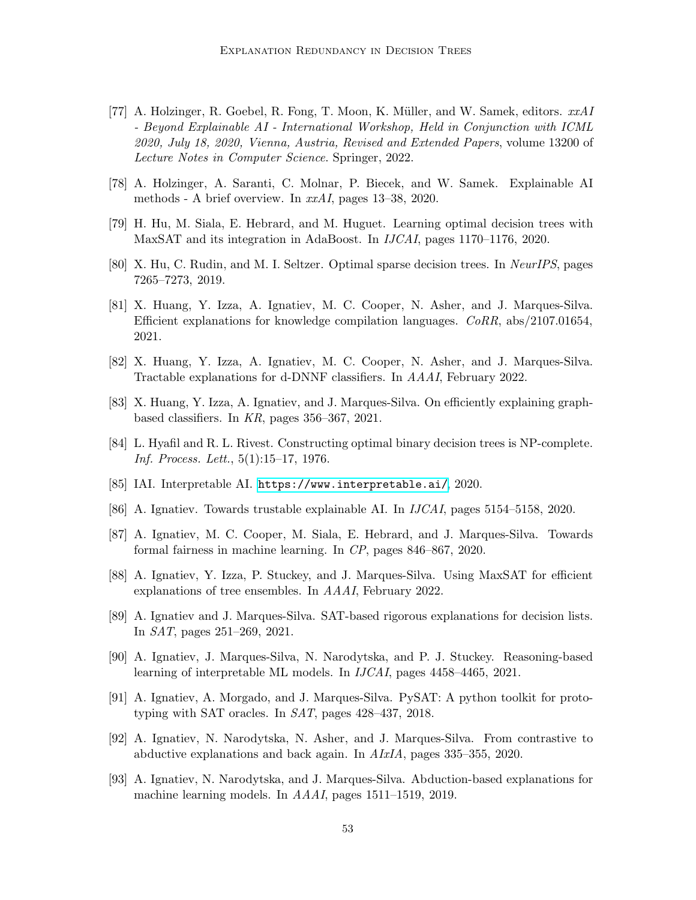[77] A. Holzinger, R. Goebel, R. Fong, T. Moon, K. Müller, and W. Samek, editors. *xxAI - Beyond Explainable AI - International Workshop, Held in Conjunction with ICML 2020, July 18, 2020, Vienna, Austria, Revised and Extended Papers*, volume 13200 of *Lecture Notes in Computer Science*. Springer, 2022.

[78] A. Holzinger, A. Saranti, C. Molnar, P. Biecek, and W. Samek. Explainable AI methods - A brief overview. In *xxAI*, pages 13–38, 2020.

[79] H. Hu, M. Siala, E. Hebrard, and M. Huguet. Learning optimal decision trees with MaxSAT and its integration in AdaBoost. In *IJCAI*, pages 1170–1176, 2020.

[80] X. Hu, C. Rudin, and M. I. Seltzer. Optimal sparse decision trees. In *NeurIPS*, pages 7265–7273, 2019.

[81] X. Huang, Y. Izza, A. Ignatiev, M. C. Cooper, N. Asher, and J. Marques-Silva. Efficient explanations for knowledge compilation languages. *CoRR*, abs/2107.01654, 2021.

[82] X. Huang, Y. Izza, A. Ignatiev, M. C. Cooper, N. Asher, and J. Marques-Silva. Tractable explanations for d-DNNF classifiers. In *AAAI*, February 2022.

[83] X. Huang, Y. Izza, A. Ignatiev, and J. Marques-Silva. On efficiently explaining graph-based classifiers. In *KR*, pages 356–367, 2021.

[84] L. Hyafil and R. L. Rivest. Constructing optimal binary decision trees is NP-complete. *Inf. Process. Lett.*, 5(1):15–17, 1976.

[85] IAI. Interpretable AI. https://www.interpretable.ai/, 2020.

[86] A. Ignatiev. Towards trustable explainable AI. In *IJCAI*, pages 5154–5158, 2020.

[87] A. Ignatiev, M. C. Cooper, M. Siala, E. Hebrard, and J. Marques-Silva. Towards formal fairness in machine learning. In *CP*, pages 846–867, 2020.

[88] A. Ignatiev, Y. Izza, P. Stuckey, and J. Marques-Silva. Using MaxSAT for efficient explanations of tree ensembles. In *AAAI*, February 2022.

[89] A. Ignatiev and J. Marques-Silva. SAT-based rigorous explanations for decision lists. In *SAT*, pages 251–269, 2021.

[90] A. Ignatiev, J. Marques-Silva, N. Narodytska, and P. J. Stuckey. Reasoning-based learning of interpretable ML models. In *IJCAI*, pages 4458–4465, 2021.

[91] A. Ignatiev, A. Morgado, and J. Marques-Silva. PySAT: A python toolkit for prototyping with SAT oracles. In *SAT*, pages 428–437, 2018.

[92] A. Ignatiev, N. Narodytska, N. Asher, and J. Marques-Silva. From contrastive to abductive explanations and back again. In *AIxIA*, pages 335–355, 2020.

[93] A. Ignatiev, N. Narodytska, and J. Marques-Silva. Abduction-based explanations for machine learning models. In *AAAI*, pages 1511–1519, 2019.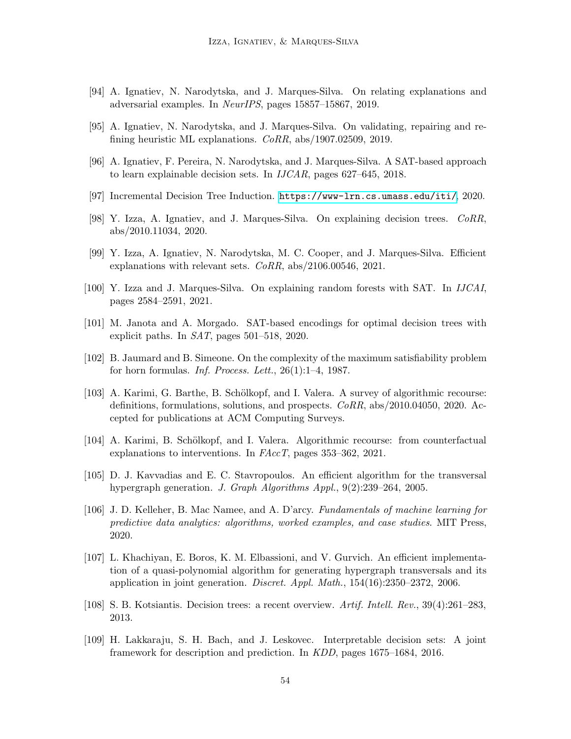[94] A. Ignatiev, N. Narodytska, and J. Marques-Silva. On relating explanations and adversarial examples. In *NeurIPS*, pages 15857–15867, 2019.

[95] A. Ignatiev, N. Narodytska, and J. Marques-Silva. On validating, repairing and refining heuristic ML explanations. *CoRR*, abs/1907.02509, 2019.

[96] A. Ignatiev, F. Pereira, N. Narodytska, and J. Marques-Silva. A SAT-based approach to learn explainable decision sets. In *IJCAR*, pages 627–645, 2018.

[97] Incremental Decision Tree Induction. https://www-lrn.cs.umass.edu/iti/, 2020.

[98] Y. Izza, A. Ignatiev, and J. Marques-Silva. On explaining decision trees. *CoRR*, abs/2010.11034, 2020.

[99] Y. Izza, A. Ignatiev, N. Narodytska, M. C. Cooper, and J. Marques-Silva. Efficient explanations with relevant sets. *CoRR*, abs/2106.00546, 2021.

[100] Y. Izza and J. Marques-Silva. On explaining random forests with SAT. In *IJCAI*, pages 2584–2591, 2021.

[101] M. Janota and A. Morgado. SAT-based encodings for optimal decision trees with explicit paths. In *SAT*, pages 501–518, 2020.

[102] B. Jaumard and B. Simeone. On the complexity of the maximum satisfiability problem for horn formulas. *Inf. Process. Lett.*, 26(1):1–4, 1987.

[103] A. Karimi, G. Barthe, B. Schölkopf, and I. Valera. A survey of algorithmic recourse: definitions, formulations, solutions, and prospects. *CoRR*, abs/2010.04050, 2020. Accepted for publications at ACM Computing Surveys.

[104] A. Karimi, B. Schölkopf, and I. Valera. Algorithmic recourse: from counterfactual explanations to interventions. In *FAccT*, pages 353–362, 2021.

[105] D. J. Kavvadias and E. C. Stavropoulos. An efficient algorithm for the transversal hypergraph generation. *J. Graph Algorithms Appl.*, 9(2):239–264, 2005.

[106] J. D. Kelleher, B. Mac Namee, and A. D'arcy. *Fundamentals of machine learning for predictive data analytics: algorithms, worked examples, and case studies*. MIT Press, 2020.

[107] L. Khachiyan, E. Boros, K. M. Elbassioni, and V. Gurvich. An efficient implementation of a quasi-polynomial algorithm for generating hypergraph transversals and its application in joint generation. *Discret. Appl. Math.*, 154(16):2350–2372, 2006.

[108] S. B. Kotsiantis. Decision trees: a recent overview. *Artif. Intell. Rev.*, 39(4):261–283, 2013.

[109] H. Lakkaraju, S. H. Bach, and J. Leskovec. Interpretable decision sets: A joint framework for description and prediction. In *KDD*, pages 1675–1684, 2016.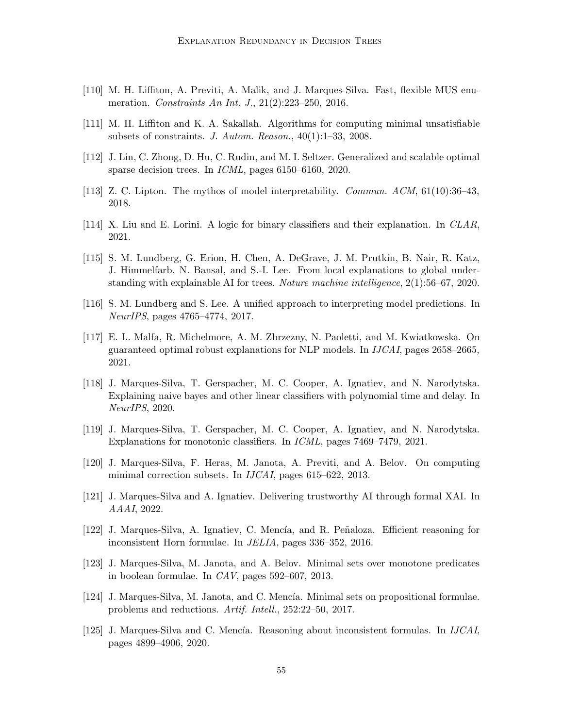[110] M. H. Liffiton, A. Previti, A. Malik, and J. Marques-Silva. Fast, flexible MUS enumeration. *Constraints An Int. J.*, 21(2):223–250, 2016.

[111] M. H. Liffiton and K. A. Sakallah. Algorithms for computing minimal unsatisfiable subsets of constraints. *J. Autom. Reason.*, 40(1):1–33, 2008.

[112] J. Lin, C. Zhong, D. Hu, C. Rudin, and M. I. Seltzer. Generalized and scalable optimal sparse decision trees. In *ICML*, pages 6150–6160, 2020.

[113] Z. C. Lipton. The mythos of model interpretability. *Commun. ACM*, 61(10):36–43, 2018.

[114] X. Liu and E. Lorini. A logic for binary classifiers and their explanation. In *CLAR*, 2021.

[115] S. M. Lundberg, G. Erion, H. Chen, A. DeGrave, J. M. Prutkin, B. Nair, R. Katz, J. Himmelfarb, N. Bansal, and S.-I. Lee. From local explanations to global understanding with explainable AI for trees. *Nature machine intelligence*, 2(1):56–67, 2020.

[116] S. M. Lundberg and S. Lee. A unified approach to interpreting model predictions. In *NeurIPS*, pages 4765–4774, 2017.

[117] E. L. Malfa, R. Michelmore, A. M. Zbrzezny, N. Paoletti, and M. Kwiatkowska. On guaranteed optimal robust explanations for NLP models. In *IJCAI*, pages 2658–2665, 2021.

[118] J. Marques-Silva, T. Gerspacher, M. C. Cooper, A. Ignatiev, and N. Narodytska. Explaining naive bayes and other linear classifiers with polynomial time and delay. In *NeurIPS*, 2020.

[119] J. Marques-Silva, T. Gerspacher, M. C. Cooper, A. Ignatiev, and N. Narodytska. Explanations for monotonic classifiers. In *ICML*, pages 7469–7479, 2021.

[120] J. Marques-Silva, F. Heras, M. Janota, A. Previti, and A. Belov. On computing minimal correction subsets. In *IJCAI*, pages 615–622, 2013.

[121] J. Marques-Silva and A. Ignatiev. Delivering trustworthy AI through formal XAI. In *AAAI*, 2022.

[122] J. Marques-Silva, A. Ignatiev, C. Mencía, and R. Peñaloza. Efficient reasoning for inconsistent Horn formulae. In *JELIA*, pages 336–352, 2016.

[123] J. Marques-Silva, M. Janota, and A. Belov. Minimal sets over monotone predicates in boolean formulae. In *CAV*, pages 592–607, 2013.

[124] J. Marques-Silva, M. Janota, and C. Mencía. Minimal sets on propositional formulae. problems and reductions. *Artif. Intell.*, 252:22–50, 2017.

[125] J. Marques-Silva and C. Mencía. Reasoning about inconsistent formulas. In *IJCAI*, pages 4899–4906, 2020.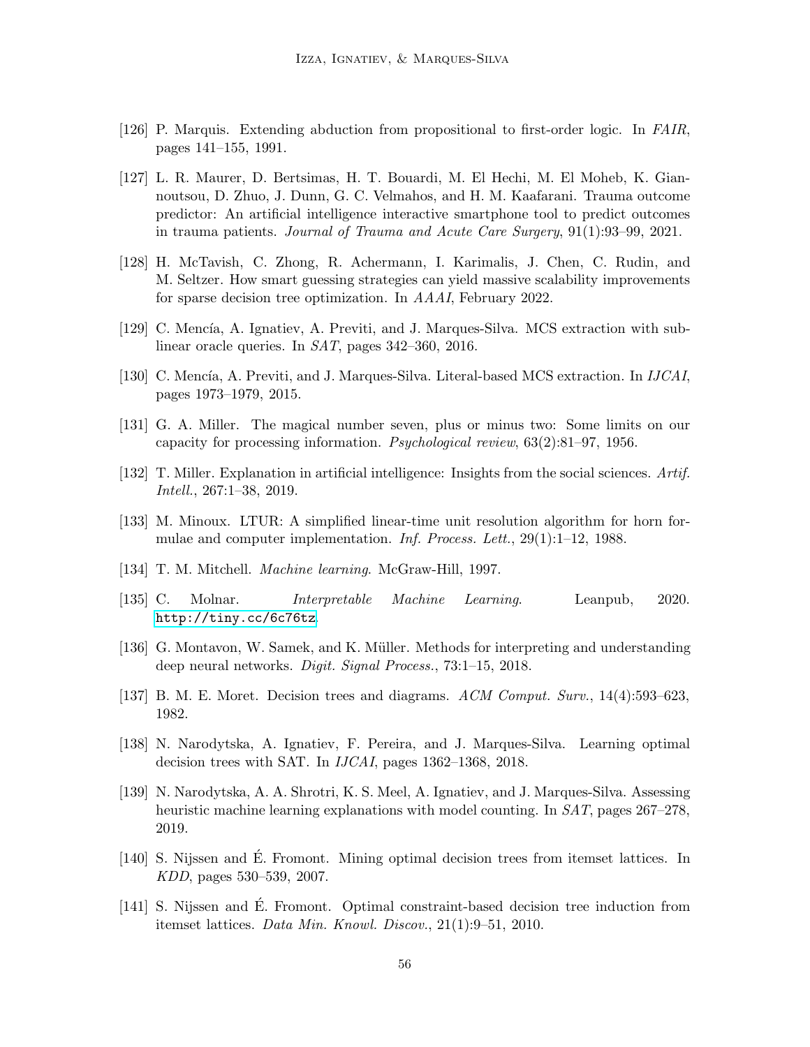[126] P. Marquis. Extending abduction from propositional to first-order logic. In *FAIR*, pages 141–155, 1991.

[127] L. R. Maurer, D. Bertsimas, H. T. Bouardi, M. El Hechi, M. El Moheb, K. Giannoutsou, D. Zhuo, J. Dunn, G. C. Velmahos, and H. M. Kaafarani. Trauma outcome predictor: An artificial intelligence interactive smartphone tool to predict outcomes in trauma patients. *Journal of Trauma and Acute Care Surgery*, 91(1):93–99, 2021.

[128] H. McTavish, C. Zhong, R. Achermann, I. Karimalis, J. Chen, C. Rudin, and M. Seltzer. How smart guessing strategies can yield massive scalability improvements for sparse decision tree optimization. In *AAAI*, February 2022.

[129] C. Mencía, A. Ignatiev, A. Previti, and J. Marques-Silva. MCS extraction with sublinear oracle queries. In *SAT*, pages 342–360, 2016.

[130] C. Mencía, A. Previti, and J. Marques-Silva. Literal-based MCS extraction. In *IJCAI*, pages 1973–1979, 2015.

[131] G. A. Miller. The magical number seven, plus or minus two: Some limits on our capacity for processing information. *Psychological review*, 63(2):81–97, 1956.

[132] T. Miller. Explanation in artificial intelligence: Insights from the social sciences. *Artif. Intell.*, 267:1–38, 2019.

[133] M. Minoux. LTUR: A simplified linear-time unit resolution algorithm for horn formulae and computer implementation. *Inf. Process. Lett.*, 29(1):1–12, 1988.

[134] T. M. Mitchell. *Machine learning*. McGraw-Hill, 1997.

[135] C. Molnar. *Interpretable Machine Learning*. Leanpub, 2020. http://tiny.cc/6c76tz.

[136] G. Montavon, W. Samek, and K. Müller. Methods for interpreting and understanding deep neural networks. *Digit. Signal Process.*, 73:1–15, 2018.

[137] B. M. E. Moret. Decision trees and diagrams. *ACM Comput. Surv.*, 14(4):593–623, 1982.

[138] N. Narodytska, A. Ignatiev, F. Pereira, and J. Marques-Silva. Learning optimal decision trees with SAT. In *IJCAI*, pages 1362–1368, 2018.

[139] N. Narodytska, A. A. Shrotri, K. S. Meel, A. Ignatiev, and J. Marques-Silva. Assessing heuristic machine learning explanations with model counting. In *SAT*, pages 267–278, 2019.

[140] S. Nijssen and É. Fromont. Mining optimal decision trees from itemset lattices. In *KDD*, pages 530–539, 2007.

[141] S. Nijssen and É. Fromont. Optimal constraint-based decision tree induction from itemset lattices. *Data Min. Knowl. Discov.*, 21(1):9–51, 2010.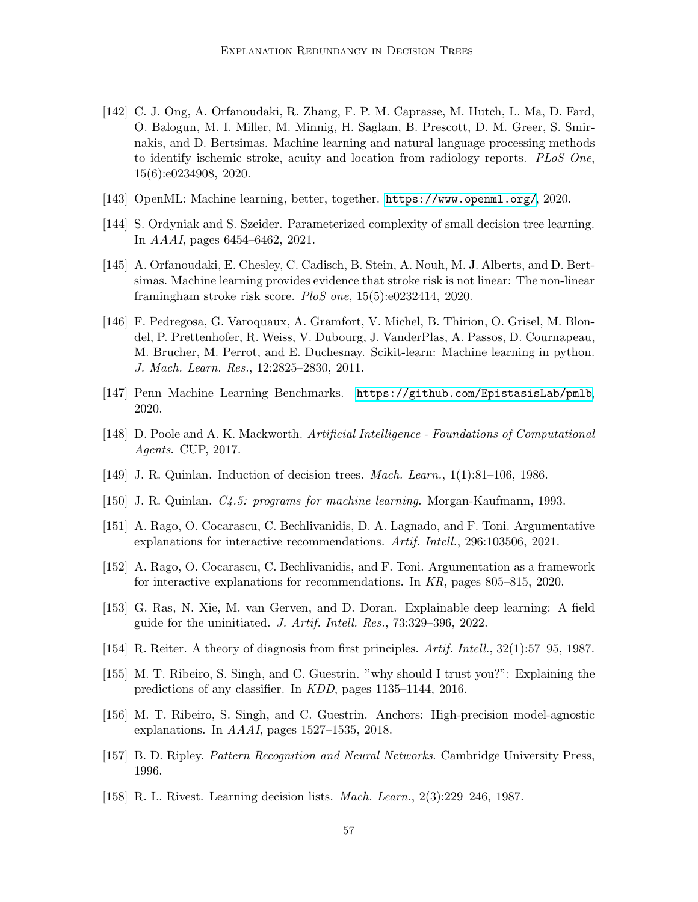[142] C. J. Ong, A. Orfanoudaki, R. Zhang, F. P. M. Caprasse, M. Hutch, L. Ma, D. Fard, O. Balogun, M. I. Miller, M. Minnig, H. Saglam, B. Prescott, D. M. Greer, S. Smirnakis, and D. Bertsimas. Machine learning and natural language processing methods to identify ischemic stroke, acuity and location from radiology reports. *PLoS One*, 15(6):e0234908, 2020.

[143] OpenML: Machine learning, better, together. https://www.openml.org/, 2020.

[144] S. Ordyniak and S. Szeider. Parameterized complexity of small decision tree learning. In *AAAI*, pages 6454–6462, 2021.

[145] A. Orfanoudaki, E. Chesley, C. Cadisch, B. Stein, A. Nouh, M. J. Alberts, and D. Bertsimas. Machine learning provides evidence that stroke risk is not linear: The non-linear framingham stroke risk score. *PloS one*, 15(5):e0232414, 2020.

[146] F. Pedregosa, G. Varoquaux, A. Gramfort, V. Michel, B. Thirion, O. Grisel, M. Blondel, P. Prettenhofer, R. Weiss, V. Dubourg, J. VanderPlas, A. Passos, D. Cournapeau, M. Brucher, M. Perrot, and E. Duchesnay. Scikit-learn: Machine learning in python. *J. Mach. Learn. Res.*, 12:2825–2830, 2011.

[147] Penn Machine Learning Benchmarks. https://github.com/EpistasisLab/pmlb, 2020.

[148] D. Poole and A. K. Mackworth. *Artificial Intelligence - Foundations of Computational Agents*. CUP, 2017.

[149] J. R. Quinlan. Induction of decision trees. *Mach. Learn.*, 1(1):81–106, 1986.

[150] J. R. Quinlan. *C4.5: programs for machine learning*. Morgan-Kaufmann, 1993.

[151] A. Rago, O. Cocarascu, C. Bechlivanidis, D. A. Lagnado, and F. Toni. Argumentative explanations for interactive recommendations. *Artif. Intell.*, 296:103506, 2021.

[152] A. Rago, O. Cocarascu, C. Bechlivanidis, and F. Toni. Argumentation as a framework for interactive explanations for recommendations. In *KR*, pages 805–815, 2020.

[153] G. Ras, N. Xie, M. van Gerven, and D. Doran. Explainable deep learning: A field guide for the uninitiated. *J. Artif. Intell. Res.*, 73:329–396, 2022.

[154] R. Reiter. A theory of diagnosis from first principles. *Artif. Intell.*, 32(1):57–95, 1987.

[155] M. T. Ribeiro, S. Singh, and C. Guestrin. "why should I trust you?": Explaining the predictions of any classifier. In *KDD*, pages 1135–1144, 2016.

[156] M. T. Ribeiro, S. Singh, and C. Guestrin. Anchors: High-precision model-agnostic explanations. In *AAAI*, pages 1527–1535, 2018.

[157] B. D. Ripley. *Pattern Recognition and Neural Networks*. Cambridge University Press, 1996.

[158] R. L. Rivest. Learning decision lists. *Mach. Learn.*, 2(3):229–246, 1987.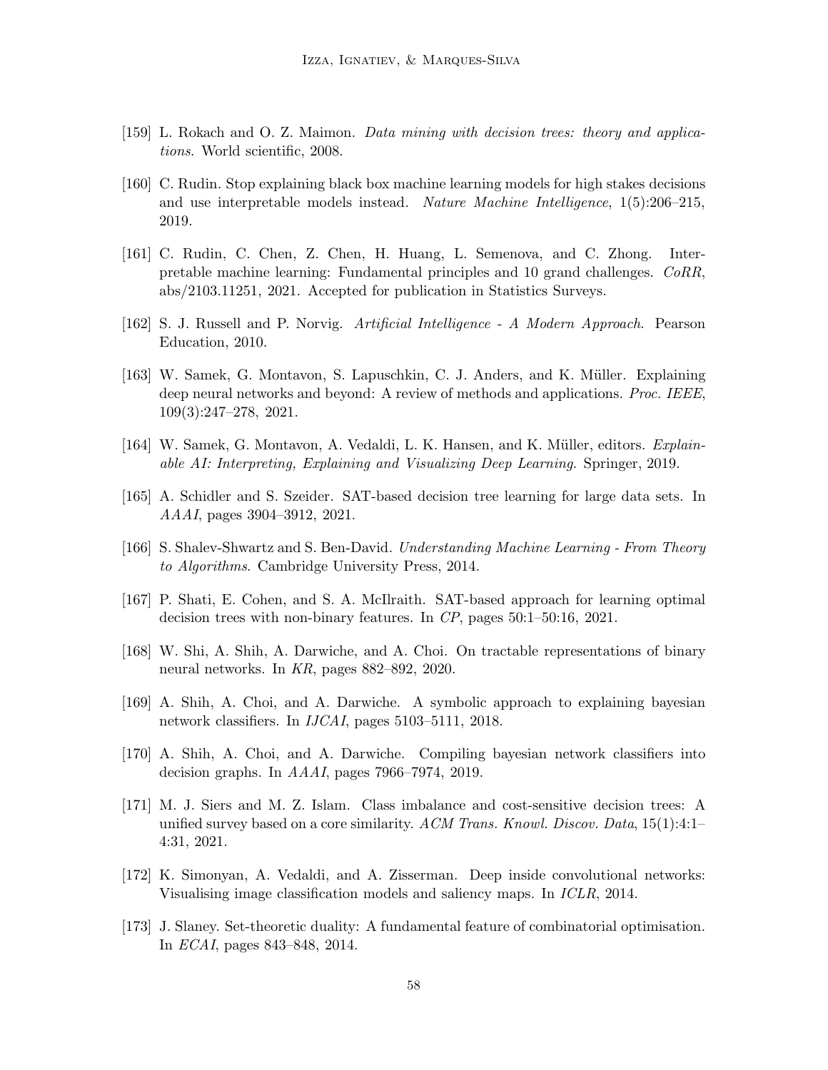[159] L. Rokach and O. Z. Maimon. *Data mining with decision trees: theory and applications*. World scientific, 2008.

[160] C. Rudin. Stop explaining black box machine learning models for high stakes decisions and use interpretable models instead. *Nature Machine Intelligence*, 1(5):206–215, 2019.

[161] C. Rudin, C. Chen, Z. Chen, H. Huang, L. Semenova, and C. Zhong. Interpretable machine learning: Fundamental principles and 10 grand challenges. *CoRR*, abs/2103.11251, 2021. Accepted for publication in Statistics Surveys.

[162] S. J. Russell and P. Norvig. *Artificial Intelligence - A Modern Approach*. Pearson Education, 2010.

[163] W. Samek, G. Montavon, S. Lapuschkin, C. J. Anders, and K. Müller. Explaining deep neural networks and beyond: A review of methods and applications. *Proc. IEEE*, 109(3):247–278, 2021.

[164] W. Samek, G. Montavon, A. Vedaldi, L. K. Hansen, and K. Müller, editors. *Explainable AI: Interpreting, Explaining and Visualizing Deep Learning*. Springer, 2019.

[165] A. Schidler and S. Szeider. SAT-based decision tree learning for large data sets. In *AAAI*, pages 3904–3912, 2021.

[166] S. Shalev-Shwartz and S. Ben-David. *Understanding Machine Learning - From Theory to Algorithms*. Cambridge University Press, 2014.

[167] P. Shati, E. Cohen, and S. A. McIlraith. SAT-based approach for learning optimal decision trees with non-binary features. In *CP*, pages 50:1–50:16, 2021.

[168] W. Shi, A. Shih, A. Darwiche, and A. Choi. On tractable representations of binary neural networks. In *KR*, pages 882–892, 2020.

[169] A. Shih, A. Choi, and A. Darwiche. A symbolic approach to explaining bayesian network classifiers. In *IJCAI*, pages 5103–5111, 2018.

[170] A. Shih, A. Choi, and A. Darwiche. Compiling bayesian network classifiers into decision graphs. In *AAAI*, pages 7966–7974, 2019.

[171] M. J. Siers and M. Z. Islam. Class imbalance and cost-sensitive decision trees: A unified survey based on a core similarity. *ACM Trans. Knowl. Discov. Data*, 15(1):4:1–4:31, 2021.

[172] K. Simonyan, A. Vedaldi, and A. Zisserman. Deep inside convolutional networks: Visualising image classification models and saliency maps. In *ICLR*, 2014.

[173] J. Slaney. Set-theoretic duality: A fundamental feature of combinatorial optimisation. In *ECAI*, pages 843–848, 2014.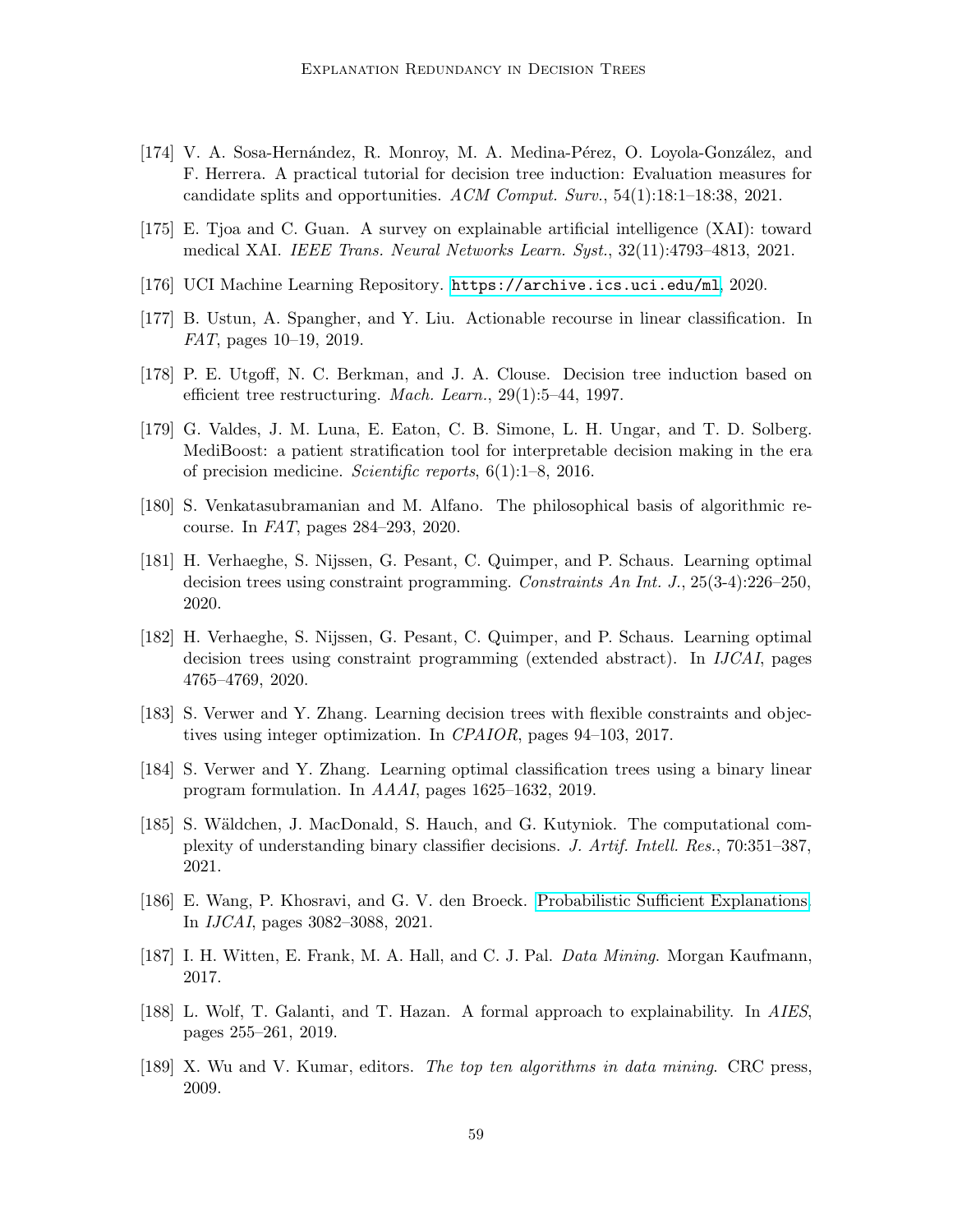[174] V. A. Sosa-Hernández, R. Monroy, M. A. Medina-Pérez, O. Loyola-González, and F. Herrera. A practical tutorial for decision tree induction: Evaluation measures for candidate splits and opportunities. *ACM Comput. Surv.*, 54(1):18:1–18:38, 2021.

[175] E. Tjoa and C. Guan. A survey on explainable artificial intelligence (XAI): toward medical XAI. *IEEE Trans. Neural Networks Learn. Syst.*, 32(11):4793–4813, 2021.

[176] UCI Machine Learning Repository. https://archive.ics.uci.edu/ml, 2020.

[177] B. Ustun, A. Spangher, and Y. Liu. Actionable recourse in linear classification. In *FAT*, pages 10–19, 2019.

[178] P. E. Utgoff, N. C. Berkman, and J. A. Clouse. Decision tree induction based on efficient tree restructuring. *Mach. Learn.*, 29(1):5–44, 1997.

[179] G. Valdes, J. M. Luna, E. Eaton, C. B. Simone, L. H. Ungar, and T. D. Solberg. MediBoost: a patient stratification tool for interpretable decision making in the era of precision medicine. *Scientific reports*, 6(1):1–8, 2016.

[180] S. Venkatasubramanian and M. Alfano. The philosophical basis of algorithmic recourse. In *FAT*, pages 284–293, 2020.

[181] H. Verhaeghe, S. Nijssen, G. Pesant, C. Quimper, and P. Schaus. Learning optimal decision trees using constraint programming. *Constraints An Int. J.*, 25(3-4):226–250, 2020.

[182] H. Verhaeghe, S. Nijssen, G. Pesant, C. Quimper, and P. Schaus. Learning optimal decision trees using constraint programming (extended abstract). In *IJCAI*, pages 4765–4769, 2020.

[183] S. Verwer and Y. Zhang. Learning decision trees with flexible constraints and objectives using integer optimization. In *CPAIOR*, pages 94–103, 2017.

[184] S. Verwer and Y. Zhang. Learning optimal classification trees using a binary linear program formulation. In *AAAI*, pages 1625–1632, 2019.

[185] S. Wäldchen, J. MacDonald, S. Hauch, and G. Kutyniok. The computational complexity of understanding binary classifier decisions. *J. Artif. Intell. Res.*, 70:351–387, 2021.

[186] E. Wang, P. Khosravi, and G. V. den Broeck. Probabilistic Sufficient Explanations. In *IJCAI*, pages 3082–3088, 2021.

[187] I. H. Witten, E. Frank, M. A. Hall, and C. J. Pal. *Data Mining*. Morgan Kaufmann, 2017.

[188] L. Wolf, T. Galanti, and T. Hazan. A formal approach to explainability. In *AIES*, pages 255–261, 2019.

[189] X. Wu and V. Kumar, editors. *The top ten algorithms in data mining*. CRC press, 2009.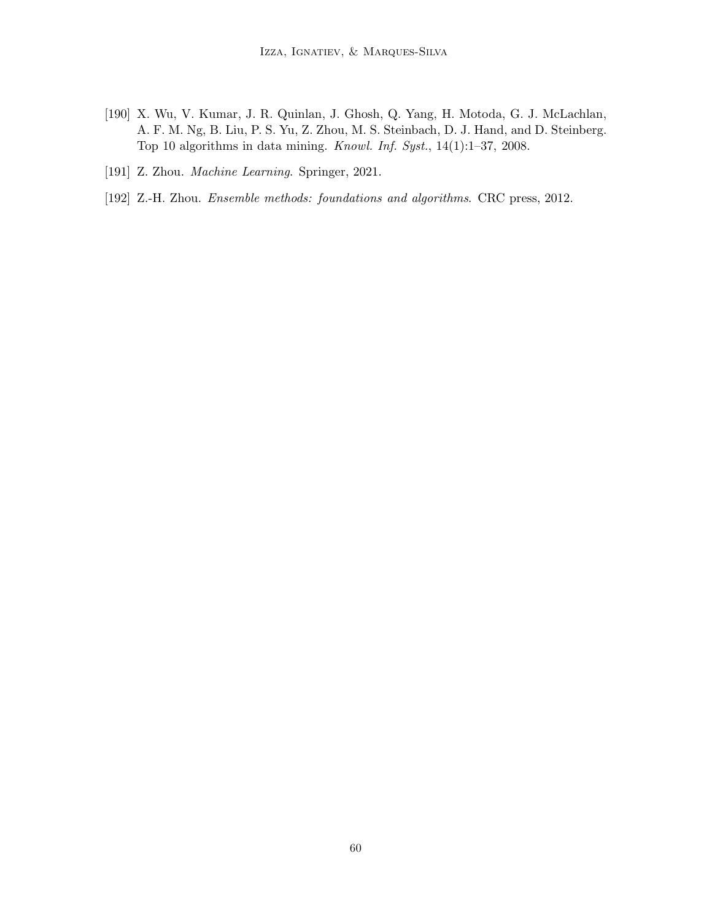[190] X. Wu, V. Kumar, J. R. Quinlan, J. Ghosh, Q. Yang, H. Motoda, G. J. McLachlan, A. F. M. Ng, B. Liu, P. S. Yu, Z. Zhou, M. S. Steinbach, D. J. Hand, and D. Steinberg. Top 10 algorithms in data mining. *Knowl. Inf. Syst.*, 14(1):1–37, 2008.

[191] Z. Zhou. *Machine Learning*. Springer, 2021.

[192] Z.-H. Zhou. *Ensemble methods: foundations and algorithms*. CRC press, 2012.